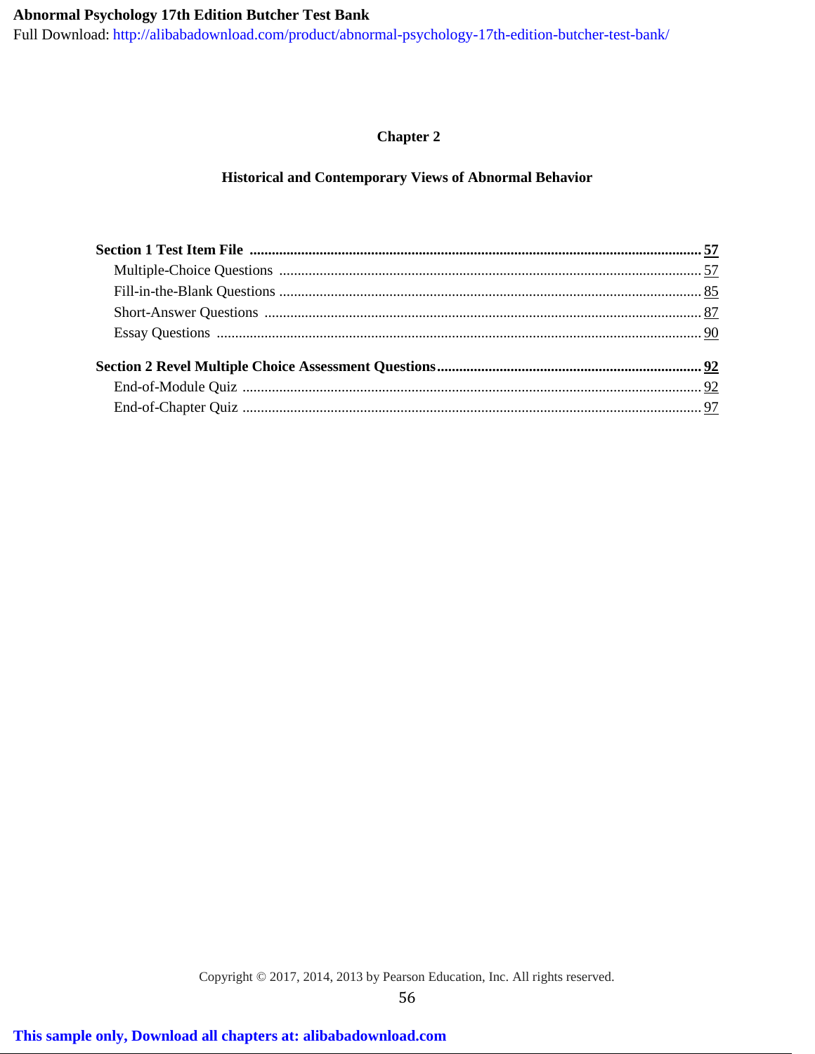# Chapter 2

## Historical and Contemporary Views of Abnormal Behavior

**Section 1 Test Item File** .......... 57
- Multiple-Choice Questions .......... 57
- Fill-in-the-Blank Questions .......... 85
- Short-Answer Questions .......... 87
- Essay Questions .......... 90

**Section 2 Revel Multiple Choice Assessment Questions** .......... 92
- End-of-Module Quiz .......... 92
- End-of-Chapter Quiz .......... 97

Copyright © 2017, 2014, 2013 by Pearson Education, Inc. All rights reserved.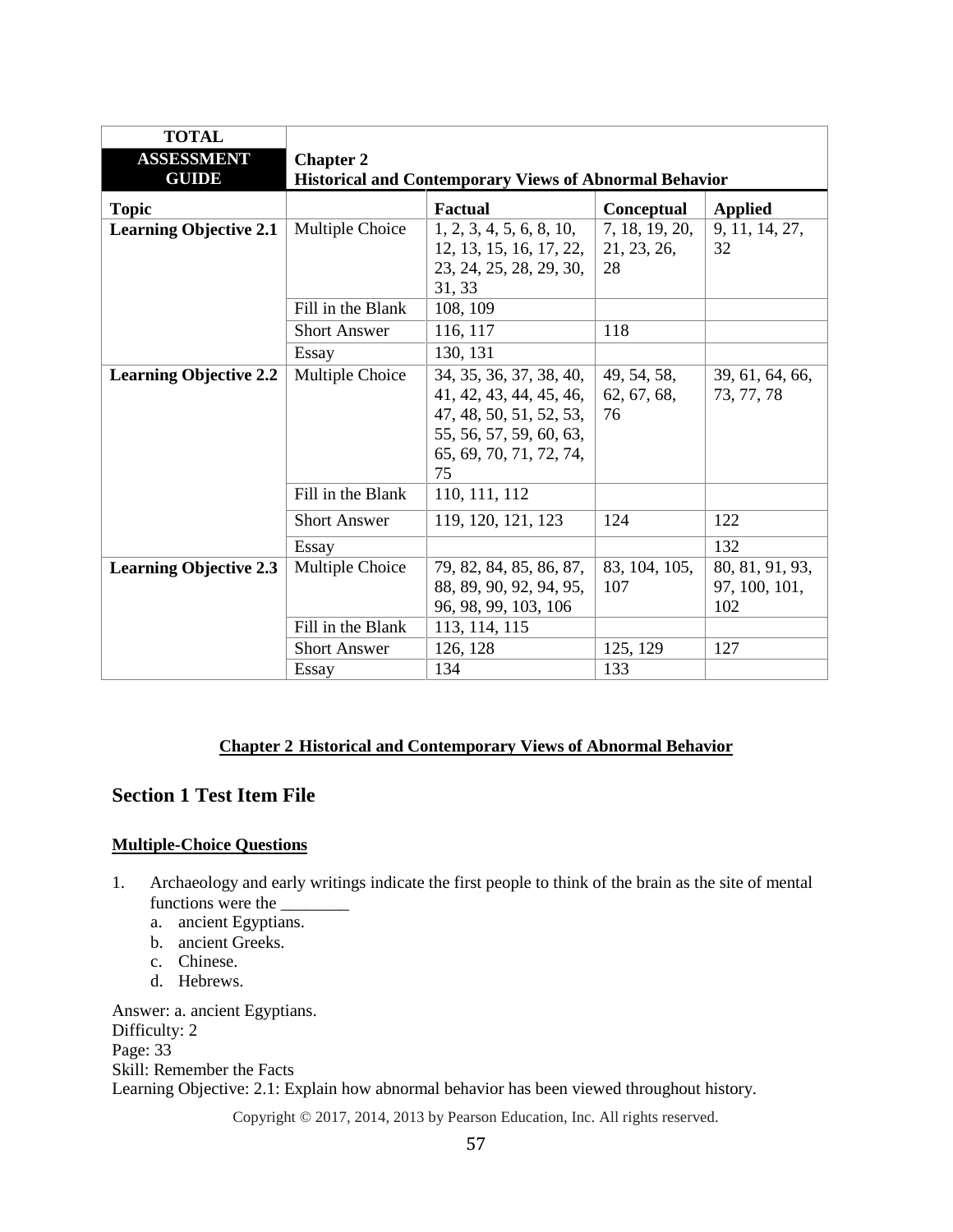| TOTAL ASSESSMENT GUIDE | Chapter 2 Historical and Contemporary Views of Abnormal Behavior | | | |
|---|---|---|---|---|
| **Topic** | | **Factual** | **Conceptual** | **Applied** |
| **Learning Objective 2.1** | Multiple Choice | 1, 2, 3, 4, 5, 6, 8, 10, 12, 13, 15, 16, 17, 22, 23, 24, 25, 28, 29, 30, 31, 33 | 7, 18, 19, 20, 21, 23, 26, 28 | 9, 11, 14, 27, 32 |
| | Fill in the Blank | 108, 109 | | |
| | Short Answer | 116, 117 | 118 | |
| | Essay | 130, 131 | | |
| **Learning Objective 2.2** | Multiple Choice | 34, 35, 36, 37, 38, 40, 41, 42, 43, 44, 45, 46, 47, 48, 50, 51, 52, 53, 55, 56, 57, 59, 60, 63, 65, 69, 70, 71, 72, 74, 75 | 49, 54, 58, 62, 67, 68, 76 | 39, 61, 64, 66, 73, 77, 78 |
| | Fill in the Blank | 110, 111, 112 | | |
| | Short Answer | 119, 120, 121, 123 | 124 | 122 |
| | Essay | | | 132 |
| **Learning Objective 2.3** | Multiple Choice | 79, 82, 84, 85, 86, 87, 88, 89, 90, 92, 94, 95, 96, 98, 99, 103, 106 | 83, 104, 105, 107 | 80, 81, 91, 93, 97, 100, 101, 102 |
| | Fill in the Blank | 113, 114, 115 | | |
| | Short Answer | 126, 128 | 125, 129 | 127 |
| | Essay | 134 | 133 | |

**Chapter 2 Historical and Contemporary Views of Abnormal Behavior**

## Section 1 Test Item File

**Multiple-Choice Questions**

1. Archaeology and early writings indicate the first people to think of the brain as the site of mental functions were the ________
   a. ancient Egyptians.
   b. ancient Greeks.
   c. Chinese.
   d. Hebrews.

Answer: a. ancient Egyptians.
Difficulty: 2
Page: 33
Skill: Remember the Facts
Learning Objective: 2.1: Explain how abnormal behavior has been viewed throughout history.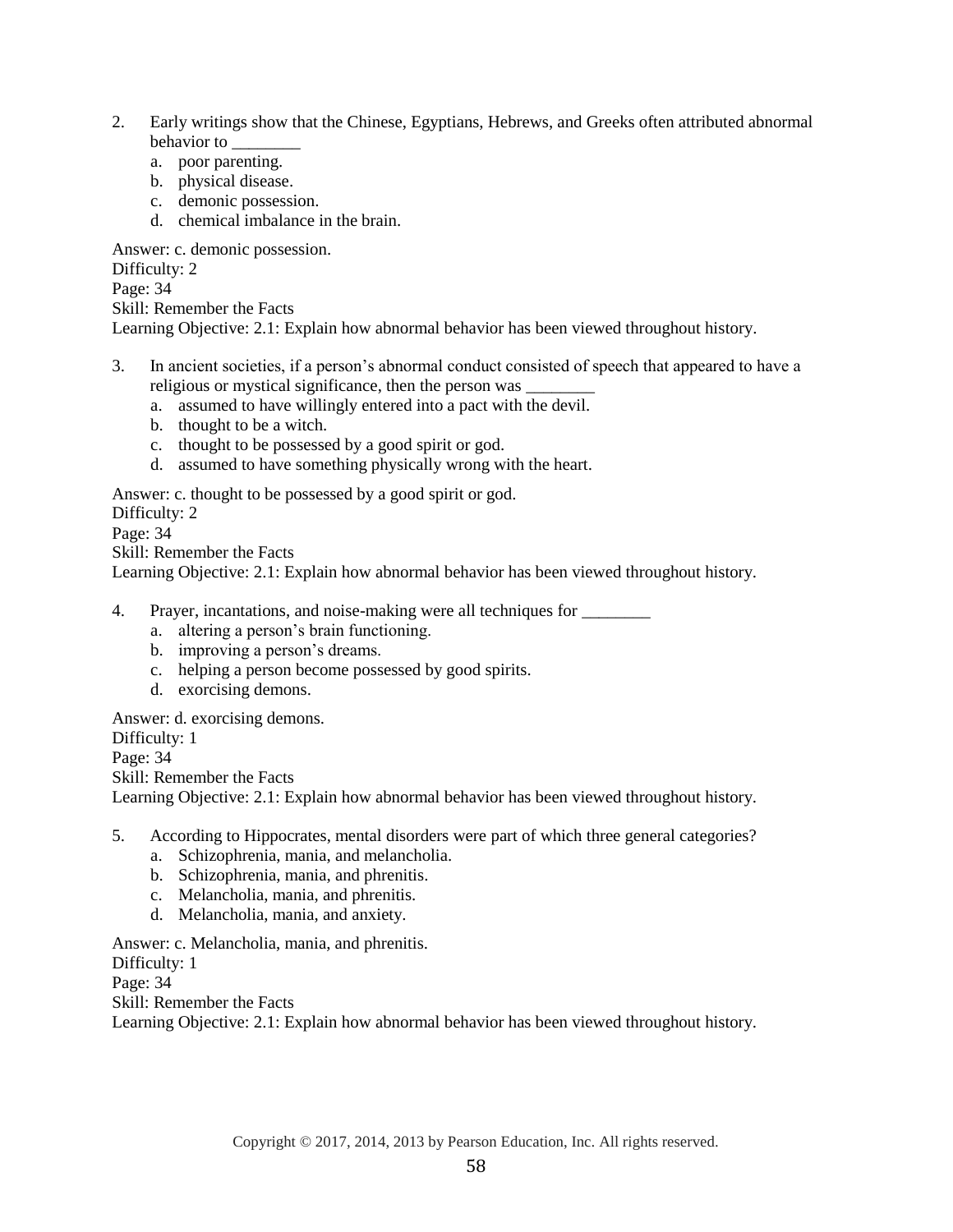2. Early writings show that the Chinese, Egyptians, Hebrews, and Greeks often attributed abnormal behavior to ________
   a. poor parenting.
   b. physical disease.
   c. demonic possession.
   d. chemical imbalance in the brain.

Answer: c. demonic possession.
Difficulty: 2
Page: 34
Skill: Remember the Facts
Learning Objective: 2.1: Explain how abnormal behavior has been viewed throughout history.

3. In ancient societies, if a person's abnormal conduct consisted of speech that appeared to have a religious or mystical significance, then the person was ________
   a. assumed to have willingly entered into a pact with the devil.
   b. thought to be a witch.
   c. thought to be possessed by a good spirit or god.
   d. assumed to have something physically wrong with the heart.

Answer: c. thought to be possessed by a good spirit or god.
Difficulty: 2
Page: 34
Skill: Remember the Facts
Learning Objective: 2.1: Explain how abnormal behavior has been viewed throughout history.

4. Prayer, incantations, and noise-making were all techniques for ________
   a. altering a person's brain functioning.
   b. improving a person's dreams.
   c. helping a person become possessed by good spirits.
   d. exorcising demons.

Answer: d. exorcising demons.
Difficulty: 1
Page: 34
Skill: Remember the Facts
Learning Objective: 2.1: Explain how abnormal behavior has been viewed throughout history.

5. According to Hippocrates, mental disorders were part of which three general categories?
   a. Schizophrenia, mania, and melancholia.
   b. Schizophrenia, mania, and phrenitis.
   c. Melancholia, mania, and phrenitis.
   d. Melancholia, mania, and anxiety.

Answer: c. Melancholia, mania, and phrenitis.
Difficulty: 1
Page: 34
Skill: Remember the Facts
Learning Objective: 2.1: Explain how abnormal behavior has been viewed throughout history.

Copyright © 2017, 2014, 2013 by Pearson Education, Inc. All rights reserved.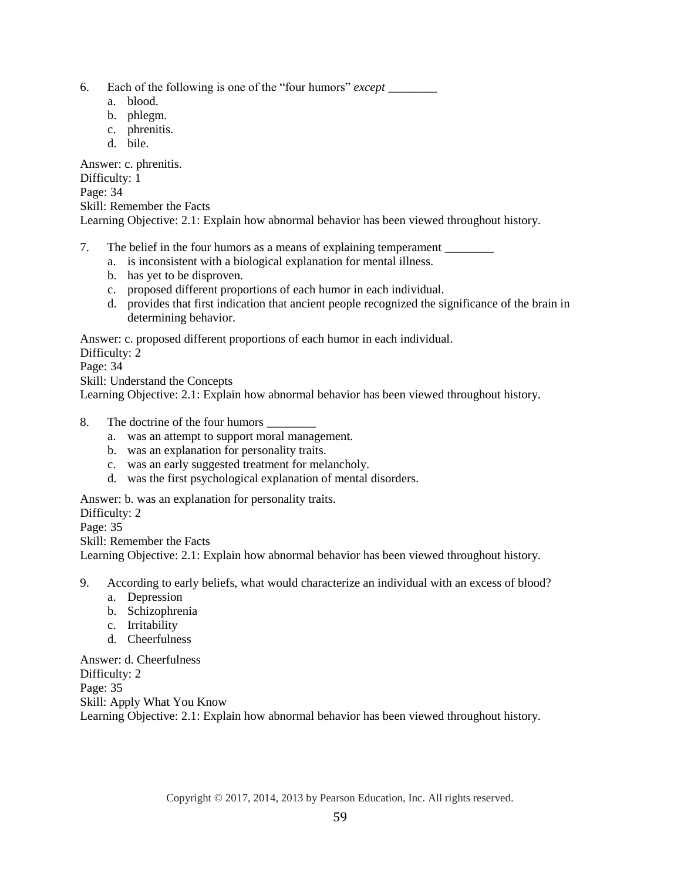6. Each of the following is one of the “four humors” *except* ________
   a. blood.
   b. phlegm.
   c. phrenitis.
   d. bile.

Answer: c. phrenitis.
Difficulty: 1
Page: 34
Skill: Remember the Facts
Learning Objective: 2.1: Explain how abnormal behavior has been viewed throughout history.

7. The belief in the four humors as a means of explaining temperament ________
   a. is inconsistent with a biological explanation for mental illness.
   b. has yet to be disproven.
   c. proposed different proportions of each humor in each individual.
   d. provides that first indication that ancient people recognized the significance of the brain in determining behavior.

Answer: c. proposed different proportions of each humor in each individual.
Difficulty: 2
Page: 34
Skill: Understand the Concepts
Learning Objective: 2.1: Explain how abnormal behavior has been viewed throughout history.

8. The doctrine of the four humors ________
   a. was an attempt to support moral management.
   b. was an explanation for personality traits.
   c. was an early suggested treatment for melancholy.
   d. was the first psychological explanation of mental disorders.

Answer: b. was an explanation for personality traits.
Difficulty: 2
Page: 35
Skill: Remember the Facts
Learning Objective: 2.1: Explain how abnormal behavior has been viewed throughout history.

9. According to early beliefs, what would characterize an individual with an excess of blood?
   a. Depression
   b. Schizophrenia
   c. Irritability
   d. Cheerfulness

Answer: d. Cheerfulness
Difficulty: 2
Page: 35
Skill: Apply What You Know
Learning Objective: 2.1: Explain how abnormal behavior has been viewed throughout history.

Copyright © 2017, 2014, 2013 by Pearson Education, Inc. All rights reserved.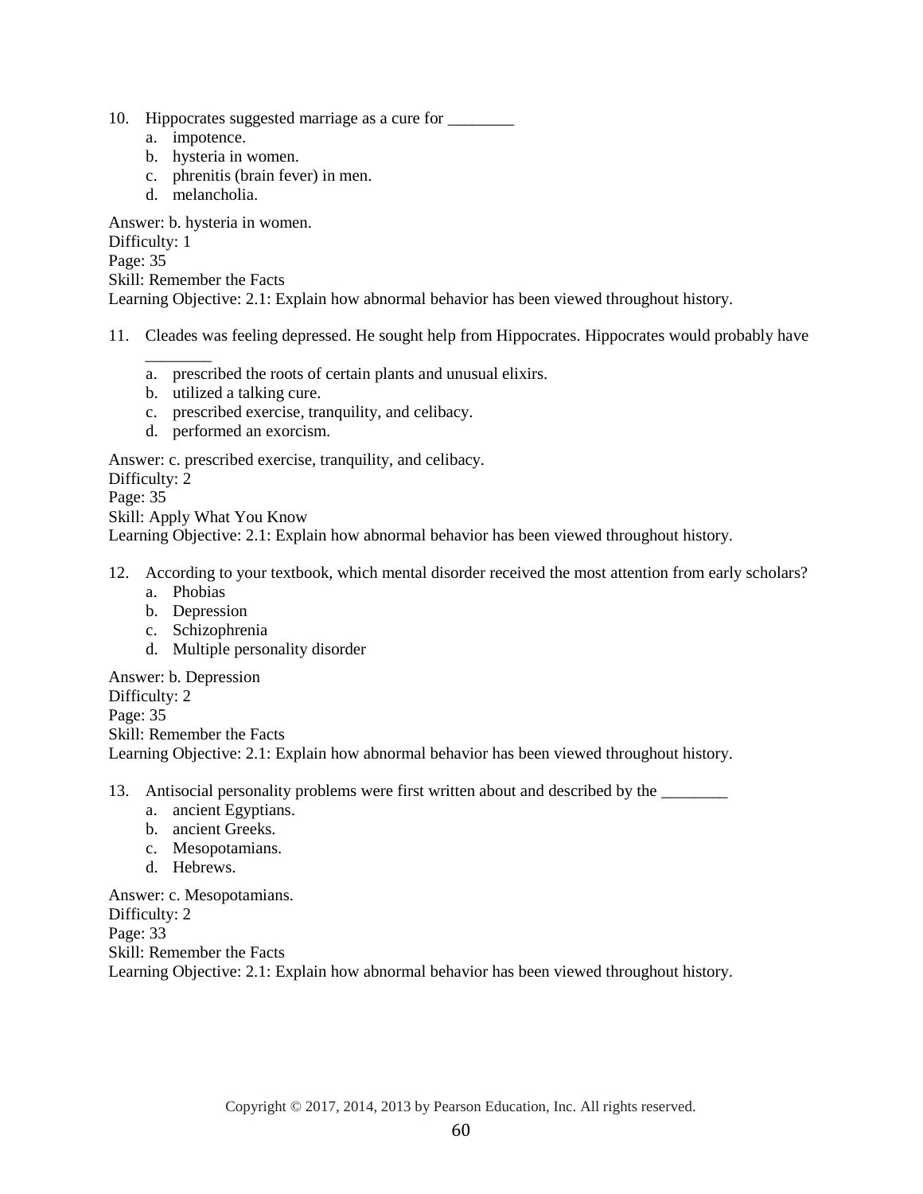10. Hippocrates suggested marriage as a cure for ________
    a. impotence.
    b. hysteria in women.
    c. phrenitis (brain fever) in men.
    d. melancholia.

Answer: b. hysteria in women.
Difficulty: 1
Page: 35
Skill: Remember the Facts
Learning Objective: 2.1: Explain how abnormal behavior has been viewed throughout history.

11. Cleades was feeling depressed. He sought help from Hippocrates. Hippocrates would probably have ________
    a. prescribed the roots of certain plants and unusual elixirs.
    b. utilized a talking cure.
    c. prescribed exercise, tranquility, and celibacy.
    d. performed an exorcism.

Answer: c. prescribed exercise, tranquility, and celibacy.
Difficulty: 2
Page: 35
Skill: Apply What You Know
Learning Objective: 2.1: Explain how abnormal behavior has been viewed throughout history.

12. According to your textbook, which mental disorder received the most attention from early scholars?
    a. Phobias
    b. Depression
    c. Schizophrenia
    d. Multiple personality disorder

Answer: b. Depression
Difficulty: 2
Page: 35
Skill: Remember the Facts
Learning Objective: 2.1: Explain how abnormal behavior has been viewed throughout history.

13. Antisocial personality problems were first written about and described by the ________
    a. ancient Egyptians.
    b. ancient Greeks.
    c. Mesopotamians.
    d. Hebrews.

Answer: c. Mesopotamians.
Difficulty: 2
Page: 33
Skill: Remember the Facts
Learning Objective: 2.1: Explain how abnormal behavior has been viewed throughout history.

Copyright © 2017, 2014, 2013 by Pearson Education, Inc. All rights reserved.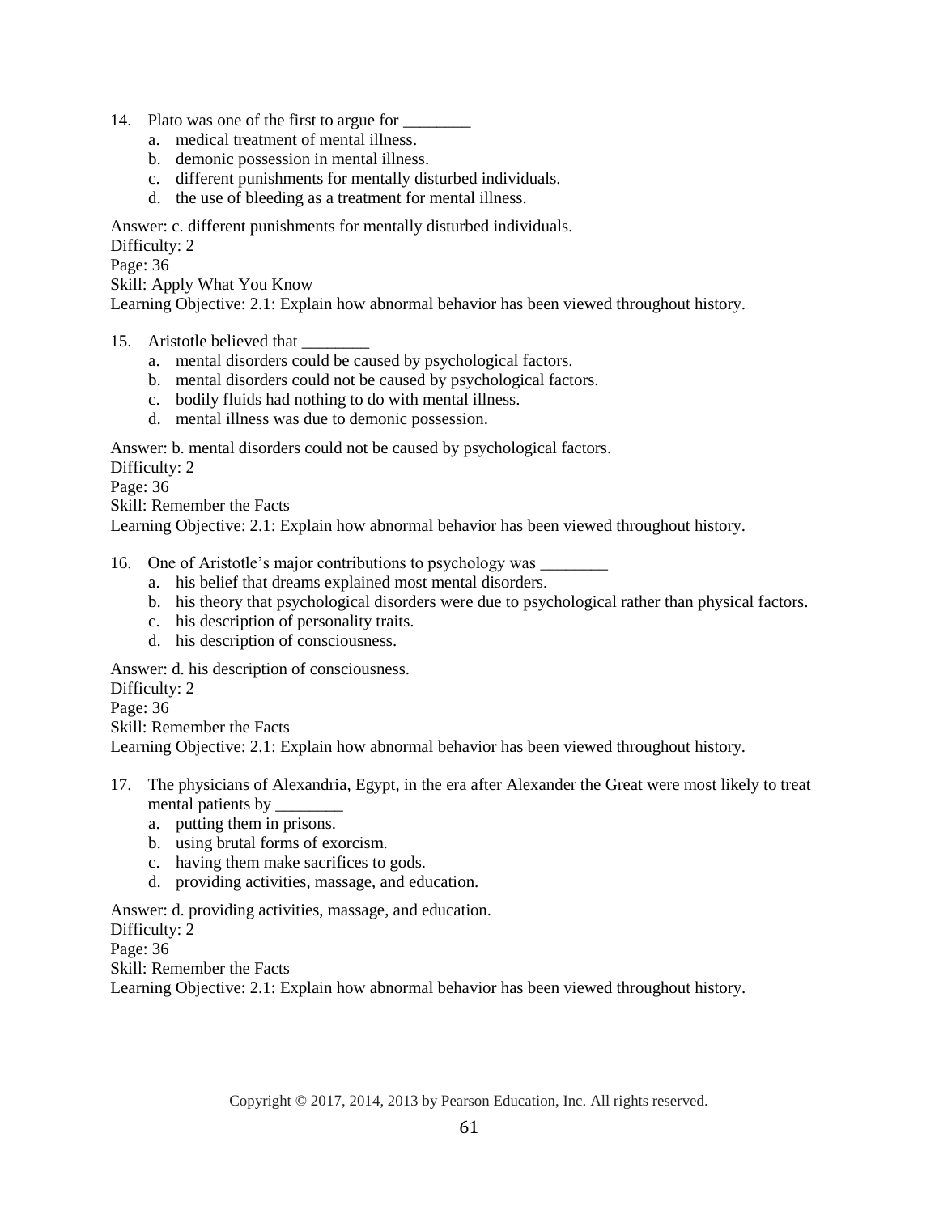14. Plato was one of the first to argue for ________
    a. medical treatment of mental illness.
    b. demonic possession in mental illness.
    c. different punishments for mentally disturbed individuals.
    d. the use of bleeding as a treatment for mental illness.

Answer: c. different punishments for mentally disturbed individuals.
Difficulty: 2
Page: 36
Skill: Apply What You Know
Learning Objective: 2.1: Explain how abnormal behavior has been viewed throughout history.

15. Aristotle believed that ________
    a. mental disorders could be caused by psychological factors.
    b. mental disorders could not be caused by psychological factors.
    c. bodily fluids had nothing to do with mental illness.
    d. mental illness was due to demonic possession.

Answer: b. mental disorders could not be caused by psychological factors.
Difficulty: 2
Page: 36
Skill: Remember the Facts
Learning Objective: 2.1: Explain how abnormal behavior has been viewed throughout history.

16. One of Aristotle's major contributions to psychology was ________
    a. his belief that dreams explained most mental disorders.
    b. his theory that psychological disorders were due to psychological rather than physical factors.
    c. his description of personality traits.
    d. his description of consciousness.

Answer: d. his description of consciousness.
Difficulty: 2
Page: 36
Skill: Remember the Facts
Learning Objective: 2.1: Explain how abnormal behavior has been viewed throughout history.

17. The physicians of Alexandria, Egypt, in the era after Alexander the Great were most likely to treat mental patients by ________
    a. putting them in prisons.
    b. using brutal forms of exorcism.
    c. having them make sacrifices to gods.
    d. providing activities, massage, and education.

Answer: d. providing activities, massage, and education.
Difficulty: 2
Page: 36
Skill: Remember the Facts
Learning Objective: 2.1: Explain how abnormal behavior has been viewed throughout history.

Copyright © 2017, 2014, 2013 by Pearson Education, Inc. All rights reserved.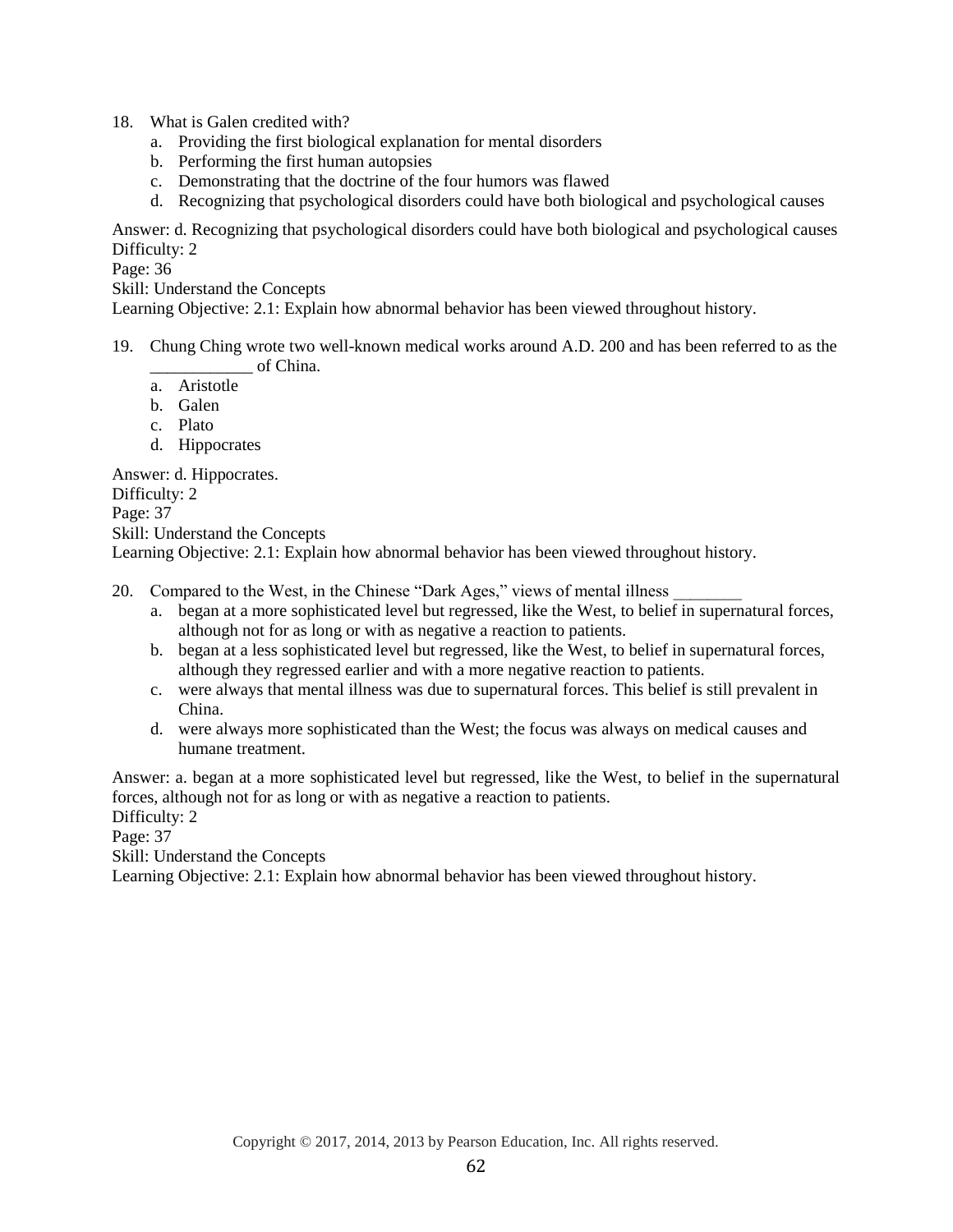18. What is Galen credited with?
    a. Providing the first biological explanation for mental disorders
    b. Performing the first human autopsies
    c. Demonstrating that the doctrine of the four humors was flawed
    d. Recognizing that psychological disorders could have both biological and psychological causes

Answer: d. Recognizing that psychological disorders could have both biological and psychological causes
Difficulty: 2
Page: 36
Skill: Understand the Concepts
Learning Objective: 2.1: Explain how abnormal behavior has been viewed throughout history.

19. Chung Ching wrote two well-known medical works around A.D. 200 and has been referred to as the ____________ of China.
    a. Aristotle
    b. Galen
    c. Plato
    d. Hippocrates

Answer: d. Hippocrates.
Difficulty: 2
Page: 37
Skill: Understand the Concepts
Learning Objective: 2.1: Explain how abnormal behavior has been viewed throughout history.

20. Compared to the West, in the Chinese "Dark Ages," views of mental illness ________
    a. began at a more sophisticated level but regressed, like the West, to belief in supernatural forces, although not for as long or with as negative a reaction to patients.
    b. began at a less sophisticated level but regressed, like the West, to belief in supernatural forces, although they regressed earlier and with a more negative reaction to patients.
    c. were always that mental illness was due to supernatural forces. This belief is still prevalent in China.
    d. were always more sophisticated than the West; the focus was always on medical causes and humane treatment.

Answer: a. began at a more sophisticated level but regressed, like the West, to belief in the supernatural forces, although not for as long or with as negative a reaction to patients.
Difficulty: 2
Page: 37
Skill: Understand the Concepts
Learning Objective: 2.1: Explain how abnormal behavior has been viewed throughout history.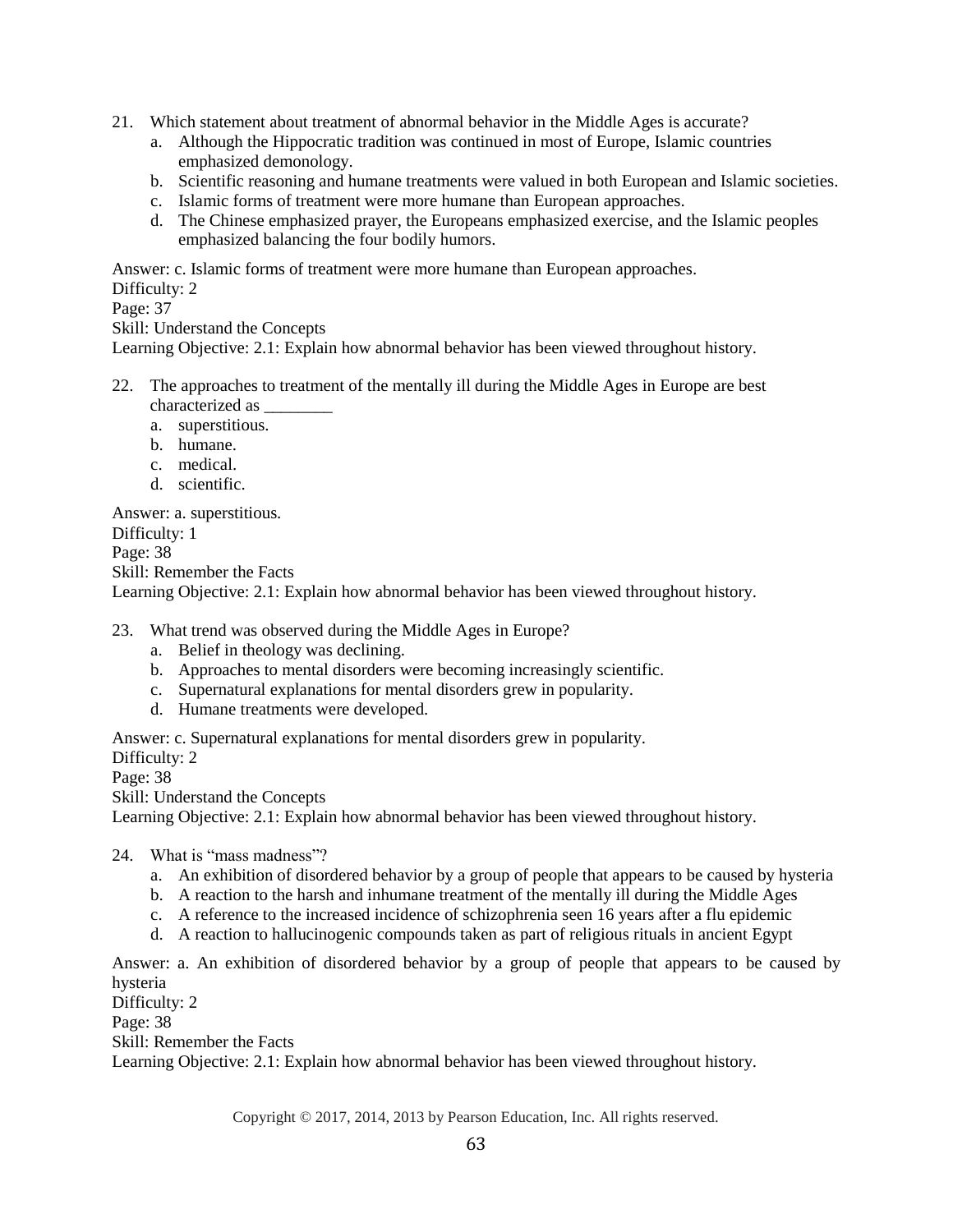21. Which statement about treatment of abnormal behavior in the Middle Ages is accurate?
    a. Although the Hippocratic tradition was continued in most of Europe, Islamic countries emphasized demonology.
    b. Scientific reasoning and humane treatments were valued in both European and Islamic societies.
    c. Islamic forms of treatment were more humane than European approaches.
    d. The Chinese emphasized prayer, the Europeans emphasized exercise, and the Islamic peoples emphasized balancing the four bodily humors.

Answer: c. Islamic forms of treatment were more humane than European approaches.
Difficulty: 2
Page: 37
Skill: Understand the Concepts
Learning Objective: 2.1: Explain how abnormal behavior has been viewed throughout history.

22. The approaches to treatment of the mentally ill during the Middle Ages in Europe are best characterized as ________
    a. superstitious.
    b. humane.
    c. medical.
    d. scientific.

Answer: a. superstitious.
Difficulty: 1
Page: 38
Skill: Remember the Facts
Learning Objective: 2.1: Explain how abnormal behavior has been viewed throughout history.

23. What trend was observed during the Middle Ages in Europe?
    a. Belief in theology was declining.
    b. Approaches to mental disorders were becoming increasingly scientific.
    c. Supernatural explanations for mental disorders grew in popularity.
    d. Humane treatments were developed.

Answer: c. Supernatural explanations for mental disorders grew in popularity.
Difficulty: 2
Page: 38
Skill: Understand the Concepts
Learning Objective: 2.1: Explain how abnormal behavior has been viewed throughout history.

24. What is "mass madness"?
    a. An exhibition of disordered behavior by a group of people that appears to be caused by hysteria
    b. A reaction to the harsh and inhumane treatment of the mentally ill during the Middle Ages
    c. A reference to the increased incidence of schizophrenia seen 16 years after a flu epidemic
    d. A reaction to hallucinogenic compounds taken as part of religious rituals in ancient Egypt

Answer: a. An exhibition of disordered behavior by a group of people that appears to be caused by hysteria
Difficulty: 2
Page: 38
Skill: Remember the Facts
Learning Objective: 2.1: Explain how abnormal behavior has been viewed throughout history.

Copyright © 2017, 2014, 2013 by Pearson Education, Inc. All rights reserved.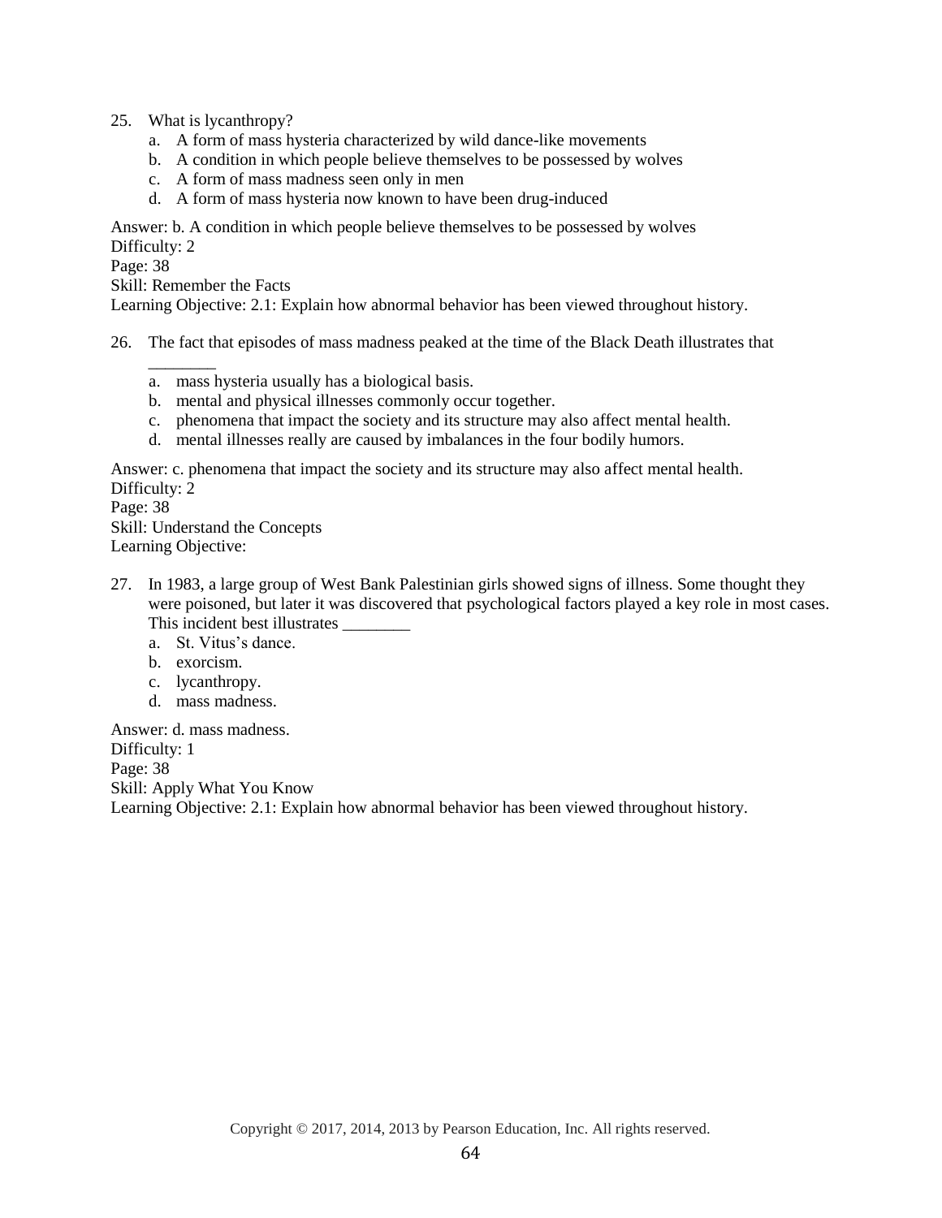25. What is lycanthropy?
    a. A form of mass hysteria characterized by wild dance-like movements
    b. A condition in which people believe themselves to be possessed by wolves
    c. A form of mass madness seen only in men
    d. A form of mass hysteria now known to have been drug-induced

Answer: b. A condition in which people believe themselves to be possessed by wolves
Difficulty: 2
Page: 38
Skill: Remember the Facts
Learning Objective: 2.1: Explain how abnormal behavior has been viewed throughout history.

26. The fact that episodes of mass madness peaked at the time of the Black Death illustrates that ________
    a. mass hysteria usually has a biological basis.
    b. mental and physical illnesses commonly occur together.
    c. phenomena that impact the society and its structure may also affect mental health.
    d. mental illnesses really are caused by imbalances in the four bodily humors.

Answer: c. phenomena that impact the society and its structure may also affect mental health.
Difficulty: 2
Page: 38
Skill: Understand the Concepts
Learning Objective:

27. In 1983, a large group of West Bank Palestinian girls showed signs of illness. Some thought they were poisoned, but later it was discovered that psychological factors played a key role in most cases. This incident best illustrates ________
    a. St. Vitus's dance.
    b. exorcism.
    c. lycanthropy.
    d. mass madness.

Answer: d. mass madness.
Difficulty: 1
Page: 38
Skill: Apply What You Know
Learning Objective: 2.1: Explain how abnormal behavior has been viewed throughout history.

Copyright © 2017, 2014, 2013 by Pearson Education, Inc. All rights reserved.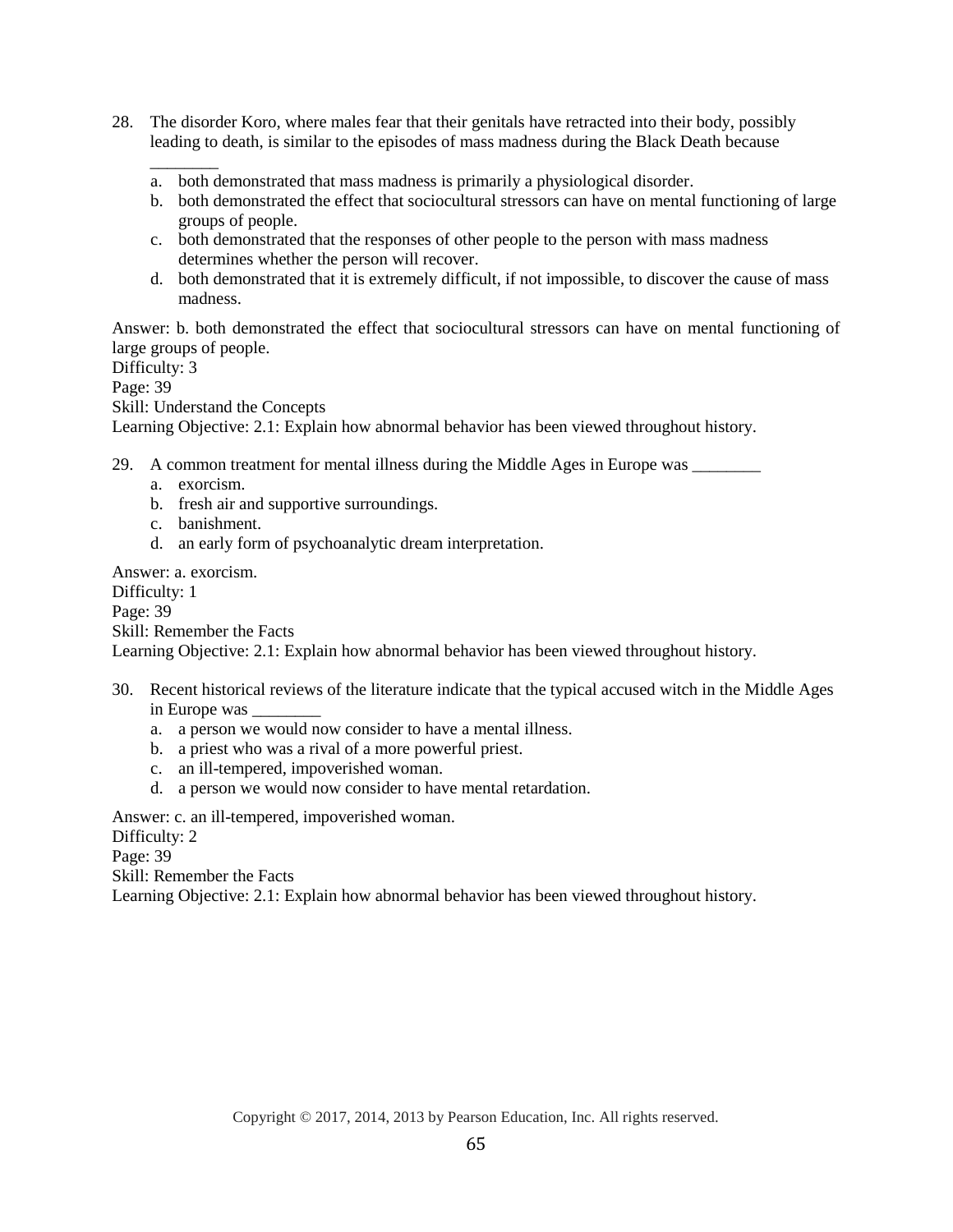28. The disorder Koro, where males fear that their genitals have retracted into their body, possibly leading to death, is similar to the episodes of mass madness during the Black Death because ________
    a. both demonstrated that mass madness is primarily a physiological disorder.
    b. both demonstrated the effect that sociocultural stressors can have on mental functioning of large groups of people.
    c. both demonstrated that the responses of other people to the person with mass madness determines whether the person will recover.
    d. both demonstrated that it is extremely difficult, if not impossible, to discover the cause of mass madness.

Answer: b. both demonstrated the effect that sociocultural stressors can have on mental functioning of large groups of people.
Difficulty: 3
Page: 39
Skill: Understand the Concepts
Learning Objective: 2.1: Explain how abnormal behavior has been viewed throughout history.

29. A common treatment for mental illness during the Middle Ages in Europe was ________
    a. exorcism.
    b. fresh air and supportive surroundings.
    c. banishment.
    d. an early form of psychoanalytic dream interpretation.

Answer: a. exorcism.
Difficulty: 1
Page: 39
Skill: Remember the Facts
Learning Objective: 2.1: Explain how abnormal behavior has been viewed throughout history.

30. Recent historical reviews of the literature indicate that the typical accused witch in the Middle Ages in Europe was ________
    a. a person we would now consider to have a mental illness.
    b. a priest who was a rival of a more powerful priest.
    c. an ill-tempered, impoverished woman.
    d. a person we would now consider to have mental retardation.

Answer: c. an ill-tempered, impoverished woman.
Difficulty: 2
Page: 39
Skill: Remember the Facts
Learning Objective: 2.1: Explain how abnormal behavior has been viewed throughout history.

Copyright © 2017, 2014, 2013 by Pearson Education, Inc. All rights reserved.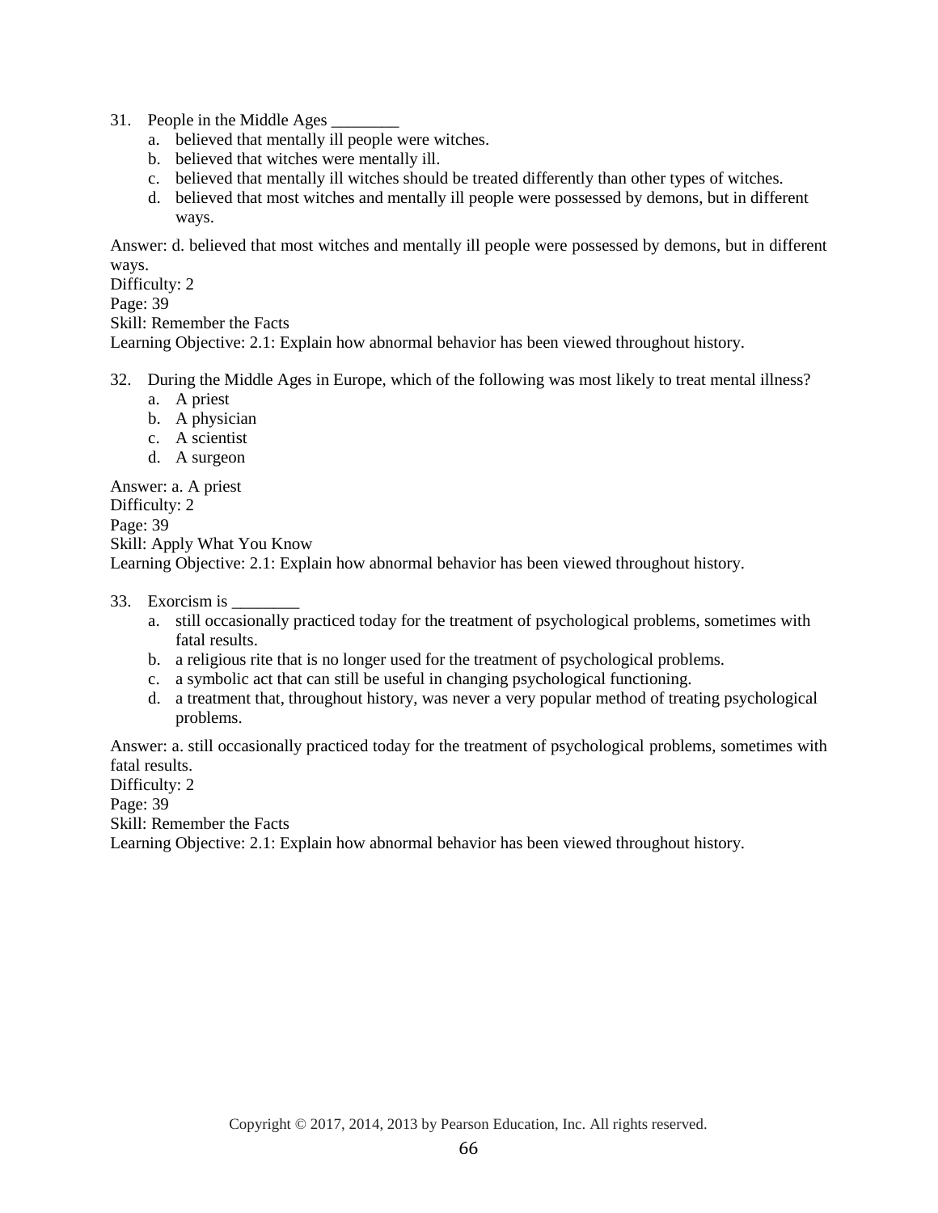31. People in the Middle Ages ________
    a. believed that mentally ill people were witches.
    b. believed that witches were mentally ill.
    c. believed that mentally ill witches should be treated differently than other types of witches.
    d. believed that most witches and mentally ill people were possessed by demons, but in different ways.

Answer: d. believed that most witches and mentally ill people were possessed by demons, but in different ways.
Difficulty: 2
Page: 39
Skill: Remember the Facts
Learning Objective: 2.1: Explain how abnormal behavior has been viewed throughout history.

32. During the Middle Ages in Europe, which of the following was most likely to treat mental illness?
    a. A priest
    b. A physician
    c. A scientist
    d. A surgeon

Answer: a. A priest
Difficulty: 2
Page: 39
Skill: Apply What You Know
Learning Objective: 2.1: Explain how abnormal behavior has been viewed throughout history.

33. Exorcism is ________
    a. still occasionally practiced today for the treatment of psychological problems, sometimes with fatal results.
    b. a religious rite that is no longer used for the treatment of psychological problems.
    c. a symbolic act that can still be useful in changing psychological functioning.
    d. a treatment that, throughout history, was never a very popular method of treating psychological problems.

Answer: a. still occasionally practiced today for the treatment of psychological problems, sometimes with fatal results.
Difficulty: 2
Page: 39
Skill: Remember the Facts
Learning Objective: 2.1: Explain how abnormal behavior has been viewed throughout history.

Copyright © 2017, 2014, 2013 by Pearson Education, Inc. All rights reserved.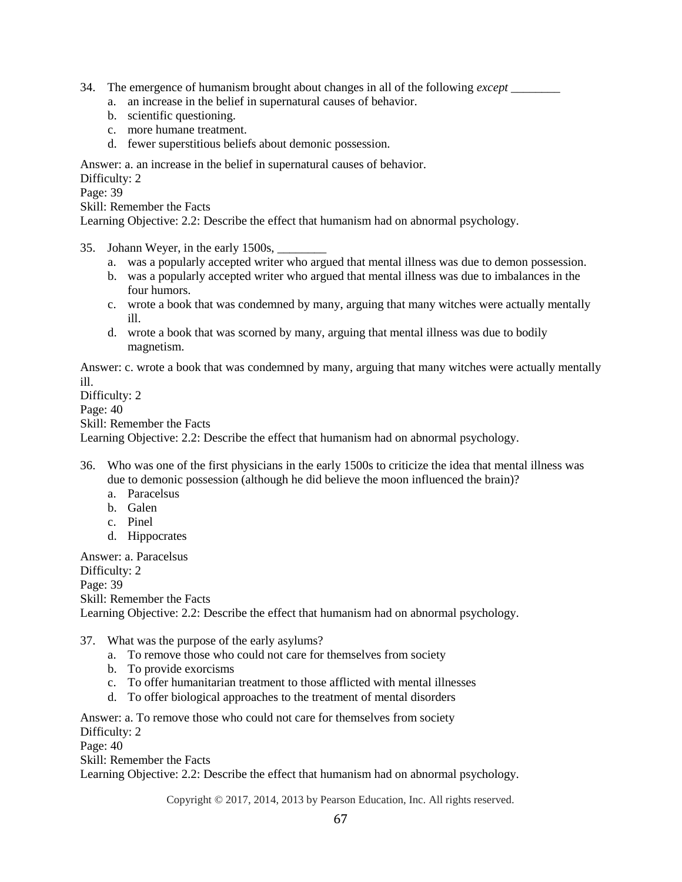34. The emergence of humanism brought about changes in all of the following *except* ________
    a. an increase in the belief in supernatural causes of behavior.
    b. scientific questioning.
    c. more humane treatment.
    d. fewer superstitious beliefs about demonic possession.

Answer: a. an increase in the belief in supernatural causes of behavior.
Difficulty: 2
Page: 39
Skill: Remember the Facts
Learning Objective: 2.2: Describe the effect that humanism had on abnormal psychology.

35. Johann Weyer, in the early 1500s, ________
    a. was a popularly accepted writer who argued that mental illness was due to demon possession.
    b. was a popularly accepted writer who argued that mental illness was due to imbalances in the four humors.
    c. wrote a book that was condemned by many, arguing that many witches were actually mentally ill.
    d. wrote a book that was scorned by many, arguing that mental illness was due to bodily magnetism.

Answer: c. wrote a book that was condemned by many, arguing that many witches were actually mentally ill.
Difficulty: 2
Page: 40
Skill: Remember the Facts
Learning Objective: 2.2: Describe the effect that humanism had on abnormal psychology.

36. Who was one of the first physicians in the early 1500s to criticize the idea that mental illness was due to demonic possession (although he did believe the moon influenced the brain)?
    a. Paracelsus
    b. Galen
    c. Pinel
    d. Hippocrates

Answer: a. Paracelsus
Difficulty: 2
Page: 39
Skill: Remember the Facts
Learning Objective: 2.2: Describe the effect that humanism had on abnormal psychology.

37. What was the purpose of the early asylums?
    a. To remove those who could not care for themselves from society
    b. To provide exorcisms
    c. To offer humanitarian treatment to those afflicted with mental illnesses
    d. To offer biological approaches to the treatment of mental disorders

Answer: a. To remove those who could not care for themselves from society
Difficulty: 2
Page: 40
Skill: Remember the Facts
Learning Objective: 2.2: Describe the effect that humanism had on abnormal psychology.

Copyright © 2017, 2014, 2013 by Pearson Education, Inc. All rights reserved.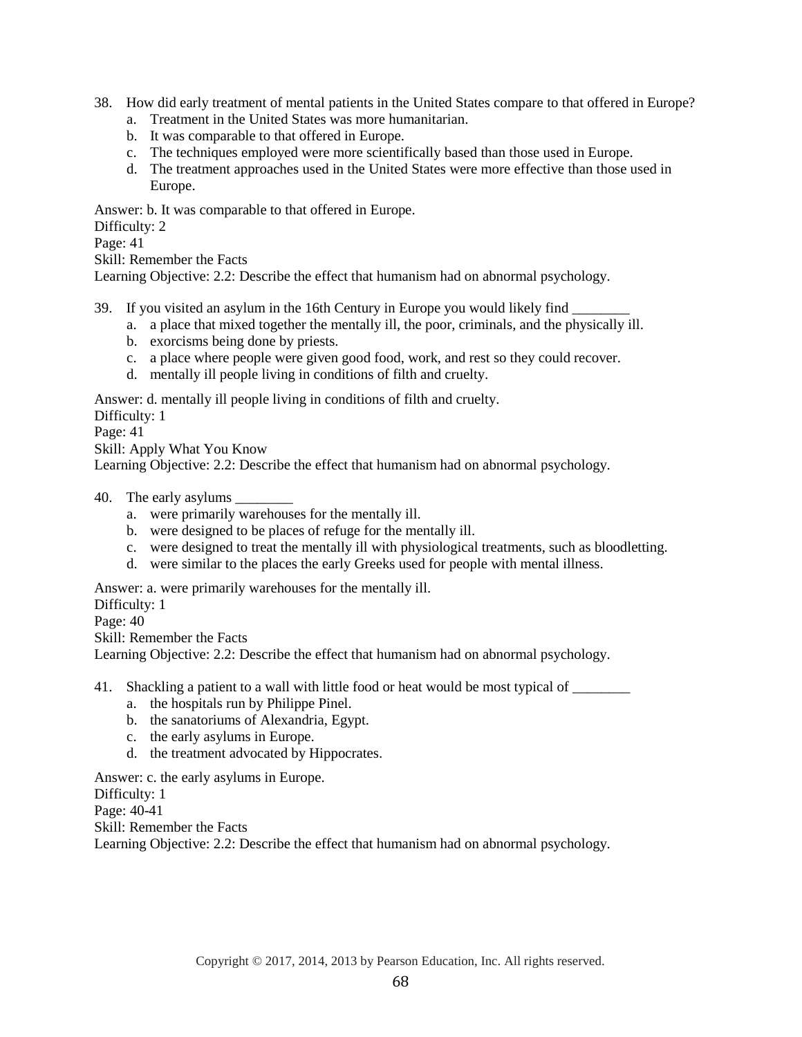38. How did early treatment of mental patients in the United States compare to that offered in Europe?
    a. Treatment in the United States was more humanitarian.
    b. It was comparable to that offered in Europe.
    c. The techniques employed were more scientifically based than those used in Europe.
    d. The treatment approaches used in the United States were more effective than those used in Europe.

Answer: b. It was comparable to that offered in Europe.
Difficulty: 2
Page: 41
Skill: Remember the Facts
Learning Objective: 2.2: Describe the effect that humanism had on abnormal psychology.

39. If you visited an asylum in the 16th Century in Europe you would likely find ________
    a. a place that mixed together the mentally ill, the poor, criminals, and the physically ill.
    b. exorcisms being done by priests.
    c. a place where people were given good food, work, and rest so they could recover.
    d. mentally ill people living in conditions of filth and cruelty.

Answer: d. mentally ill people living in conditions of filth and cruelty.
Difficulty: 1
Page: 41
Skill: Apply What You Know
Learning Objective: 2.2: Describe the effect that humanism had on abnormal psychology.

40. The early asylums ________
    a. were primarily warehouses for the mentally ill.
    b. were designed to be places of refuge for the mentally ill.
    c. were designed to treat the mentally ill with physiological treatments, such as bloodletting.
    d. were similar to the places the early Greeks used for people with mental illness.

Answer: a. were primarily warehouses for the mentally ill.
Difficulty: 1
Page: 40
Skill: Remember the Facts
Learning Objective: 2.2: Describe the effect that humanism had on abnormal psychology.

41. Shackling a patient to a wall with little food or heat would be most typical of ________
    a. the hospitals run by Philippe Pinel.
    b. the sanatoriums of Alexandria, Egypt.
    c. the early asylums in Europe.
    d. the treatment advocated by Hippocrates.

Answer: c. the early asylums in Europe.
Difficulty: 1
Page: 40-41
Skill: Remember the Facts
Learning Objective: 2.2: Describe the effect that humanism had on abnormal psychology.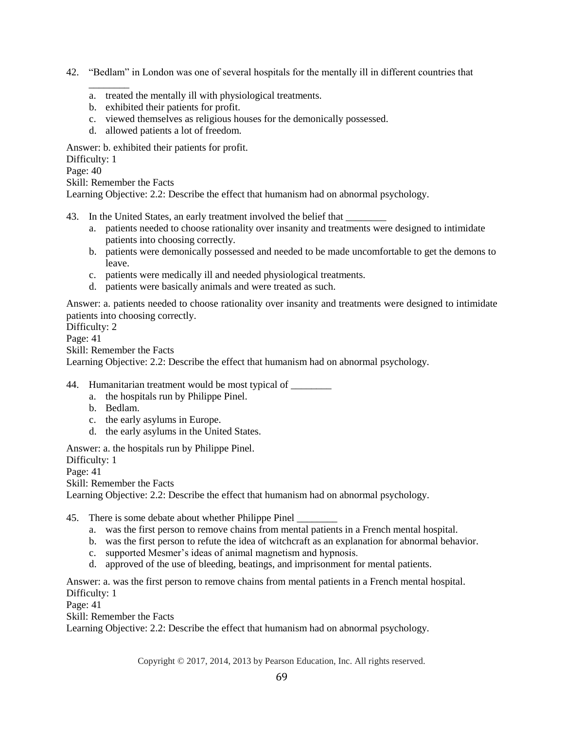42. "Bedlam" in London was one of several hospitals for the mentally ill in different countries that ________
    a. treated the mentally ill with physiological treatments.
    b. exhibited their patients for profit.
    c. viewed themselves as religious houses for the demonically possessed.
    d. allowed patients a lot of freedom.

Answer: b. exhibited their patients for profit.
Difficulty: 1
Page: 40
Skill: Remember the Facts
Learning Objective: 2.2: Describe the effect that humanism had on abnormal psychology.

43. In the United States, an early treatment involved the belief that ________
    a. patients needed to choose rationality over insanity and treatments were designed to intimidate patients into choosing correctly.
    b. patients were demonically possessed and needed to be made uncomfortable to get the demons to leave.
    c. patients were medically ill and needed physiological treatments.
    d. patients were basically animals and were treated as such.

Answer: a. patients needed to choose rationality over insanity and treatments were designed to intimidate patients into choosing correctly.
Difficulty: 2
Page: 41
Skill: Remember the Facts
Learning Objective: 2.2: Describe the effect that humanism had on abnormal psychology.

44. Humanitarian treatment would be most typical of ________
    a. the hospitals run by Philippe Pinel.
    b. Bedlam.
    c. the early asylums in Europe.
    d. the early asylums in the United States.

Answer: a. the hospitals run by Philippe Pinel.
Difficulty: 1
Page: 41
Skill: Remember the Facts
Learning Objective: 2.2: Describe the effect that humanism had on abnormal psychology.

45. There is some debate about whether Philippe Pinel ________
    a. was the first person to remove chains from mental patients in a French mental hospital.
    b. was the first person to refute the idea of witchcraft as an explanation for abnormal behavior.
    c. supported Mesmer's ideas of animal magnetism and hypnosis.
    d. approved of the use of bleeding, beatings, and imprisonment for mental patients.

Answer: a. was the first person to remove chains from mental patients in a French mental hospital.
Difficulty: 1
Page: 41
Skill: Remember the Facts
Learning Objective: 2.2: Describe the effect that humanism had on abnormal psychology.

Copyright © 2017, 2014, 2013 by Pearson Education, Inc. All rights reserved.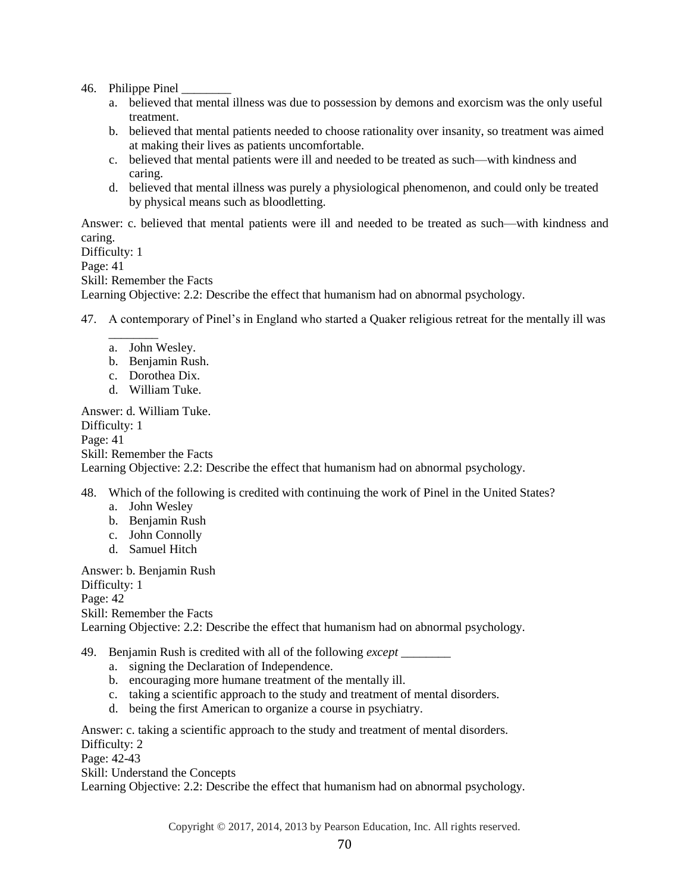46. Philippe Pinel ________
    a. believed that mental illness was due to possession by demons and exorcism was the only useful treatment.
    b. believed that mental patients needed to choose rationality over insanity, so treatment was aimed at making their lives as patients uncomfortable.
    c. believed that mental patients were ill and needed to be treated as such—with kindness and caring.
    d. believed that mental illness was purely a physiological phenomenon, and could only be treated by physical means such as bloodletting.

Answer: c. believed that mental patients were ill and needed to be treated as such—with kindness and caring.
Difficulty: 1
Page: 41
Skill: Remember the Facts
Learning Objective: 2.2: Describe the effect that humanism had on abnormal psychology.

47. A contemporary of Pinel's in England who started a Quaker religious retreat for the mentally ill was ________
    a. John Wesley.
    b. Benjamin Rush.
    c. Dorothea Dix.
    d. William Tuke.

Answer: d. William Tuke.
Difficulty: 1
Page: 41
Skill: Remember the Facts
Learning Objective: 2.2: Describe the effect that humanism had on abnormal psychology.

48. Which of the following is credited with continuing the work of Pinel in the United States?
    a. John Wesley
    b. Benjamin Rush
    c. John Connolly
    d. Samuel Hitch

Answer: b. Benjamin Rush
Difficulty: 1
Page: 42
Skill: Remember the Facts
Learning Objective: 2.2: Describe the effect that humanism had on abnormal psychology.

49. Benjamin Rush is credited with all of the following *except* ________
    a. signing the Declaration of Independence.
    b. encouraging more humane treatment of the mentally ill.
    c. taking a scientific approach to the study and treatment of mental disorders.
    d. being the first American to organize a course in psychiatry.

Answer: c. taking a scientific approach to the study and treatment of mental disorders.
Difficulty: 2
Page: 42-43
Skill: Understand the Concepts
Learning Objective: 2.2: Describe the effect that humanism had on abnormal psychology.

Copyright © 2017, 2014, 2013 by Pearson Education, Inc. All rights reserved.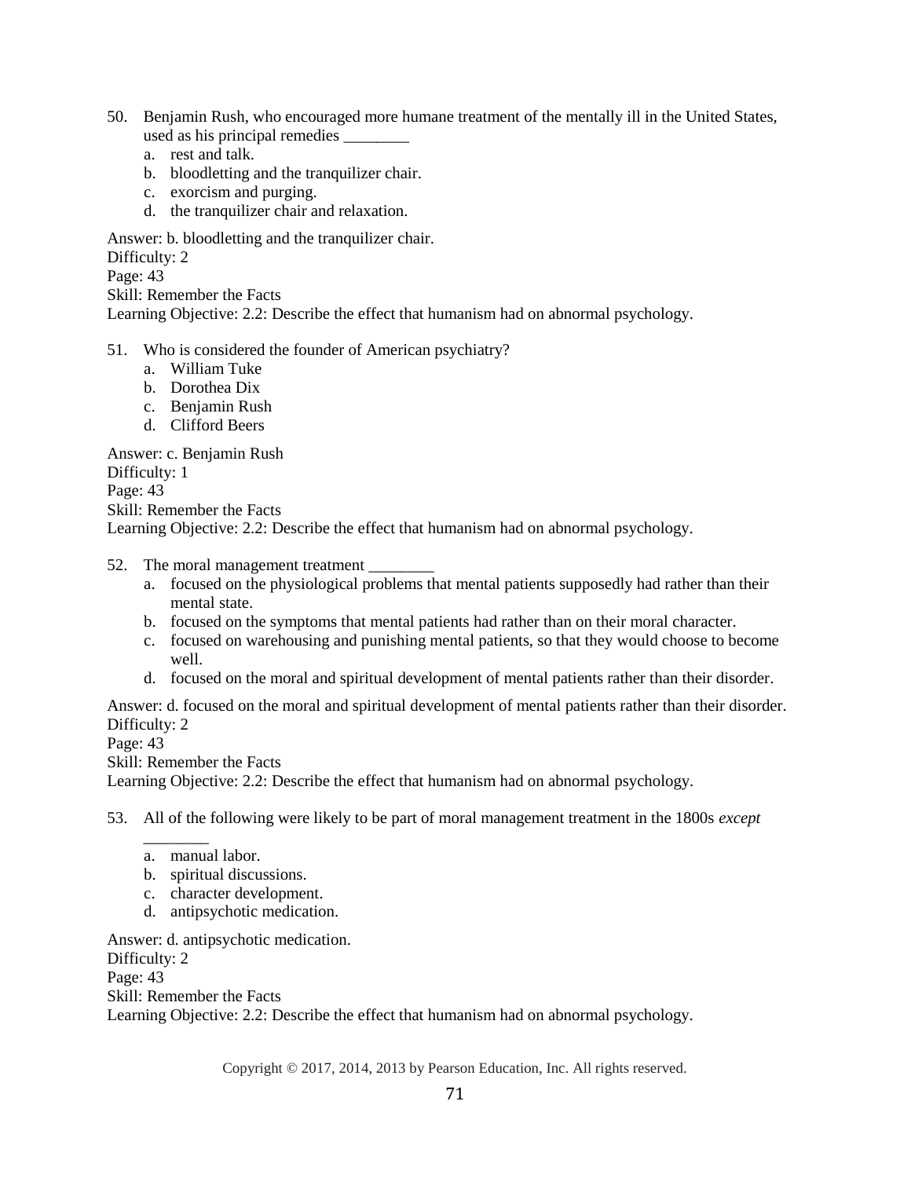50. Benjamin Rush, who encouraged more humane treatment of the mentally ill in the United States, used as his principal remedies ________
    a. rest and talk.
    b. bloodletting and the tranquilizer chair.
    c. exorcism and purging.
    d. the tranquilizer chair and relaxation.

Answer: b. bloodletting and the tranquilizer chair.
Difficulty: 2
Page: 43
Skill: Remember the Facts
Learning Objective: 2.2: Describe the effect that humanism had on abnormal psychology.

51. Who is considered the founder of American psychiatry?
    a. William Tuke
    b. Dorothea Dix
    c. Benjamin Rush
    d. Clifford Beers

Answer: c. Benjamin Rush
Difficulty: 1
Page: 43
Skill: Remember the Facts
Learning Objective: 2.2: Describe the effect that humanism had on abnormal psychology.

52. The moral management treatment ________
    a. focused on the physiological problems that mental patients supposedly had rather than their mental state.
    b. focused on the symptoms that mental patients had rather than on their moral character.
    c. focused on warehousing and punishing mental patients, so that they would choose to become well.
    d. focused on the moral and spiritual development of mental patients rather than their disorder.

Answer: d. focused on the moral and spiritual development of mental patients rather than their disorder.
Difficulty: 2
Page: 43
Skill: Remember the Facts
Learning Objective: 2.2: Describe the effect that humanism had on abnormal psychology.

53. All of the following were likely to be part of moral management treatment in the 1800s *except* ________
    a. manual labor.
    b. spiritual discussions.
    c. character development.
    d. antipsychotic medication.

Answer: d. antipsychotic medication.
Difficulty: 2
Page: 43
Skill: Remember the Facts
Learning Objective: 2.2: Describe the effect that humanism had on abnormal psychology.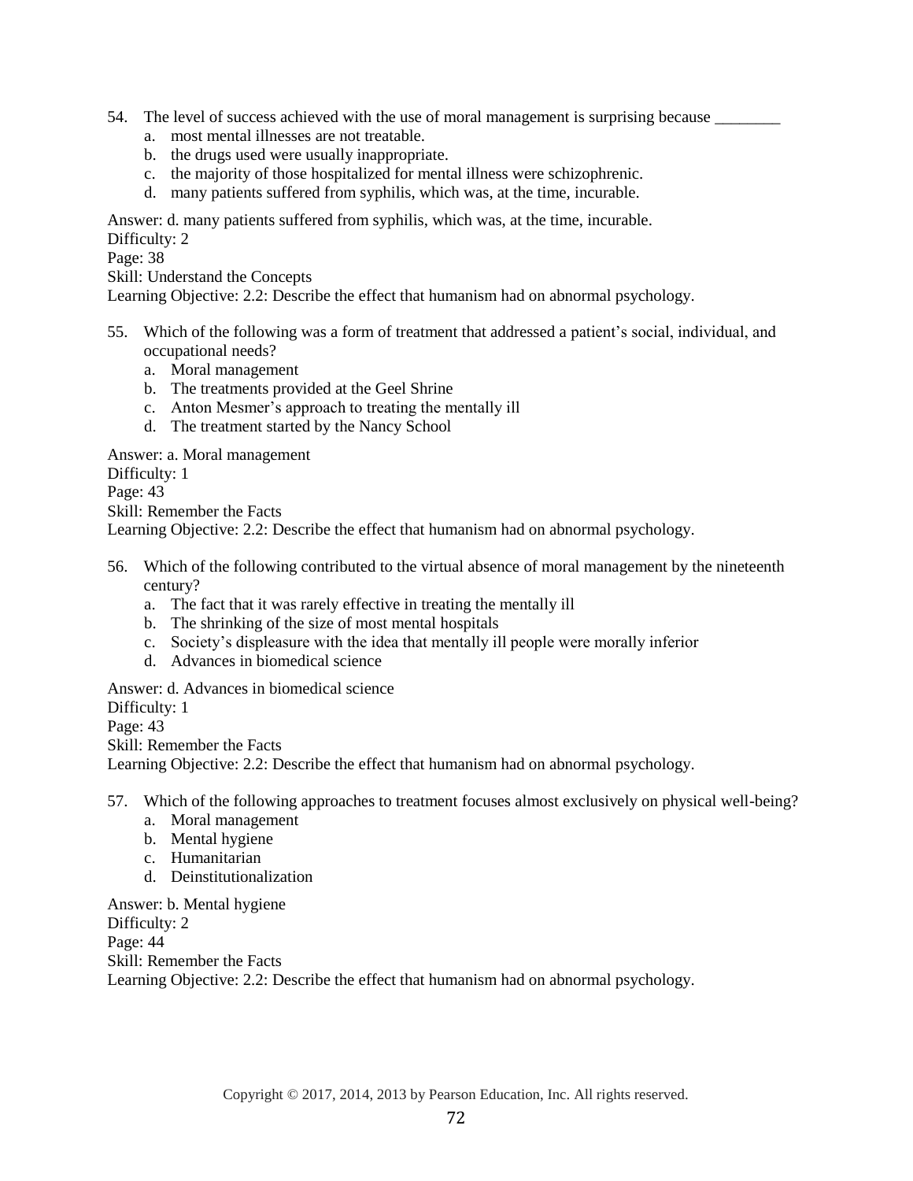54. The level of success achieved with the use of moral management is surprising because ________
    a. most mental illnesses are not treatable.
    b. the drugs used were usually inappropriate.
    c. the majority of those hospitalized for mental illness were schizophrenic.
    d. many patients suffered from syphilis, which was, at the time, incurable.

Answer: d. many patients suffered from syphilis, which was, at the time, incurable.
Difficulty: 2
Page: 38
Skill: Understand the Concepts
Learning Objective: 2.2: Describe the effect that humanism had on abnormal psychology.

55. Which of the following was a form of treatment that addressed a patient's social, individual, and occupational needs?
    a. Moral management
    b. The treatments provided at the Geel Shrine
    c. Anton Mesmer's approach to treating the mentally ill
    d. The treatment started by the Nancy School

Answer: a. Moral management
Difficulty: 1
Page: 43
Skill: Remember the Facts
Learning Objective: 2.2: Describe the effect that humanism had on abnormal psychology.

56. Which of the following contributed to the virtual absence of moral management by the nineteenth century?
    a. The fact that it was rarely effective in treating the mentally ill
    b. The shrinking of the size of most mental hospitals
    c. Society's displeasure with the idea that mentally ill people were morally inferior
    d. Advances in biomedical science

Answer: d. Advances in biomedical science
Difficulty: 1
Page: 43
Skill: Remember the Facts
Learning Objective: 2.2: Describe the effect that humanism had on abnormal psychology.

57. Which of the following approaches to treatment focuses almost exclusively on physical well-being?
    a. Moral management
    b. Mental hygiene
    c. Humanitarian
    d. Deinstitutionalization

Answer: b. Mental hygiene
Difficulty: 2
Page: 44
Skill: Remember the Facts
Learning Objective: 2.2: Describe the effect that humanism had on abnormal psychology.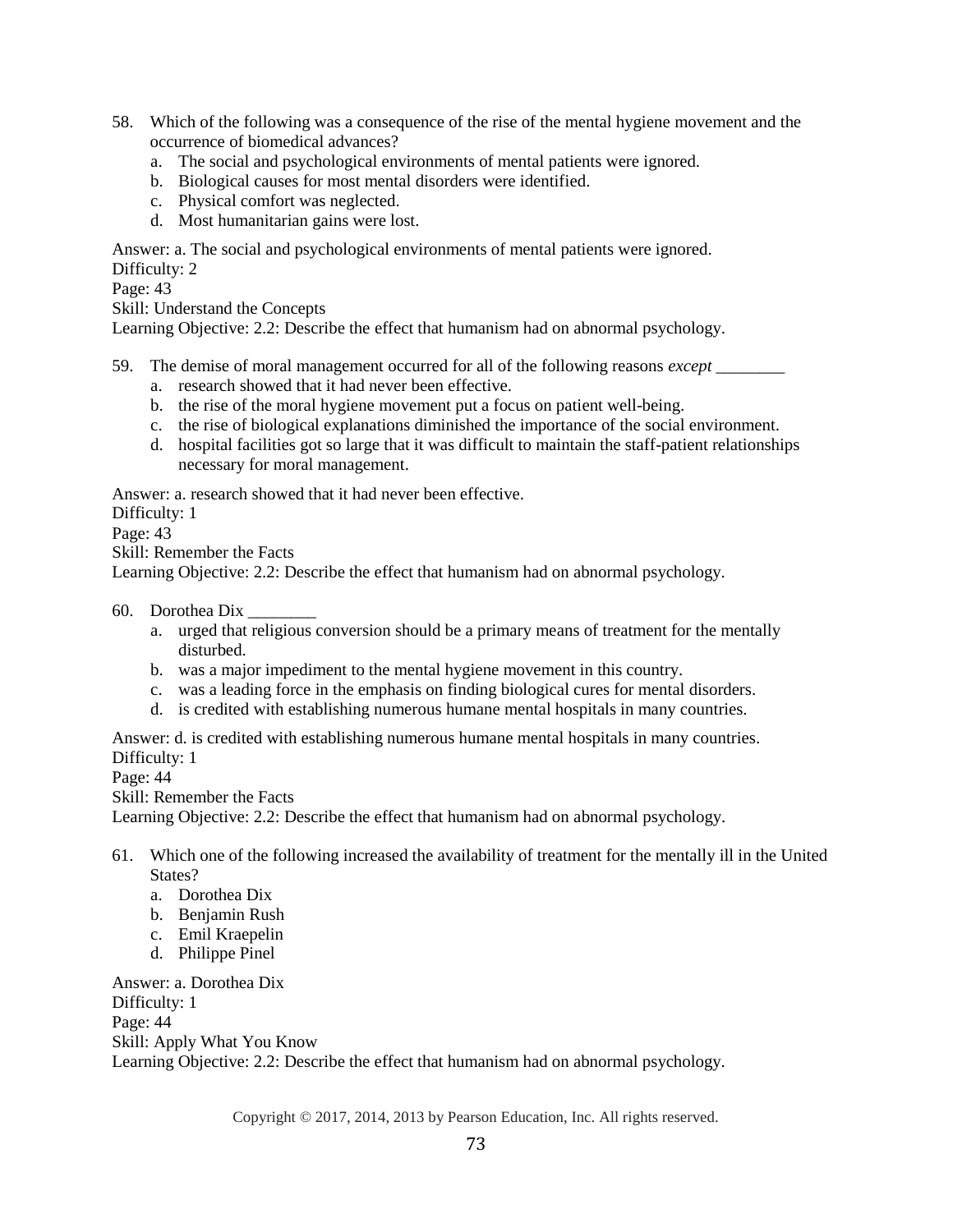58. Which of the following was a consequence of the rise of the mental hygiene movement and the occurrence of biomedical advances?
    a. The social and psychological environments of mental patients were ignored.
    b. Biological causes for most mental disorders were identified.
    c. Physical comfort was neglected.
    d. Most humanitarian gains were lost.

Answer: a. The social and psychological environments of mental patients were ignored.
Difficulty: 2
Page: 43
Skill: Understand the Concepts
Learning Objective: 2.2: Describe the effect that humanism had on abnormal psychology.

59. The demise of moral management occurred for all of the following reasons *except* ________
    a. research showed that it had never been effective.
    b. the rise of the moral hygiene movement put a focus on patient well-being.
    c. the rise of biological explanations diminished the importance of the social environment.
    d. hospital facilities got so large that it was difficult to maintain the staff-patient relationships necessary for moral management.

Answer: a. research showed that it had never been effective.
Difficulty: 1
Page: 43
Skill: Remember the Facts
Learning Objective: 2.2: Describe the effect that humanism had on abnormal psychology.

60. Dorothea Dix ________
    a. urged that religious conversion should be a primary means of treatment for the mentally disturbed.
    b. was a major impediment to the mental hygiene movement in this country.
    c. was a leading force in the emphasis on finding biological cures for mental disorders.
    d. is credited with establishing numerous humane mental hospitals in many countries.

Answer: d. is credited with establishing numerous humane mental hospitals in many countries.
Difficulty: 1
Page: 44
Skill: Remember the Facts
Learning Objective: 2.2: Describe the effect that humanism had on abnormal psychology.

61. Which one of the following increased the availability of treatment for the mentally ill in the United States?
    a. Dorothea Dix
    b. Benjamin Rush
    c. Emil Kraepelin
    d. Philippe Pinel

Answer: a. Dorothea Dix
Difficulty: 1
Page: 44
Skill: Apply What You Know
Learning Objective: 2.2: Describe the effect that humanism had on abnormal psychology.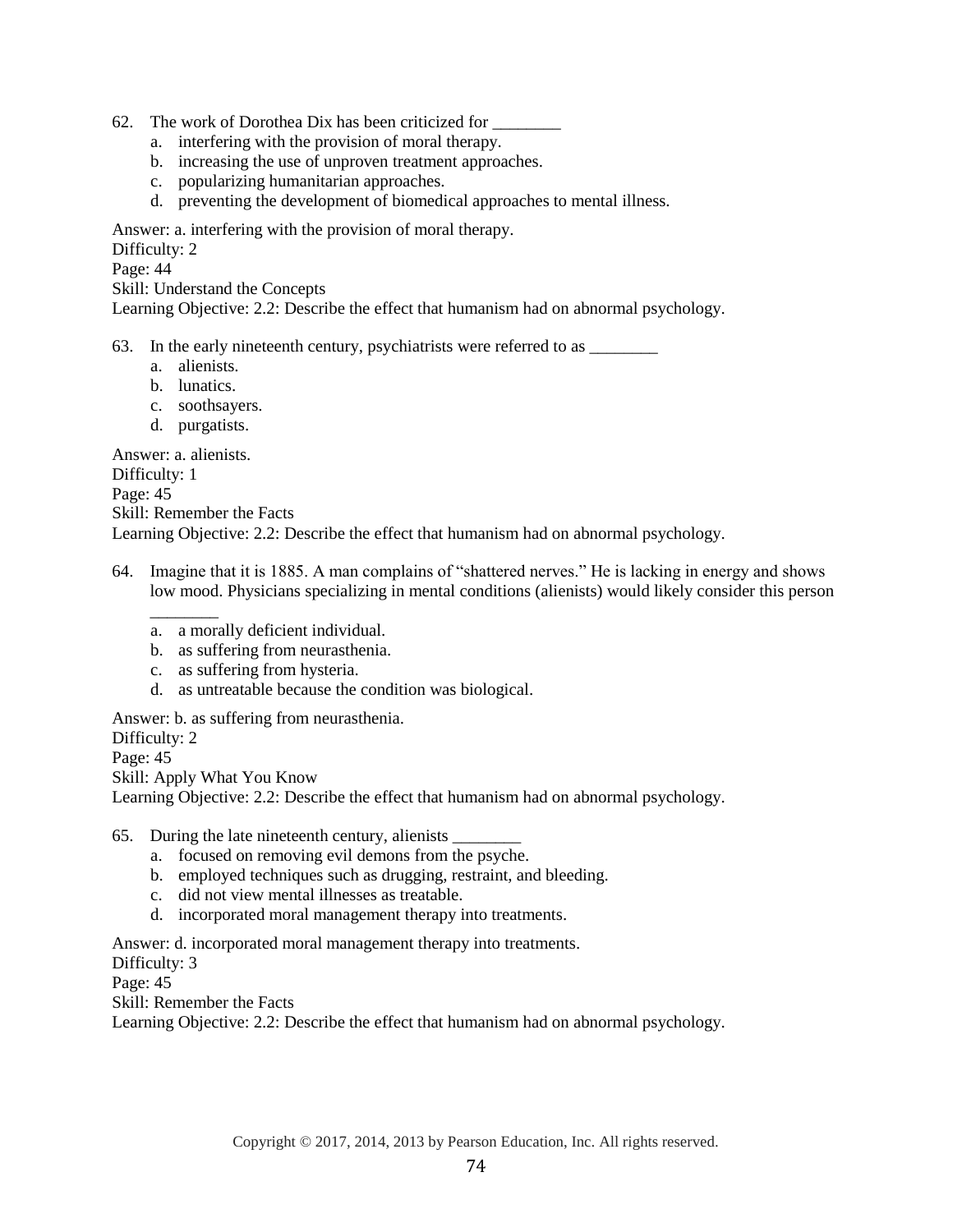62. The work of Dorothea Dix has been criticized for ________
   a. interfering with the provision of moral therapy.
   b. increasing the use of unproven treatment approaches.
   c. popularizing humanitarian approaches.
   d. preventing the development of biomedical approaches to mental illness.

Answer: a. interfering with the provision of moral therapy.
Difficulty: 2
Page: 44
Skill: Understand the Concepts
Learning Objective: 2.2: Describe the effect that humanism had on abnormal psychology.

63. In the early nineteenth century, psychiatrists were referred to as ________
   a. alienists.
   b. lunatics.
   c. soothsayers.
   d. purgatists.

Answer: a. alienists.
Difficulty: 1
Page: 45
Skill: Remember the Facts
Learning Objective: 2.2: Describe the effect that humanism had on abnormal psychology.

64. Imagine that it is 1885. A man complains of "shattered nerves." He is lacking in energy and shows low mood. Physicians specializing in mental conditions (alienists) would likely consider this person ________
   a. a morally deficient individual.
   b. as suffering from neurasthenia.
   c. as suffering from hysteria.
   d. as untreatable because the condition was biological.

Answer: b. as suffering from neurasthenia.
Difficulty: 2
Page: 45
Skill: Apply What You Know
Learning Objective: 2.2: Describe the effect that humanism had on abnormal psychology.

65. During the late nineteenth century, alienists ________
   a. focused on removing evil demons from the psyche.
   b. employed techniques such as drugging, restraint, and bleeding.
   c. did not view mental illnesses as treatable.
   d. incorporated moral management therapy into treatments.

Answer: d. incorporated moral management therapy into treatments.
Difficulty: 3
Page: 45
Skill: Remember the Facts
Learning Objective: 2.2: Describe the effect that humanism had on abnormal psychology.

Copyright © 2017, 2014, 2013 by Pearson Education, Inc. All rights reserved.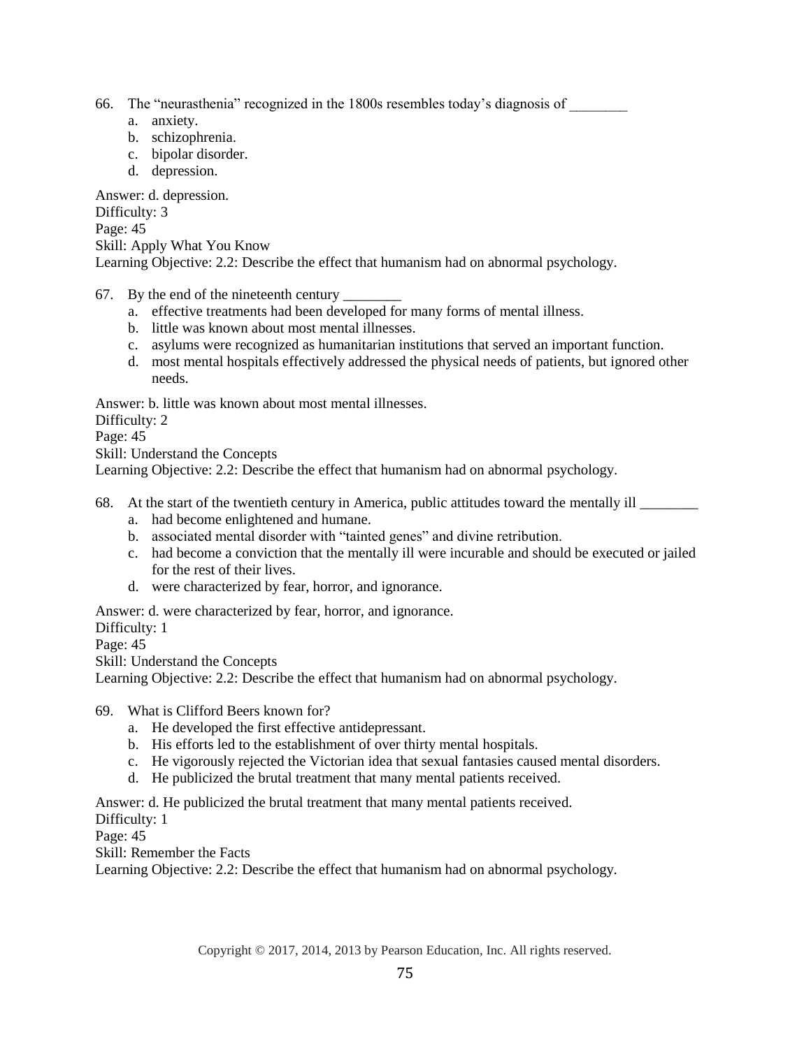66. The "neurasthenia" recognized in the 1800s resembles today's diagnosis of ________
   a. anxiety.
   b. schizophrenia.
   c. bipolar disorder.
   d. depression.

Answer: d. depression.
Difficulty: 3
Page: 45
Skill: Apply What You Know
Learning Objective: 2.2: Describe the effect that humanism had on abnormal psychology.

67. By the end of the nineteenth century ________
   a. effective treatments had been developed for many forms of mental illness.
   b. little was known about most mental illnesses.
   c. asylums were recognized as humanitarian institutions that served an important function.
   d. most mental hospitals effectively addressed the physical needs of patients, but ignored other needs.

Answer: b. little was known about most mental illnesses.
Difficulty: 2
Page: 45
Skill: Understand the Concepts
Learning Objective: 2.2: Describe the effect that humanism had on abnormal psychology.

68. At the start of the twentieth century in America, public attitudes toward the mentally ill ________
   a. had become enlightened and humane.
   b. associated mental disorder with "tainted genes" and divine retribution.
   c. had become a conviction that the mentally ill were incurable and should be executed or jailed for the rest of their lives.
   d. were characterized by fear, horror, and ignorance.

Answer: d. were characterized by fear, horror, and ignorance.
Difficulty: 1
Page: 45
Skill: Understand the Concepts
Learning Objective: 2.2: Describe the effect that humanism had on abnormal psychology.

69. What is Clifford Beers known for?
   a. He developed the first effective antidepressant.
   b. His efforts led to the establishment of over thirty mental hospitals.
   c. He vigorously rejected the Victorian idea that sexual fantasies caused mental disorders.
   d. He publicized the brutal treatment that many mental patients received.

Answer: d. He publicized the brutal treatment that many mental patients received.
Difficulty: 1
Page: 45
Skill: Remember the Facts
Learning Objective: 2.2: Describe the effect that humanism had on abnormal psychology.

Copyright © 2017, 2014, 2013 by Pearson Education, Inc. All rights reserved.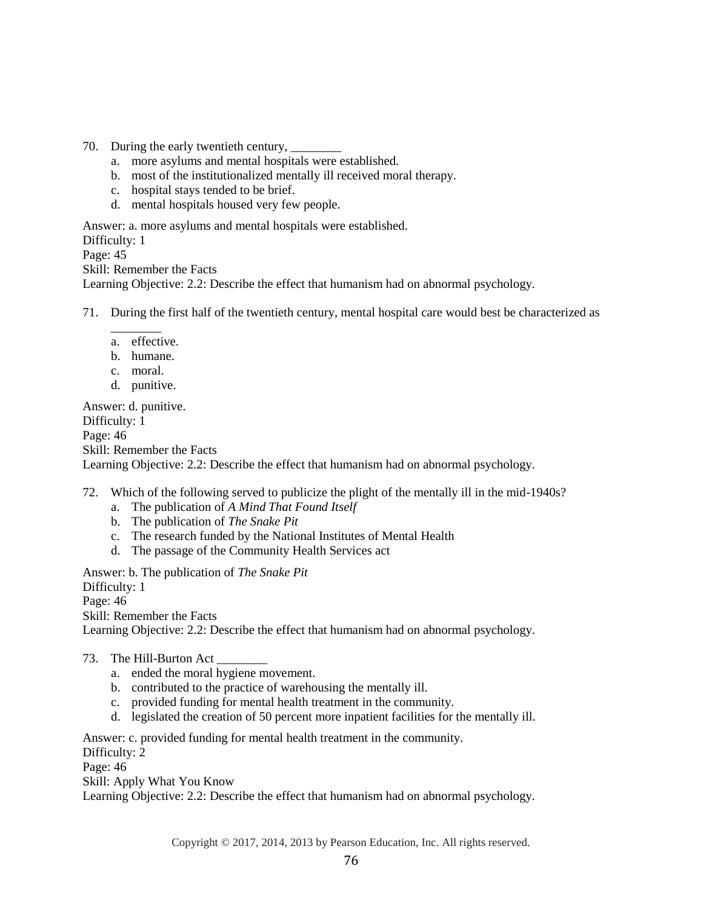70. During the early twentieth century, ________
    a. more asylums and mental hospitals were established.
    b. most of the institutionalized mentally ill received moral therapy.
    c. hospital stays tended to be brief.
    d. mental hospitals housed very few people.

Answer: a. more asylums and mental hospitals were established.
Difficulty: 1
Page: 45
Skill: Remember the Facts
Learning Objective: 2.2: Describe the effect that humanism had on abnormal psychology.

71. During the first half of the twentieth century, mental hospital care would best be characterized as ________
    a. effective.
    b. humane.
    c. moral.
    d. punitive.

Answer: d. punitive.
Difficulty: 1
Page: 46
Skill: Remember the Facts
Learning Objective: 2.2: Describe the effect that humanism had on abnormal psychology.

72. Which of the following served to publicize the plight of the mentally ill in the mid-1940s?
    a. The publication of *A Mind That Found Itself*
    b. The publication of *The Snake Pit*
    c. The research funded by the National Institutes of Mental Health
    d. The passage of the Community Health Services act

Answer: b. The publication of *The Snake Pit*
Difficulty: 1
Page: 46
Skill: Remember the Facts
Learning Objective: 2.2: Describe the effect that humanism had on abnormal psychology.

73. The Hill-Burton Act ________
    a. ended the moral hygiene movement.
    b. contributed to the practice of warehousing the mentally ill.
    c. provided funding for mental health treatment in the community.
    d. legislated the creation of 50 percent more inpatient facilities for the mentally ill.

Answer: c. provided funding for mental health treatment in the community.
Difficulty: 2
Page: 46
Skill: Apply What You Know
Learning Objective: 2.2: Describe the effect that humanism had on abnormal psychology.

Copyright © 2017, 2014, 2013 by Pearson Education, Inc. All rights reserved.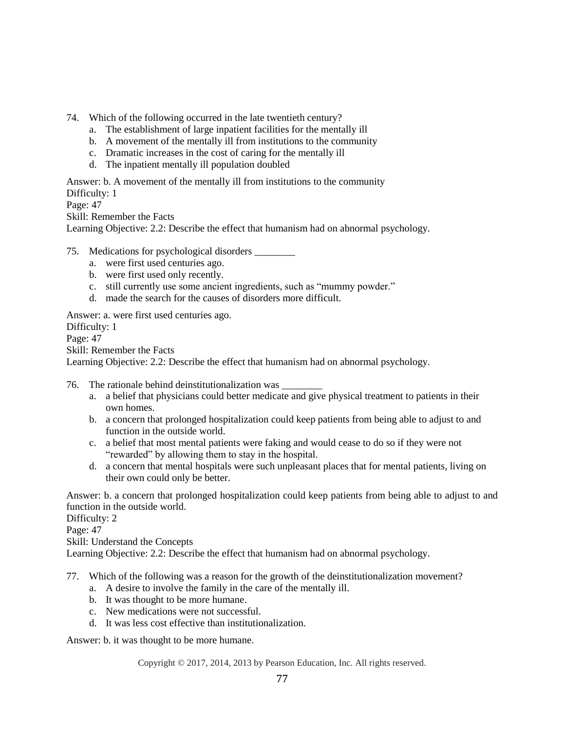74. Which of the following occurred in the late twentieth century?
    a. The establishment of large inpatient facilities for the mentally ill
    b. A movement of the mentally ill from institutions to the community
    c. Dramatic increases in the cost of caring for the mentally ill
    d. The inpatient mentally ill population doubled

Answer: b. A movement of the mentally ill from institutions to the community
Difficulty: 1
Page: 47
Skill: Remember the Facts
Learning Objective: 2.2: Describe the effect that humanism had on abnormal psychology.

75. Medications for psychological disorders ________
    a. were first used centuries ago.
    b. were first used only recently.
    c. still currently use some ancient ingredients, such as "mummy powder."
    d. made the search for the causes of disorders more difficult.

Answer: a. were first used centuries ago.
Difficulty: 1
Page: 47
Skill: Remember the Facts
Learning Objective: 2.2: Describe the effect that humanism had on abnormal psychology.

76. The rationale behind deinstitutionalization was ________
    a. a belief that physicians could better medicate and give physical treatment to patients in their own homes.
    b. a concern that prolonged hospitalization could keep patients from being able to adjust to and function in the outside world.
    c. a belief that most mental patients were faking and would cease to do so if they were not "rewarded" by allowing them to stay in the hospital.
    d. a concern that mental hospitals were such unpleasant places that for mental patients, living on their own could only be better.

Answer: b. a concern that prolonged hospitalization could keep patients from being able to adjust to and function in the outside world.
Difficulty: 2
Page: 47
Skill: Understand the Concepts
Learning Objective: 2.2: Describe the effect that humanism had on abnormal psychology.

77. Which of the following was a reason for the growth of the deinstitutionalization movement?
    a. A desire to involve the family in the care of the mentally ill.
    b. It was thought to be more humane.
    c. New medications were not successful.
    d. It was less cost effective than institutionalization.

Answer: b. it was thought to be more humane.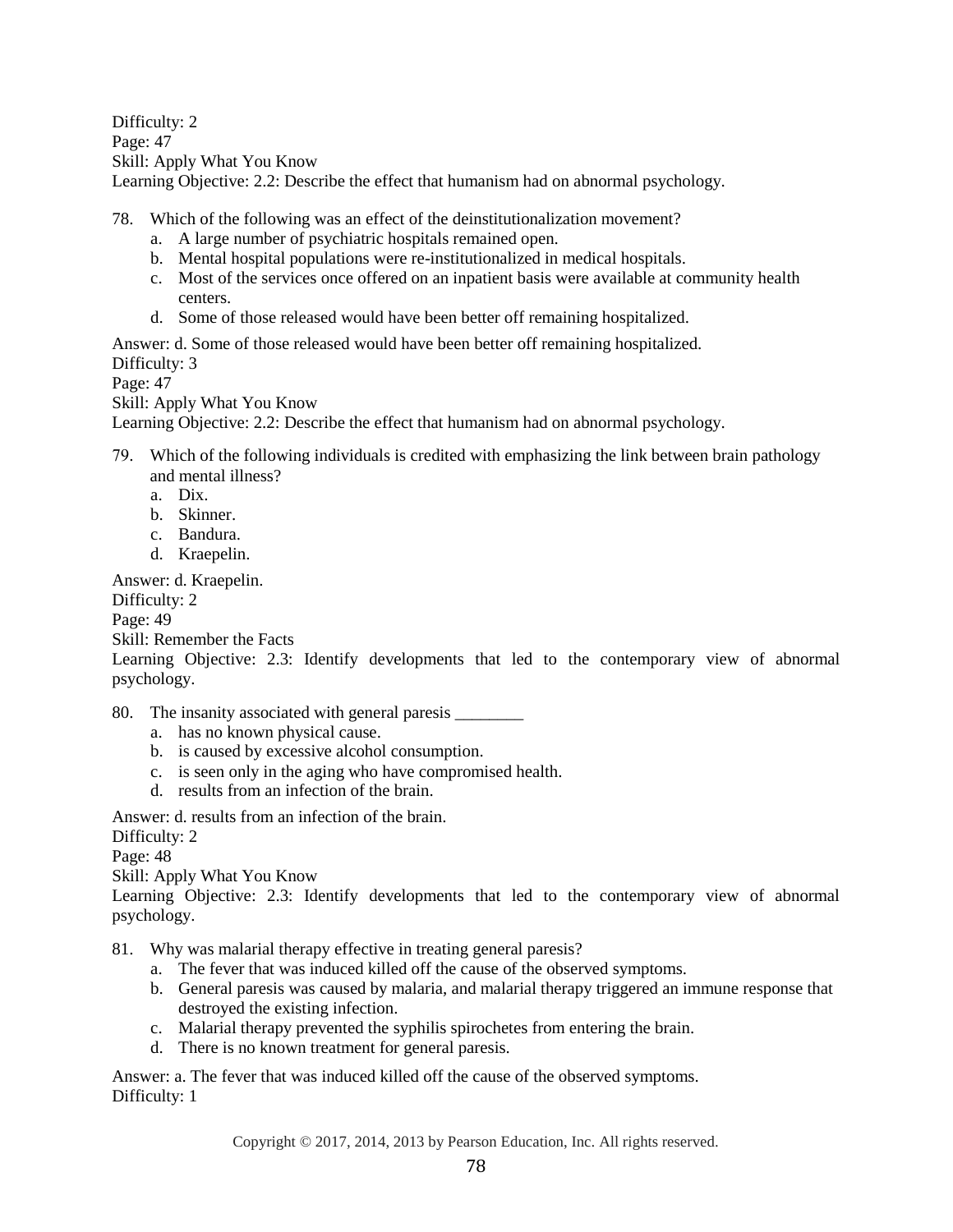Difficulty: 2
Page: 47
Skill: Apply What You Know
Learning Objective: 2.2: Describe the effect that humanism had on abnormal psychology.

78. Which of the following was an effect of the deinstitutionalization movement?
    a. A large number of psychiatric hospitals remained open.
    b. Mental hospital populations were re-institutionalized in medical hospitals.
    c. Most of the services once offered on an inpatient basis were available at community health centers.
    d. Some of those released would have been better off remaining hospitalized.

Answer: d. Some of those released would have been better off remaining hospitalized.
Difficulty: 3
Page: 47
Skill: Apply What You Know
Learning Objective: 2.2: Describe the effect that humanism had on abnormal psychology.

79. Which of the following individuals is credited with emphasizing the link between brain pathology and mental illness?
    a. Dix.
    b. Skinner.
    c. Bandura.
    d. Kraepelin.

Answer: d. Kraepelin.
Difficulty: 2
Page: 49
Skill: Remember the Facts
Learning Objective: 2.3: Identify developments that led to the contemporary view of abnormal psychology.

80. The insanity associated with general paresis ________
    a. has no known physical cause.
    b. is caused by excessive alcohol consumption.
    c. is seen only in the aging who have compromised health.
    d. results from an infection of the brain.

Answer: d. results from an infection of the brain.
Difficulty: 2
Page: 48
Skill: Apply What You Know
Learning Objective: 2.3: Identify developments that led to the contemporary view of abnormal psychology.

81. Why was malarial therapy effective in treating general paresis?
    a. The fever that was induced killed off the cause of the observed symptoms.
    b. General paresis was caused by malaria, and malarial therapy triggered an immune response that destroyed the existing infection.
    c. Malarial therapy prevented the syphilis spirochetes from entering the brain.
    d. There is no known treatment for general paresis.

Answer: a. The fever that was induced killed off the cause of the observed symptoms.
Difficulty: 1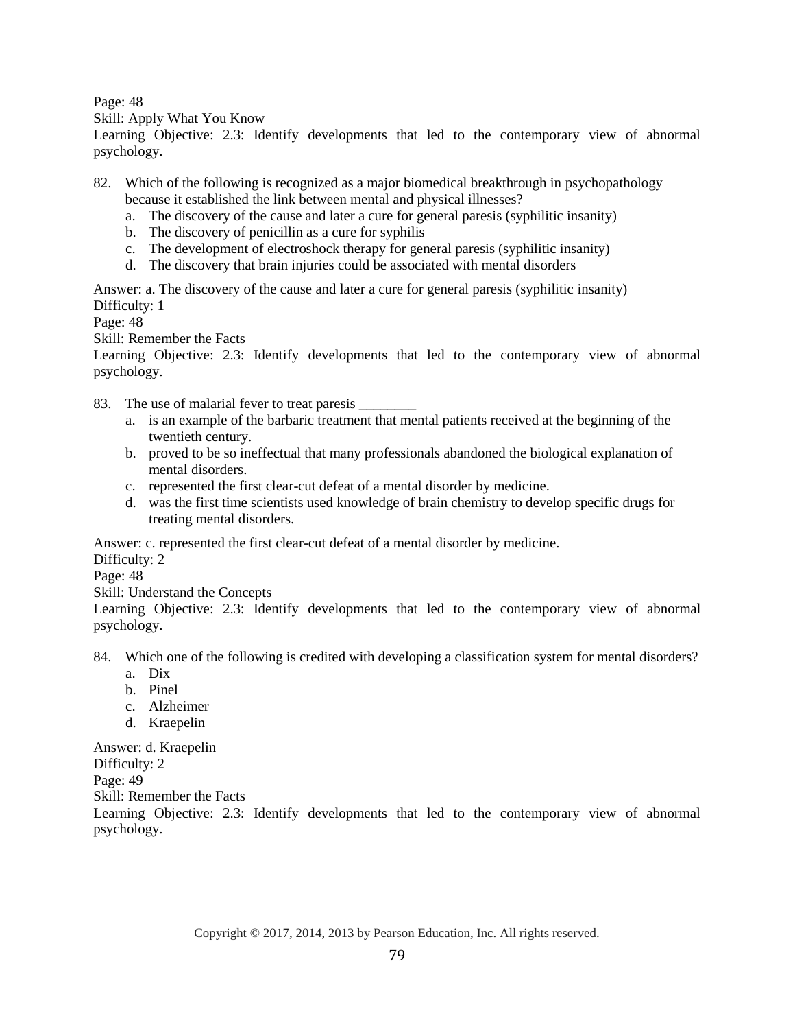Page: 48
Skill: Apply What You Know
Learning Objective: 2.3: Identify developments that led to the contemporary view of abnormal psychology.

82. Which of the following is recognized as a major biomedical breakthrough in psychopathology because it established the link between mental and physical illnesses?
    a. The discovery of the cause and later a cure for general paresis (syphilitic insanity)
    b. The discovery of penicillin as a cure for syphilis
    c. The development of electroshock therapy for general paresis (syphilitic insanity)
    d. The discovery that brain injuries could be associated with mental disorders

Answer: a. The discovery of the cause and later a cure for general paresis (syphilitic insanity)
Difficulty: 1
Page: 48
Skill: Remember the Facts
Learning Objective: 2.3: Identify developments that led to the contemporary view of abnormal psychology.

83. The use of malarial fever to treat paresis ________
    a. is an example of the barbaric treatment that mental patients received at the beginning of the twentieth century.
    b. proved to be so ineffectual that many professionals abandoned the biological explanation of mental disorders.
    c. represented the first clear-cut defeat of a mental disorder by medicine.
    d. was the first time scientists used knowledge of brain chemistry to develop specific drugs for treating mental disorders.

Answer: c. represented the first clear-cut defeat of a mental disorder by medicine.
Difficulty: 2
Page: 48
Skill: Understand the Concepts
Learning Objective: 2.3: Identify developments that led to the contemporary view of abnormal psychology.

84. Which one of the following is credited with developing a classification system for mental disorders?
    a. Dix
    b. Pinel
    c. Alzheimer
    d. Kraepelin

Answer: d. Kraepelin
Difficulty: 2
Page: 49
Skill: Remember the Facts
Learning Objective: 2.3: Identify developments that led to the contemporary view of abnormal psychology.

Copyright © 2017, 2014, 2013 by Pearson Education, Inc. All rights reserved.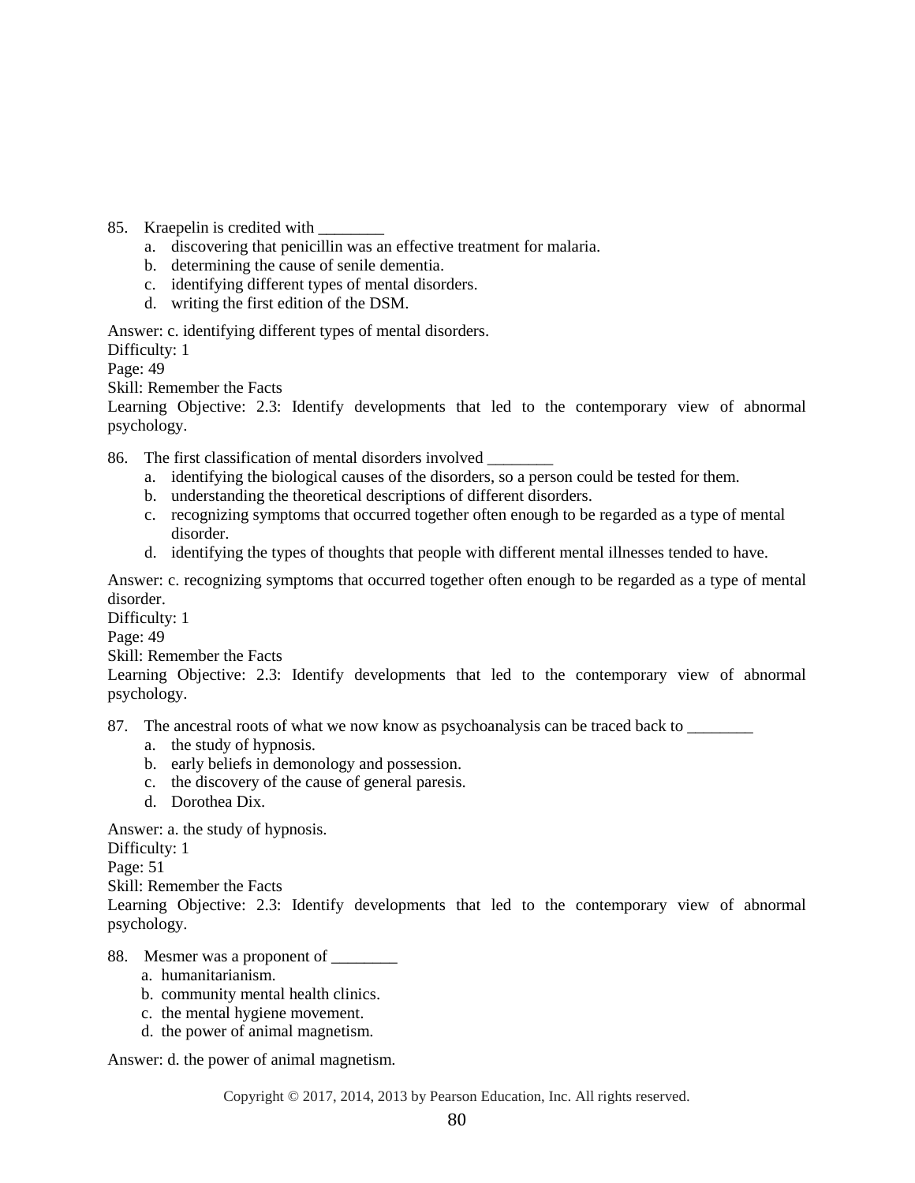85. Kraepelin is credited with ________
    a. discovering that penicillin was an effective treatment for malaria.
    b. determining the cause of senile dementia.
    c. identifying different types of mental disorders.
    d. writing the first edition of the DSM.

Answer: c. identifying different types of mental disorders.
Difficulty: 1
Page: 49
Skill: Remember the Facts
Learning Objective: 2.3: Identify developments that led to the contemporary view of abnormal psychology.

86. The first classification of mental disorders involved ________
    a. identifying the biological causes of the disorders, so a person could be tested for them.
    b. understanding the theoretical descriptions of different disorders.
    c. recognizing symptoms that occurred together often enough to be regarded as a type of mental disorder.
    d. identifying the types of thoughts that people with different mental illnesses tended to have.

Answer: c. recognizing symptoms that occurred together often enough to be regarded as a type of mental disorder.
Difficulty: 1
Page: 49
Skill: Remember the Facts
Learning Objective: 2.3: Identify developments that led to the contemporary view of abnormal psychology.

87. The ancestral roots of what we now know as psychoanalysis can be traced back to ________
    a. the study of hypnosis.
    b. early beliefs in demonology and possession.
    c. the discovery of the cause of general paresis.
    d. Dorothea Dix.

Answer: a. the study of hypnosis.
Difficulty: 1
Page: 51
Skill: Remember the Facts
Learning Objective: 2.3: Identify developments that led to the contemporary view of abnormal psychology.

88. Mesmer was a proponent of ________
    a. humanitarianism.
    b. community mental health clinics.
    c. the mental hygiene movement.
    d. the power of animal magnetism.

Answer: d. the power of animal magnetism.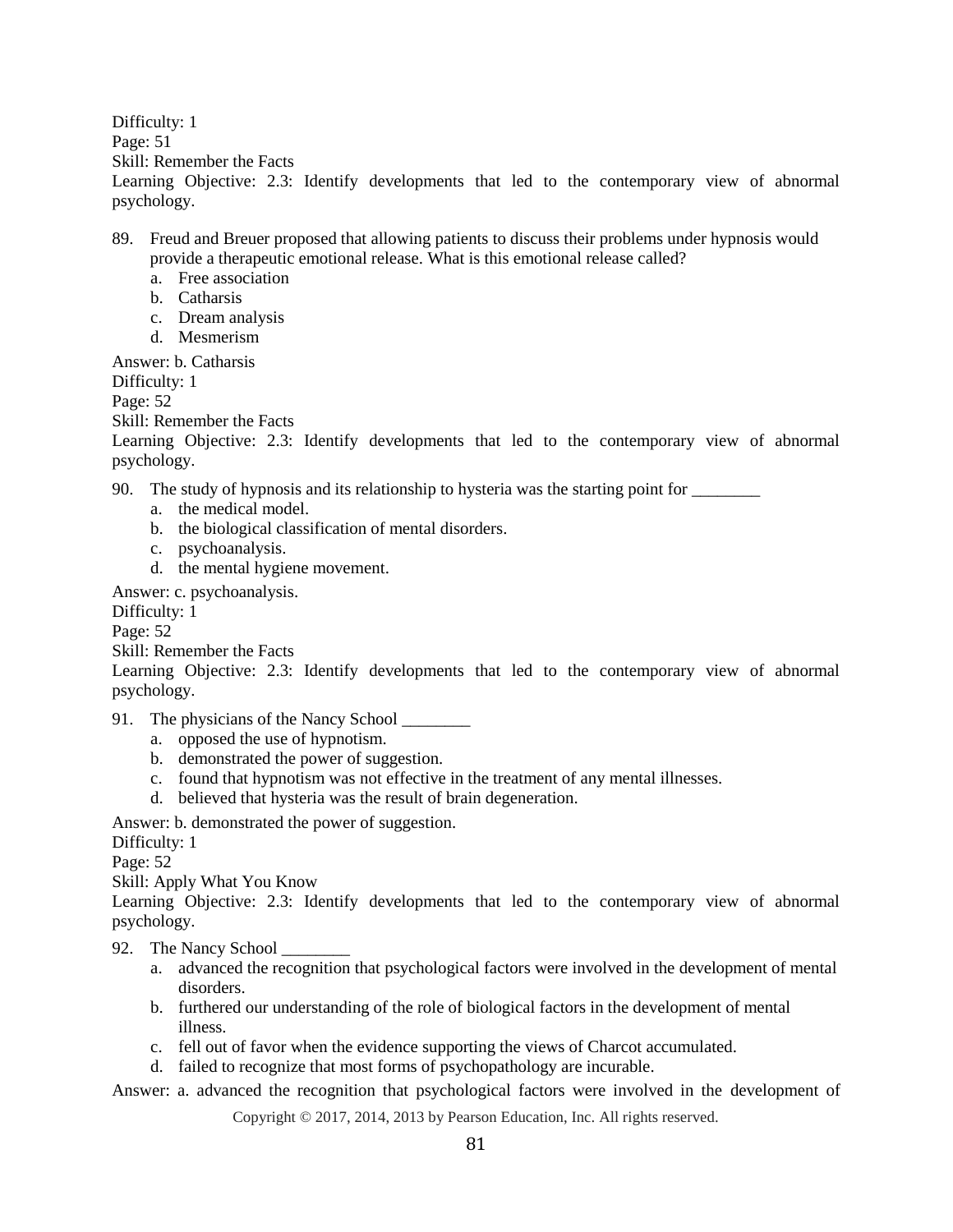Difficulty: 1
Page: 51
Skill: Remember the Facts
Learning Objective: 2.3: Identify developments that led to the contemporary view of abnormal psychology.

89. Freud and Breuer proposed that allowing patients to discuss their problems under hypnosis would provide a therapeutic emotional release. What is this emotional release called?
    a. Free association
    b. Catharsis
    c. Dream analysis
    d. Mesmerism

Answer: b. Catharsis
Difficulty: 1
Page: 52
Skill: Remember the Facts
Learning Objective: 2.3: Identify developments that led to the contemporary view of abnormal psychology.

90. The study of hypnosis and its relationship to hysteria was the starting point for ________
    a. the medical model.
    b. the biological classification of mental disorders.
    c. psychoanalysis.
    d. the mental hygiene movement.

Answer: c. psychoanalysis.
Difficulty: 1
Page: 52
Skill: Remember the Facts
Learning Objective: 2.3: Identify developments that led to the contemporary view of abnormal psychology.

91. The physicians of the Nancy School ________
    a. opposed the use of hypnotism.
    b. demonstrated the power of suggestion.
    c. found that hypnotism was not effective in the treatment of any mental illnesses.
    d. believed that hysteria was the result of brain degeneration.

Answer: b. demonstrated the power of suggestion.
Difficulty: 1
Page: 52
Skill: Apply What You Know
Learning Objective: 2.3: Identify developments that led to the contemporary view of abnormal psychology.

92. The Nancy School ________
    a. advanced the recognition that psychological factors were involved in the development of mental disorders.
    b. furthered our understanding of the role of biological factors in the development of mental illness.
    c. fell out of favor when the evidence supporting the views of Charcot accumulated.
    d. failed to recognize that most forms of psychopathology are incurable.

Answer: a. advanced the recognition that psychological factors were involved in the development of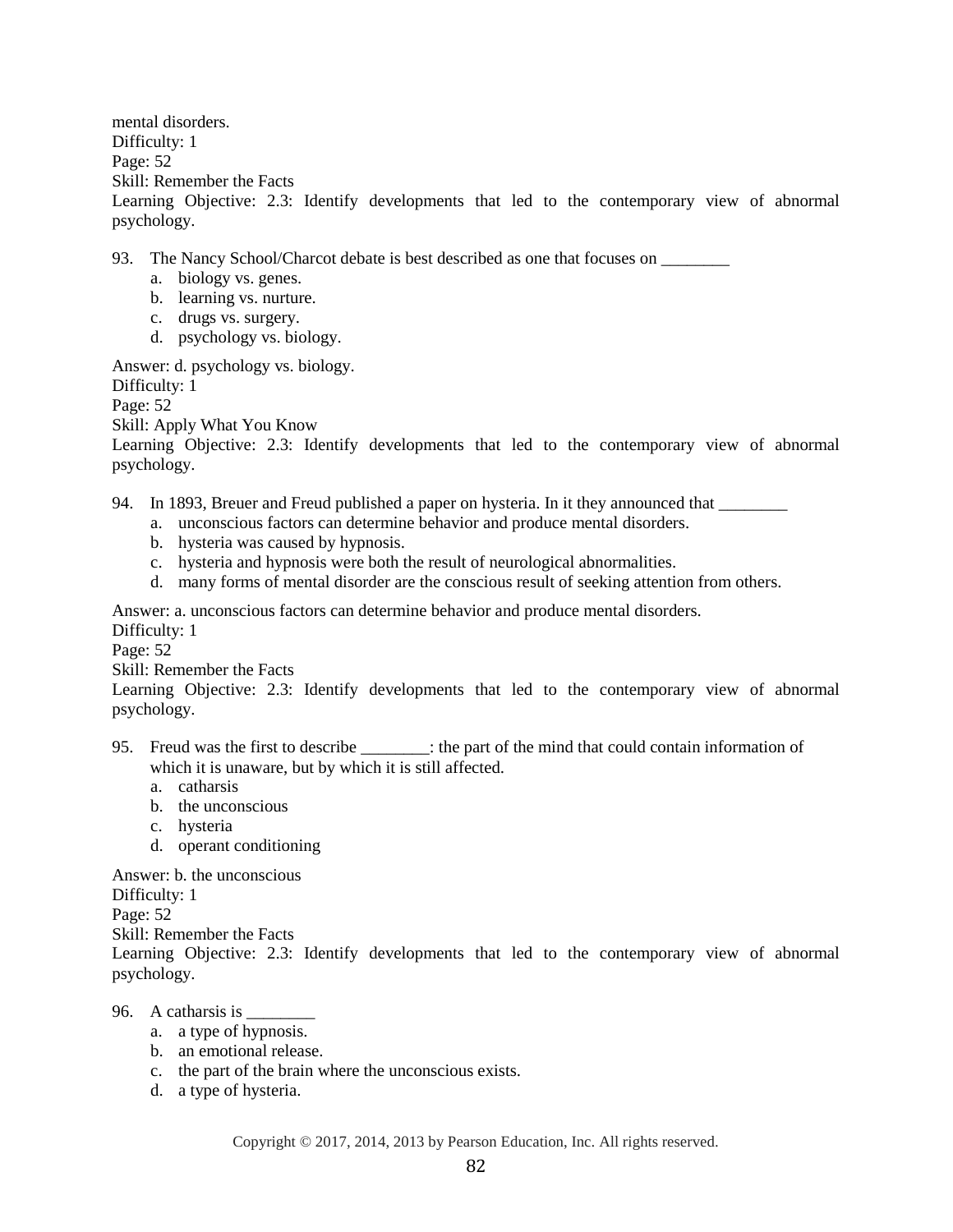mental disorders.
Difficulty: 1
Page: 52
Skill: Remember the Facts
Learning Objective: 2.3: Identify developments that led to the contemporary view of abnormal psychology.

93. The Nancy School/Charcot debate is best described as one that focuses on ________
   a. biology vs. genes.
   b. learning vs. nurture.
   c. drugs vs. surgery.
   d. psychology vs. biology.

Answer: d. psychology vs. biology.
Difficulty: 1
Page: 52
Skill: Apply What You Know
Learning Objective: 2.3: Identify developments that led to the contemporary view of abnormal psychology.

94. In 1893, Breuer and Freud published a paper on hysteria. In it they announced that ________
   a. unconscious factors can determine behavior and produce mental disorders.
   b. hysteria was caused by hypnosis.
   c. hysteria and hypnosis were both the result of neurological abnormalities.
   d. many forms of mental disorder are the conscious result of seeking attention from others.

Answer: a. unconscious factors can determine behavior and produce mental disorders.
Difficulty: 1
Page: 52
Skill: Remember the Facts
Learning Objective: 2.3: Identify developments that led to the contemporary view of abnormal psychology.

95. Freud was the first to describe ________: the part of the mind that could contain information of which it is unaware, but by which it is still affected.
   a. catharsis
   b. the unconscious
   c. hysteria
   d. operant conditioning

Answer: b. the unconscious
Difficulty: 1
Page: 52
Skill: Remember the Facts
Learning Objective: 2.3: Identify developments that led to the contemporary view of abnormal psychology.

96. A catharsis is ________
   a. a type of hypnosis.
   b. an emotional release.
   c. the part of the brain where the unconscious exists.
   d. a type of hysteria.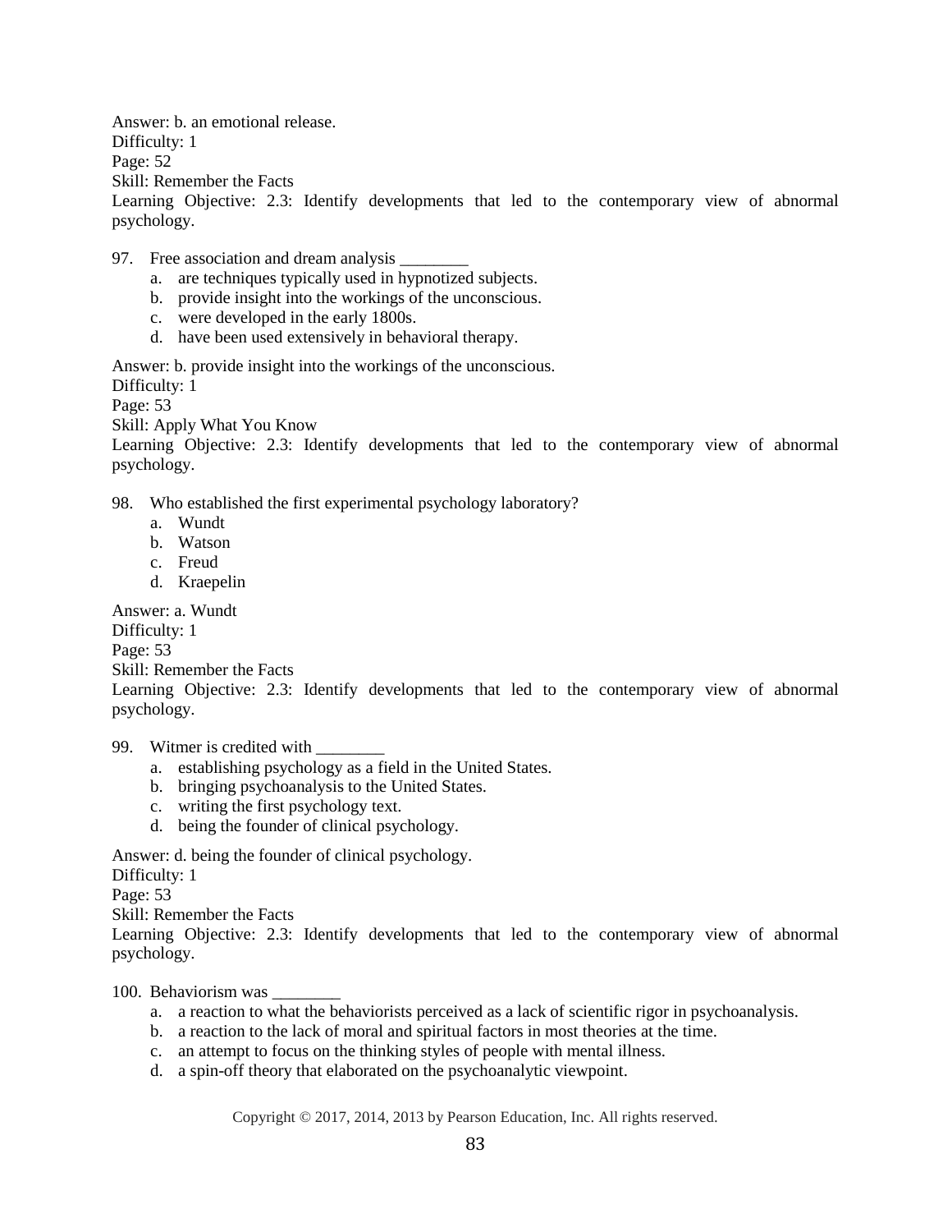Answer: b. an emotional release.
Difficulty: 1
Page: 52
Skill: Remember the Facts
Learning Objective: 2.3: Identify developments that led to the contemporary view of abnormal psychology.

97. Free association and dream analysis ________
    a. are techniques typically used in hypnotized subjects.
    b. provide insight into the workings of the unconscious.
    c. were developed in the early 1800s.
    d. have been used extensively in behavioral therapy.

Answer: b. provide insight into the workings of the unconscious.
Difficulty: 1
Page: 53
Skill: Apply What You Know
Learning Objective: 2.3: Identify developments that led to the contemporary view of abnormal psychology.

98. Who established the first experimental psychology laboratory?
    a. Wundt
    b. Watson
    c. Freud
    d. Kraepelin

Answer: a. Wundt
Difficulty: 1
Page: 53
Skill: Remember the Facts
Learning Objective: 2.3: Identify developments that led to the contemporary view of abnormal psychology.

99. Witmer is credited with ________
    a. establishing psychology as a field in the United States.
    b. bringing psychoanalysis to the United States.
    c. writing the first psychology text.
    d. being the founder of clinical psychology.

Answer: d. being the founder of clinical psychology.
Difficulty: 1
Page: 53
Skill: Remember the Facts
Learning Objective: 2.3: Identify developments that led to the contemporary view of abnormal psychology.

100. Behaviorism was ________
    a. a reaction to what the behaviorists perceived as a lack of scientific rigor in psychoanalysis.
    b. a reaction to the lack of moral and spiritual factors in most theories at the time.
    c. an attempt to focus on the thinking styles of people with mental illness.
    d. a spin-off theory that elaborated on the psychoanalytic viewpoint.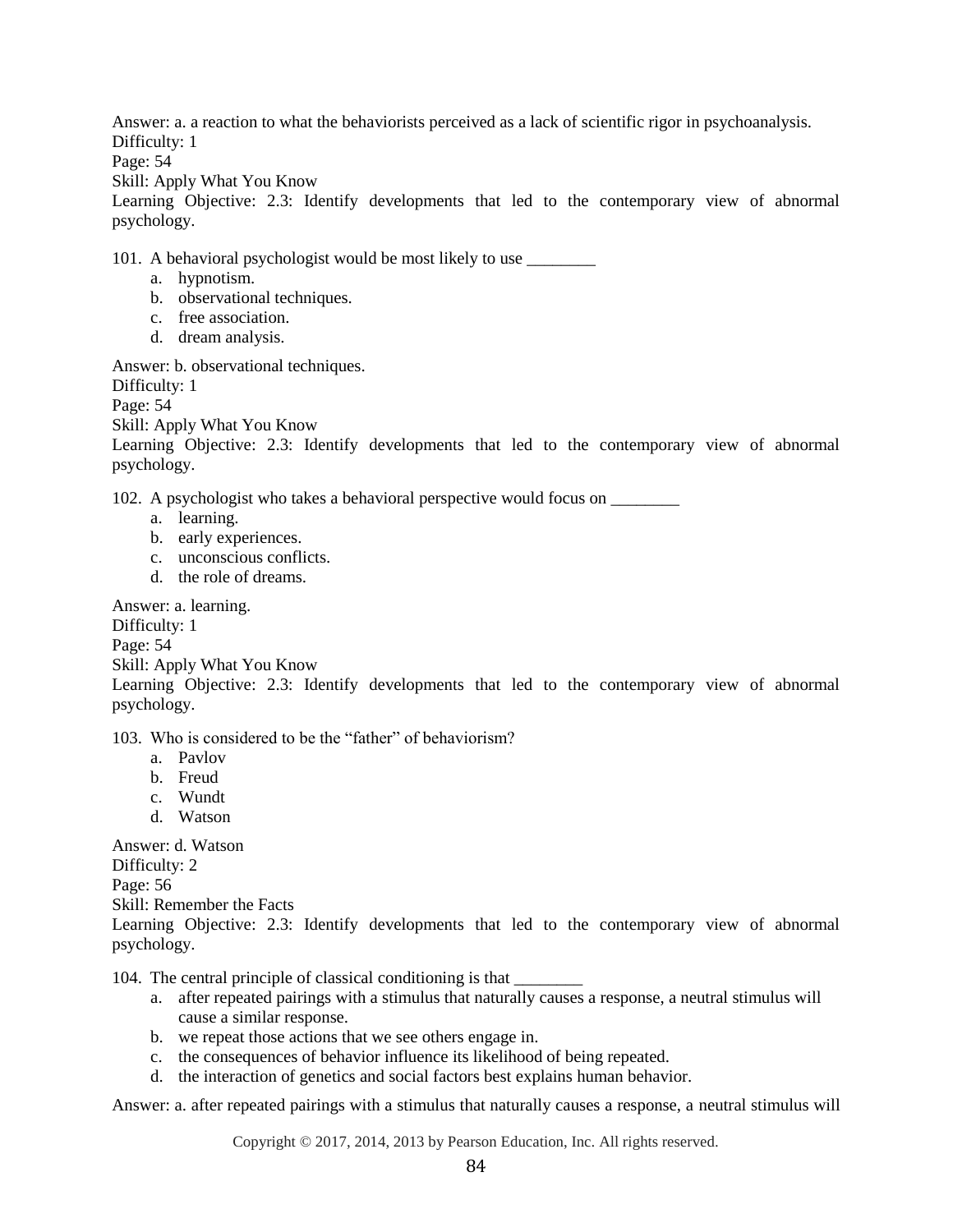Answer: a. a reaction to what the behaviorists perceived as a lack of scientific rigor in psychoanalysis.
Difficulty: 1
Page: 54
Skill: Apply What You Know
Learning Objective: 2.3: Identify developments that led to the contemporary view of abnormal psychology.

101. A behavioral psychologist would be most likely to use ________
    a. hypnotism.
    b. observational techniques.
    c. free association.
    d. dream analysis.

Answer: b. observational techniques.
Difficulty: 1
Page: 54
Skill: Apply What You Know
Learning Objective: 2.3: Identify developments that led to the contemporary view of abnormal psychology.

102. A psychologist who takes a behavioral perspective would focus on ________
    a. learning.
    b. early experiences.
    c. unconscious conflicts.
    d. the role of dreams.

Answer: a. learning.
Difficulty: 1
Page: 54
Skill: Apply What You Know
Learning Objective: 2.3: Identify developments that led to the contemporary view of abnormal psychology.

103. Who is considered to be the "father" of behaviorism?
    a. Pavlov
    b. Freud
    c. Wundt
    d. Watson

Answer: d. Watson
Difficulty: 2
Page: 56
Skill: Remember the Facts
Learning Objective: 2.3: Identify developments that led to the contemporary view of abnormal psychology.

104. The central principle of classical conditioning is that ________
    a. after repeated pairings with a stimulus that naturally causes a response, a neutral stimulus will cause a similar response.
    b. we repeat those actions that we see others engage in.
    c. the consequences of behavior influence its likelihood of being repeated.
    d. the interaction of genetics and social factors best explains human behavior.

Answer: a. after repeated pairings with a stimulus that naturally causes a response, a neutral stimulus will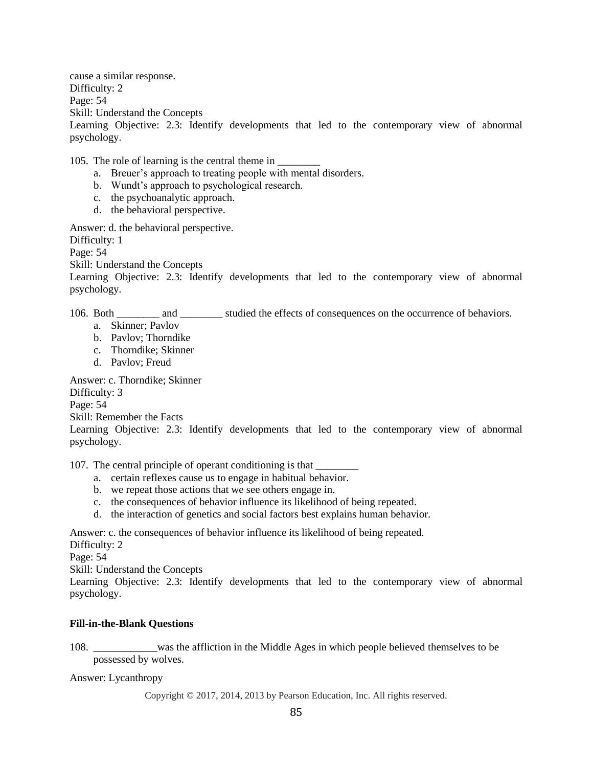cause a similar response.
Difficulty: 2
Page: 54
Skill: Understand the Concepts
Learning Objective: 2.3: Identify developments that led to the contemporary view of abnormal psychology.

105. The role of learning is the central theme in ________
   a. Breuer's approach to treating people with mental disorders.
   b. Wundt's approach to psychological research.
   c. the psychoanalytic approach.
   d. the behavioral perspective.

Answer: d. the behavioral perspective.
Difficulty: 1
Page: 54
Skill: Understand the Concepts
Learning Objective: 2.3: Identify developments that led to the contemporary view of abnormal psychology.

106. Both ________ and ________ studied the effects of consequences on the occurrence of behaviors.
   a. Skinner; Pavlov
   b. Pavlov; Thorndike
   c. Thorndike; Skinner
   d. Pavlov; Freud

Answer: c. Thorndike; Skinner
Difficulty: 3
Page: 54
Skill: Remember the Facts
Learning Objective: 2.3: Identify developments that led to the contemporary view of abnormal psychology.

107. The central principle of operant conditioning is that ________
   a. certain reflexes cause us to engage in habitual behavior.
   b. we repeat those actions that we see others engage in.
   c. the consequences of behavior influence its likelihood of being repeated.
   d. the interaction of genetics and social factors best explains human behavior.

Answer: c. the consequences of behavior influence its likelihood of being repeated.
Difficulty: 2
Page: 54
Skill: Understand the Concepts
Learning Objective: 2.3: Identify developments that led to the contemporary view of abnormal psychology.

**Fill-in-the-Blank Questions**

108. ____________was the affliction in the Middle Ages in which people believed themselves to be possessed by wolves.

Answer: Lycanthropy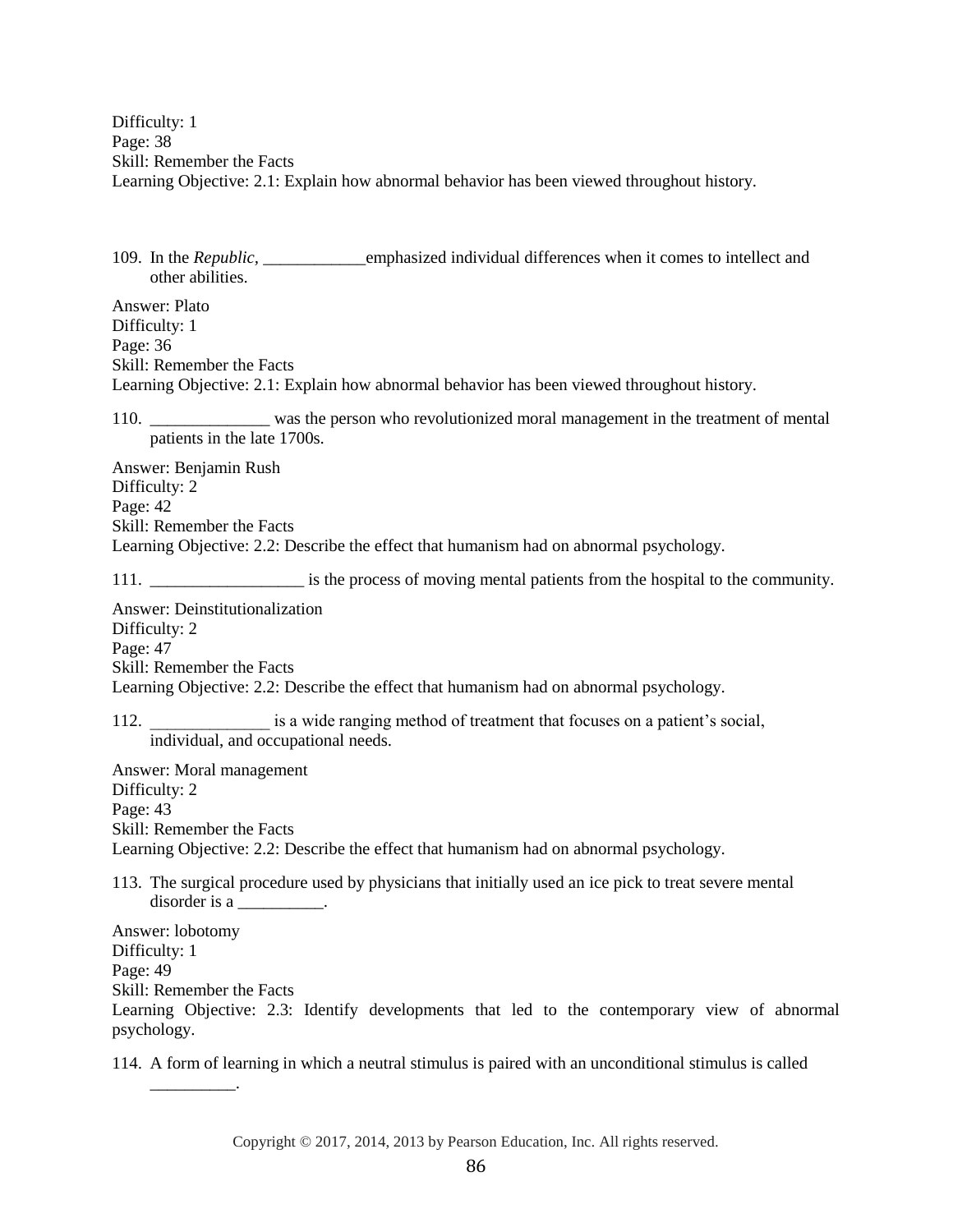Difficulty: 1
Page: 38
Skill: Remember the Facts
Learning Objective: 2.1: Explain how abnormal behavior has been viewed throughout history.

109. In the *Republic*, ____________emphasized individual differences when it comes to intellect and other abilities.

Answer: Plato
Difficulty: 1
Page: 36
Skill: Remember the Facts
Learning Objective: 2.1: Explain how abnormal behavior has been viewed throughout history.

110. ______________ was the person who revolutionized moral management in the treatment of mental patients in the late 1700s.

Answer: Benjamin Rush
Difficulty: 2
Page: 42
Skill: Remember the Facts
Learning Objective: 2.2: Describe the effect that humanism had on abnormal psychology.

111. __________________ is the process of moving mental patients from the hospital to the community.

Answer: Deinstitutionalization
Difficulty: 2
Page: 47
Skill: Remember the Facts
Learning Objective: 2.2: Describe the effect that humanism had on abnormal psychology.

112. ______________ is a wide ranging method of treatment that focuses on a patient's social, individual, and occupational needs.

Answer: Moral management
Difficulty: 2
Page: 43
Skill: Remember the Facts
Learning Objective: 2.2: Describe the effect that humanism had on abnormal psychology.

113. The surgical procedure used by physicians that initially used an ice pick to treat severe mental disorder is a __________.

Answer: lobotomy
Difficulty: 1
Page: 49
Skill: Remember the Facts
Learning Objective: 2.3: Identify developments that led to the contemporary view of abnormal psychology.

114. A form of learning in which a neutral stimulus is paired with an unconditional stimulus is called __________.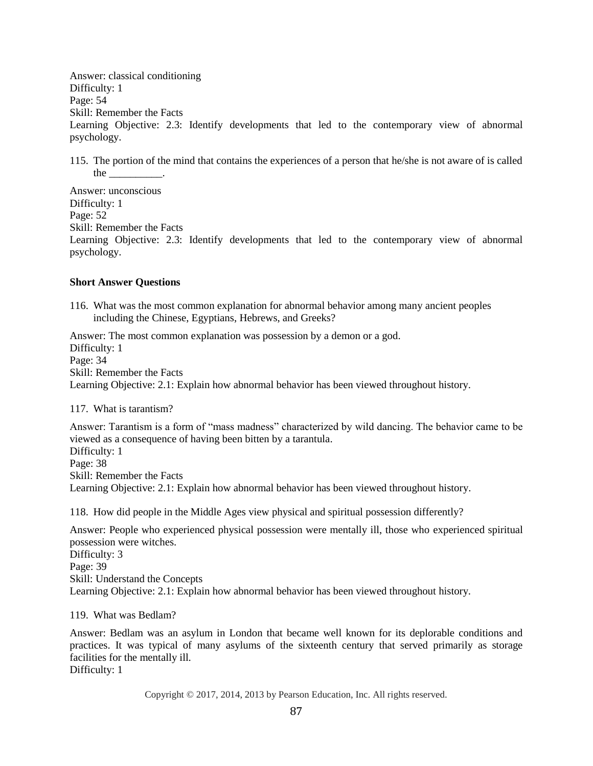Answer: classical conditioning
Difficulty: 1
Page: 54
Skill: Remember the Facts
Learning Objective: 2.3: Identify developments that led to the contemporary view of abnormal psychology.

115. The portion of the mind that contains the experiences of a person that he/she is not aware of is called the __________.

Answer: unconscious
Difficulty: 1
Page: 52
Skill: Remember the Facts
Learning Objective: 2.3: Identify developments that led to the contemporary view of abnormal psychology.

**Short Answer Questions**

116. What was the most common explanation for abnormal behavior among many ancient peoples including the Chinese, Egyptians, Hebrews, and Greeks?

Answer: The most common explanation was possession by a demon or a god.
Difficulty: 1
Page: 34
Skill: Remember the Facts
Learning Objective: 2.1: Explain how abnormal behavior has been viewed throughout history.

117. What is tarantism?

Answer: Tarantism is a form of "mass madness" characterized by wild dancing. The behavior came to be viewed as a consequence of having been bitten by a tarantula.
Difficulty: 1
Page: 38
Skill: Remember the Facts
Learning Objective: 2.1: Explain how abnormal behavior has been viewed throughout history.

118. How did people in the Middle Ages view physical and spiritual possession differently?

Answer: People who experienced physical possession were mentally ill, those who experienced spiritual possession were witches.
Difficulty: 3
Page: 39
Skill: Understand the Concepts
Learning Objective: 2.1: Explain how abnormal behavior has been viewed throughout history.

119. What was Bedlam?

Answer: Bedlam was an asylum in London that became well known for its deplorable conditions and practices. It was typical of many asylums of the sixteenth century that served primarily as storage facilities for the mentally ill.
Difficulty: 1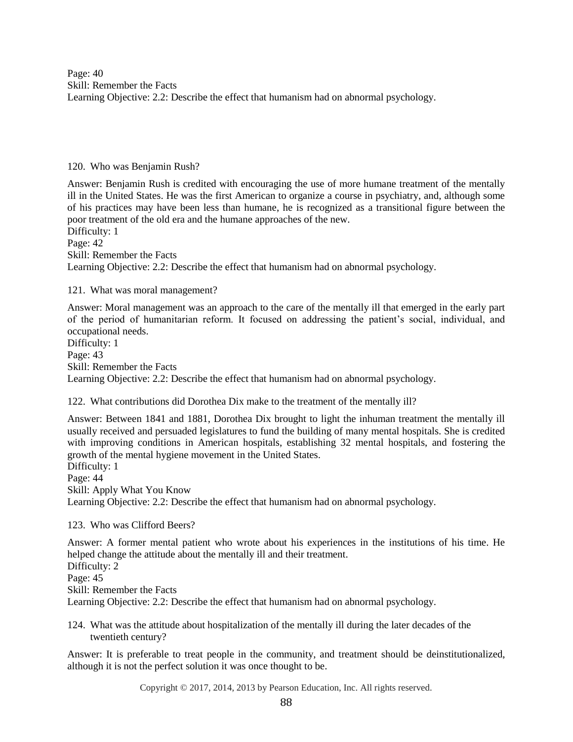Page: 40
Skill: Remember the Facts
Learning Objective: 2.2: Describe the effect that humanism had on abnormal psychology.

120. Who was Benjamin Rush?

Answer: Benjamin Rush is credited with encouraging the use of more humane treatment of the mentally ill in the United States. He was the first American to organize a course in psychiatry, and, although some of his practices may have been less than humane, he is recognized as a transitional figure between the poor treatment of the old era and the humane approaches of the new.
Difficulty: 1
Page: 42
Skill: Remember the Facts
Learning Objective: 2.2: Describe the effect that humanism had on abnormal psychology.

121. What was moral management?

Answer: Moral management was an approach to the care of the mentally ill that emerged in the early part of the period of humanitarian reform. It focused on addressing the patient's social, individual, and occupational needs.
Difficulty: 1
Page: 43
Skill: Remember the Facts
Learning Objective: 2.2: Describe the effect that humanism had on abnormal psychology.

122. What contributions did Dorothea Dix make to the treatment of the mentally ill?

Answer: Between 1841 and 1881, Dorothea Dix brought to light the inhuman treatment the mentally ill usually received and persuaded legislatures to fund the building of many mental hospitals. She is credited with improving conditions in American hospitals, establishing 32 mental hospitals, and fostering the growth of the mental hygiene movement in the United States.
Difficulty: 1
Page: 44
Skill: Apply What You Know
Learning Objective: 2.2: Describe the effect that humanism had on abnormal psychology.

123. Who was Clifford Beers?

Answer: A former mental patient who wrote about his experiences in the institutions of his time. He helped change the attitude about the mentally ill and their treatment.
Difficulty: 2
Page: 45
Skill: Remember the Facts
Learning Objective: 2.2: Describe the effect that humanism had on abnormal psychology.

124. What was the attitude about hospitalization of the mentally ill during the later decades of the twentieth century?

Answer: It is preferable to treat people in the community, and treatment should be deinstitutionalized, although it is not the perfect solution it was once thought to be.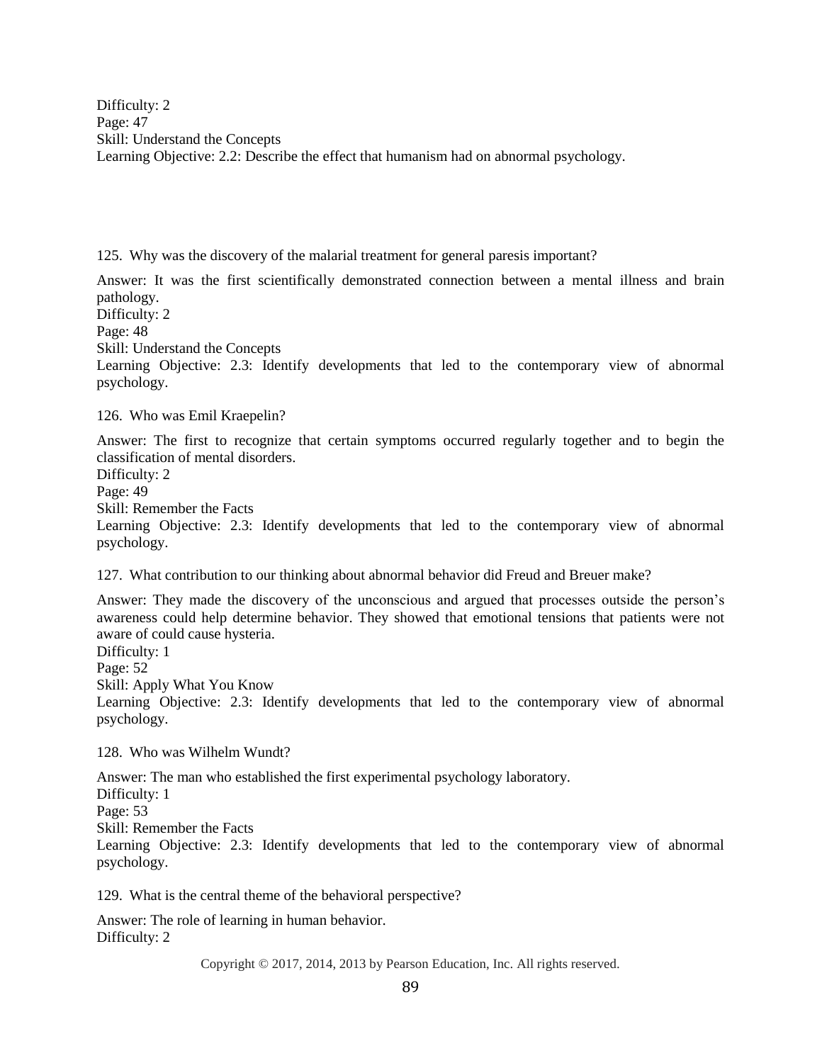Difficulty: 2
Page: 47
Skill: Understand the Concepts
Learning Objective: 2.2: Describe the effect that humanism had on abnormal psychology.

125. Why was the discovery of the malarial treatment for general paresis important?

Answer: It was the first scientifically demonstrated connection between a mental illness and brain pathology.
Difficulty: 2
Page: 48
Skill: Understand the Concepts
Learning Objective: 2.3: Identify developments that led to the contemporary view of abnormal psychology.

126. Who was Emil Kraepelin?

Answer: The first to recognize that certain symptoms occurred regularly together and to begin the classification of mental disorders.
Difficulty: 2
Page: 49
Skill: Remember the Facts
Learning Objective: 2.3: Identify developments that led to the contemporary view of abnormal psychology.

127. What contribution to our thinking about abnormal behavior did Freud and Breuer make?

Answer: They made the discovery of the unconscious and argued that processes outside the person's awareness could help determine behavior. They showed that emotional tensions that patients were not aware of could cause hysteria.
Difficulty: 1
Page: 52
Skill: Apply What You Know
Learning Objective: 2.3: Identify developments that led to the contemporary view of abnormal psychology.

128. Who was Wilhelm Wundt?

Answer: The man who established the first experimental psychology laboratory.
Difficulty: 1
Page: 53
Skill: Remember the Facts
Learning Objective: 2.3: Identify developments that led to the contemporary view of abnormal psychology.

129. What is the central theme of the behavioral perspective?

Answer: The role of learning in human behavior.
Difficulty: 2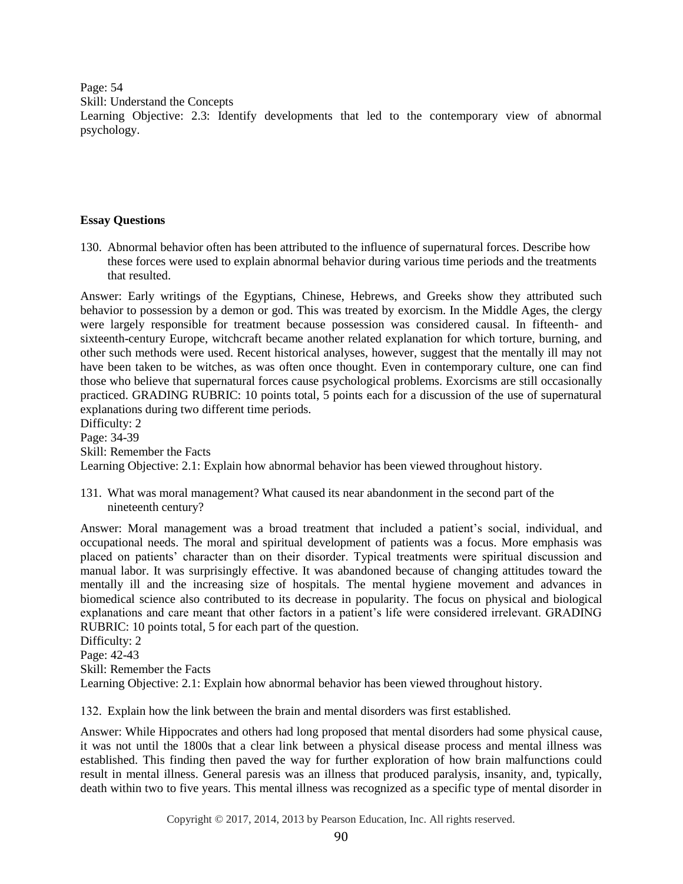Page: 54
Skill: Understand the Concepts
Learning Objective: 2.3: Identify developments that led to the contemporary view of abnormal psychology.

**Essay Questions**

130. Abnormal behavior often has been attributed to the influence of supernatural forces. Describe how these forces were used to explain abnormal behavior during various time periods and the treatments that resulted.

Answer: Early writings of the Egyptians, Chinese, Hebrews, and Greeks show they attributed such behavior to possession by a demon or god. This was treated by exorcism. In the Middle Ages, the clergy were largely responsible for treatment because possession was considered causal. In fifteenth- and sixteenth-century Europe, witchcraft became another related explanation for which torture, burning, and other such methods were used. Recent historical analyses, however, suggest that the mentally ill may not have been taken to be witches, as was often once thought. Even in contemporary culture, one can find those who believe that supernatural forces cause psychological problems. Exorcisms are still occasionally practiced. GRADING RUBRIC: 10 points total, 5 points each for a discussion of the use of supernatural explanations during two different time periods.
Difficulty: 2
Page: 34-39
Skill: Remember the Facts
Learning Objective: 2.1: Explain how abnormal behavior has been viewed throughout history.

131. What was moral management? What caused its near abandonment in the second part of the nineteenth century?

Answer: Moral management was a broad treatment that included a patient's social, individual, and occupational needs. The moral and spiritual development of patients was a focus. More emphasis was placed on patients' character than on their disorder. Typical treatments were spiritual discussion and manual labor. It was surprisingly effective. It was abandoned because of changing attitudes toward the mentally ill and the increasing size of hospitals. The mental hygiene movement and advances in biomedical science also contributed to its decrease in popularity. The focus on physical and biological explanations and care meant that other factors in a patient's life were considered irrelevant. GRADING RUBRIC: 10 points total, 5 for each part of the question.
Difficulty: 2
Page: 42-43
Skill: Remember the Facts
Learning Objective: 2.1: Explain how abnormal behavior has been viewed throughout history.

132. Explain how the link between the brain and mental disorders was first established.

Answer: While Hippocrates and others had long proposed that mental disorders had some physical cause, it was not until the 1800s that a clear link between a physical disease process and mental illness was established. This finding then paved the way for further exploration of how brain malfunctions could result in mental illness. General paresis was an illness that produced paralysis, insanity, and, typically, death within two to five years. This mental illness was recognized as a specific type of mental disorder in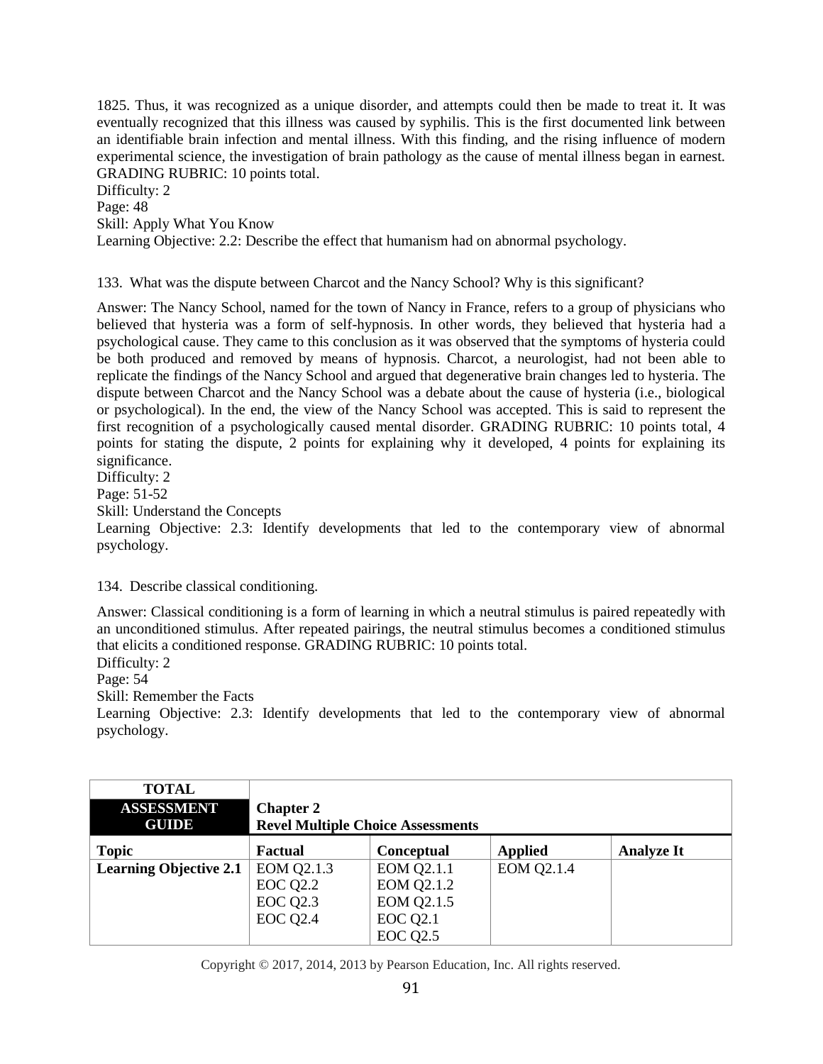1825. Thus, it was recognized as a unique disorder, and attempts could then be made to treat it. It was eventually recognized that this illness was caused by syphilis. This is the first documented link between an identifiable brain infection and mental illness. With this finding, and the rising influence of modern experimental science, the investigation of brain pathology as the cause of mental illness began in earnest. GRADING RUBRIC: 10 points total.
Difficulty: 2
Page: 48
Skill: Apply What You Know
Learning Objective: 2.2: Describe the effect that humanism had on abnormal psychology.

133. What was the dispute between Charcot and the Nancy School? Why is this significant?

Answer: The Nancy School, named for the town of Nancy in France, refers to a group of physicians who believed that hysteria was a form of self-hypnosis. In other words, they believed that hysteria had a psychological cause. They came to this conclusion as it was observed that the symptoms of hysteria could be both produced and removed by means of hypnosis. Charcot, a neurologist, had not been able to replicate the findings of the Nancy School and argued that degenerative brain changes led to hysteria. The dispute between Charcot and the Nancy School was a debate about the cause of hysteria (i.e., biological or psychological). In the end, the view of the Nancy School was accepted. This is said to represent the first recognition of a psychologically caused mental disorder. GRADING RUBRIC: 10 points total, 4 points for stating the dispute, 2 points for explaining why it developed, 4 points for explaining its significance.
Difficulty: 2
Page: 51-52
Skill: Understand the Concepts
Learning Objective: 2.3: Identify developments that led to the contemporary view of abnormal psychology.

134. Describe classical conditioning.

Answer: Classical conditioning is a form of learning in which a neutral stimulus is paired repeatedly with an unconditioned stimulus. After repeated pairings, the neutral stimulus becomes a conditioned stimulus that elicits a conditioned response. GRADING RUBRIC: 10 points total.
Difficulty: 2
Page: 54
Skill: Remember the Facts
Learning Objective: 2.3: Identify developments that led to the contemporary view of abnormal psychology.

| **TOTAL ASSESSMENT GUIDE** | **Chapter 2 Revel Multiple Choice Assessments** | | | |
|---|---|---|---|---|
| **Topic** | **Factual** | **Conceptual** | **Applied** | **Analyze It** |
| **Learning Objective 2.1** | EOM Q2.1.3<br>EOC Q2.2<br>EOC Q2.3<br>EOC Q2.4 | EOM Q2.1.1<br>EOM Q2.1.2<br>EOM Q2.1.5<br>EOC Q2.1<br>EOC Q2.5 | EOM Q2.1.4 | |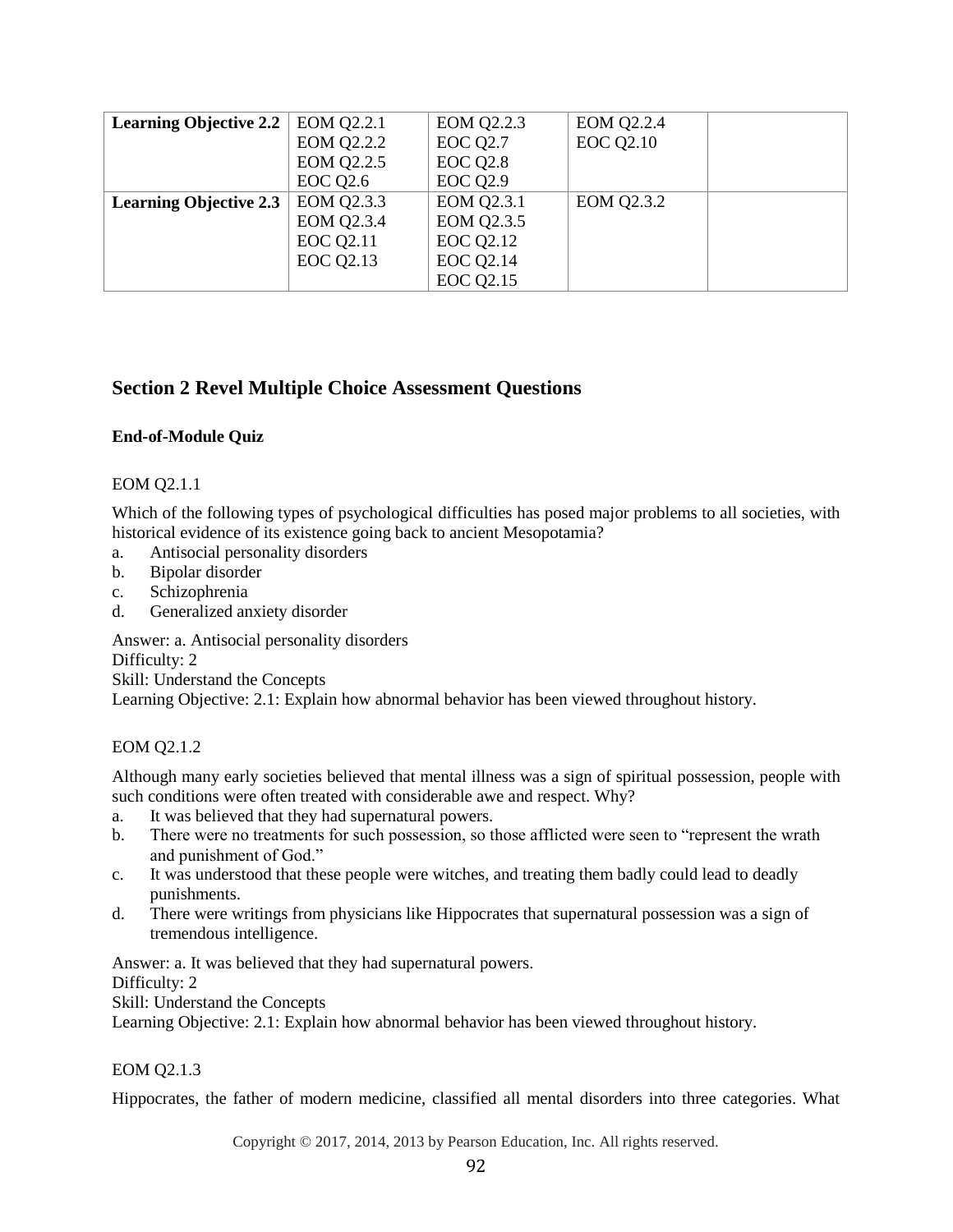| Learning Objective 2.2 | EOM Q2.2.1<br>EOM Q2.2.2<br>EOM Q2.2.5<br>EOC Q2.6 | EOM Q2.2.3<br>EOC Q2.7<br>EOC Q2.8<br>EOC Q2.9 | EOM Q2.2.4<br>EOC Q2.10 | |
|---|---|---|---|---|
| **Learning Objective 2.3** | EOM Q2.3.3<br>EOM Q2.3.4<br>EOC Q2.11<br>EOC Q2.13 | EOM Q2.3.1<br>EOM Q2.3.5<br>EOC Q2.12<br>EOC Q2.14<br>EOC Q2.15 | EOM Q2.3.2 | |

## Section 2 Revel Multiple Choice Assessment Questions

### End-of-Module Quiz

EOM Q2.1.1

Which of the following types of psychological difficulties has posed major problems to all societies, with historical evidence of its existence going back to ancient Mesopotamia?

a. Antisocial personality disorders
b. Bipolar disorder
c. Schizophrenia
d. Generalized anxiety disorder

Answer: a. Antisocial personality disorders
Difficulty: 2
Skill: Understand the Concepts
Learning Objective: 2.1: Explain how abnormal behavior has been viewed throughout history.

EOM Q2.1.2

Although many early societies believed that mental illness was a sign of spiritual possession, people with such conditions were often treated with considerable awe and respect. Why?

a. It was believed that they had supernatural powers.
b. There were no treatments for such possession, so those afflicted were seen to "represent the wrath and punishment of God."
c. It was understood that these people were witches, and treating them badly could lead to deadly punishments.
d. There were writings from physicians like Hippocrates that supernatural possession was a sign of tremendous intelligence.

Answer: a. It was believed that they had supernatural powers.
Difficulty: 2
Skill: Understand the Concepts
Learning Objective: 2.1: Explain how abnormal behavior has been viewed throughout history.

EOM Q2.1.3

Hippocrates, the father of modern medicine, classified all mental disorders into three categories. What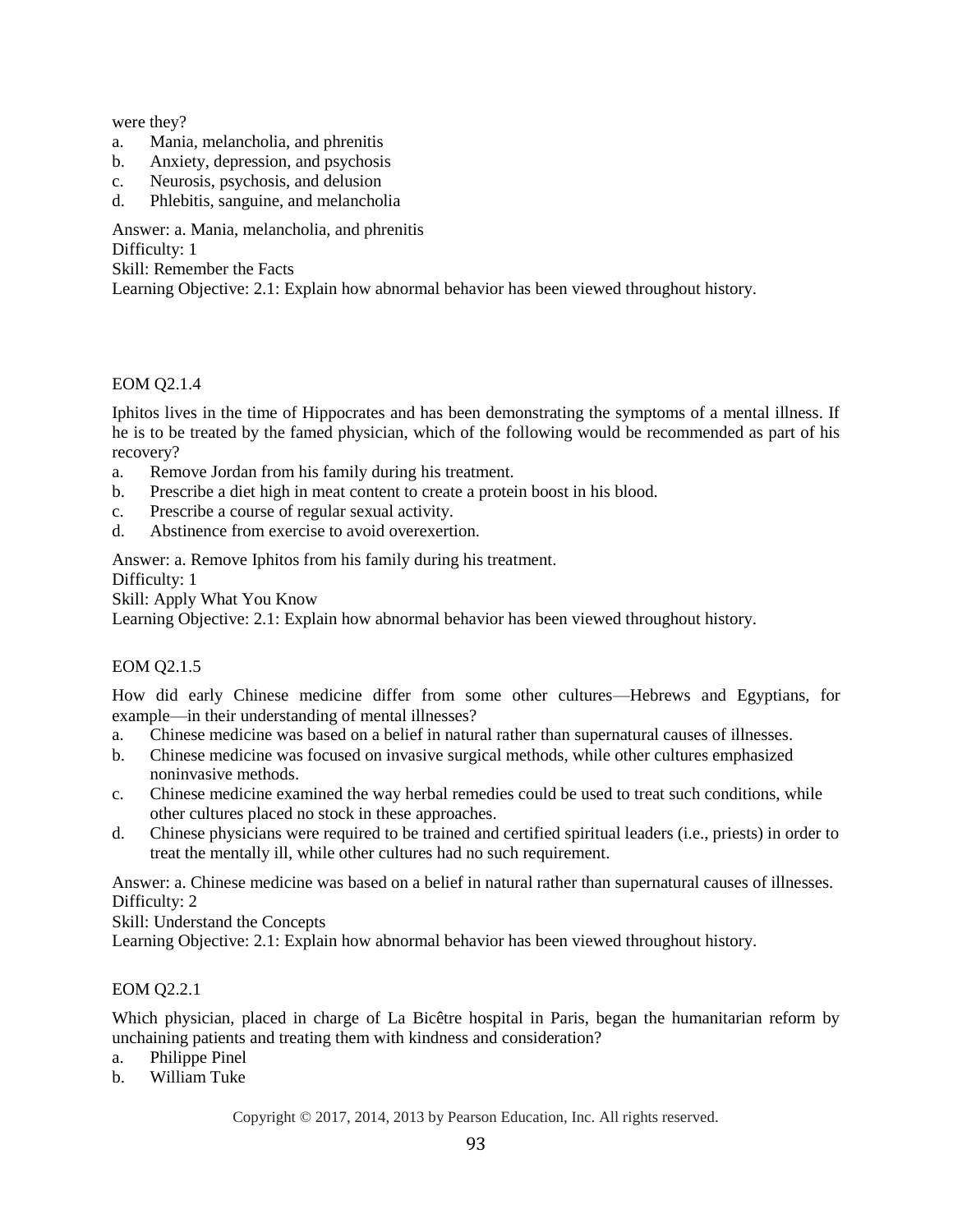were they?

a. Mania, melancholia, and phrenitis
b. Anxiety, depression, and psychosis
c. Neurosis, psychosis, and delusion
d. Phlebitis, sanguine, and melancholia

Answer: a. Mania, melancholia, and phrenitis
Difficulty: 1
Skill: Remember the Facts
Learning Objective: 2.1: Explain how abnormal behavior has been viewed throughout history.

EOM Q2.1.4

Iphitos lives in the time of Hippocrates and has been demonstrating the symptoms of a mental illness. If he is to be treated by the famed physician, which of the following would be recommended as part of his recovery?

a. Remove Jordan from his family during his treatment.
b. Prescribe a diet high in meat content to create a protein boost in his blood.
c. Prescribe a course of regular sexual activity.
d. Abstinence from exercise to avoid overexertion.

Answer: a. Remove Iphitos from his family during his treatment.
Difficulty: 1
Skill: Apply What You Know
Learning Objective: 2.1: Explain how abnormal behavior has been viewed throughout history.

EOM Q2.1.5

How did early Chinese medicine differ from some other cultures—Hebrews and Egyptians, for example—in their understanding of mental illnesses?

a. Chinese medicine was based on a belief in natural rather than supernatural causes of illnesses.
b. Chinese medicine was focused on invasive surgical methods, while other cultures emphasized noninvasive methods.
c. Chinese medicine examined the way herbal remedies could be used to treat such conditions, while other cultures placed no stock in these approaches.
d. Chinese physicians were required to be trained and certified spiritual leaders (i.e., priests) in order to treat the mentally ill, while other cultures had no such requirement.

Answer: a. Chinese medicine was based on a belief in natural rather than supernatural causes of illnesses.
Difficulty: 2
Skill: Understand the Concepts
Learning Objective: 2.1: Explain how abnormal behavior has been viewed throughout history.

EOM Q2.2.1

Which physician, placed in charge of La Bicêtre hospital in Paris, began the humanitarian reform by unchaining patients and treating them with kindness and consideration?

a. Philippe Pinel
b. William Tuke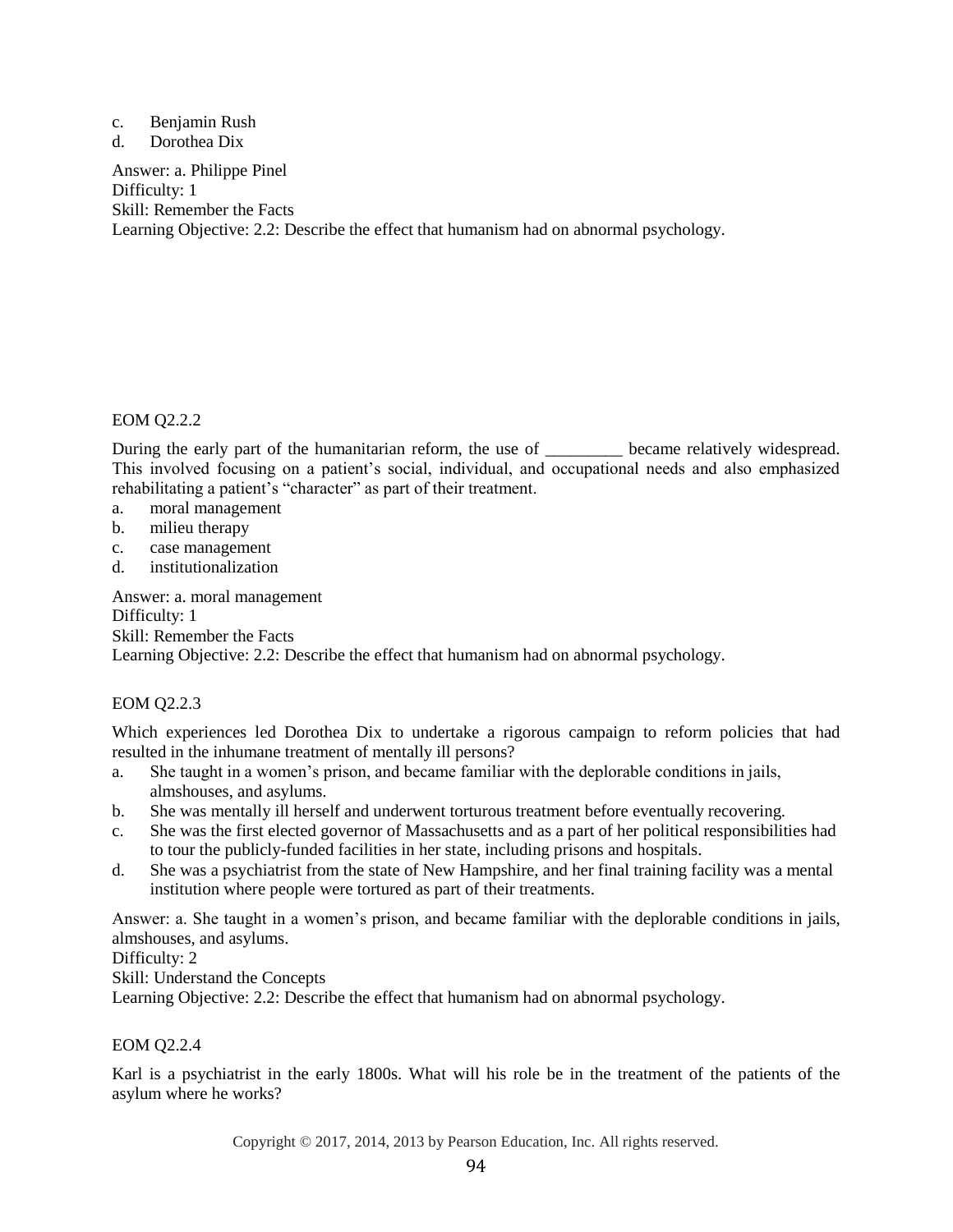c. Benjamin Rush
d. Dorothea Dix

Answer: a. Philippe Pinel
Difficulty: 1
Skill: Remember the Facts
Learning Objective: 2.2: Describe the effect that humanism had on abnormal psychology.

EOM Q2.2.2

During the early part of the humanitarian reform, the use of _________ became relatively widespread. This involved focusing on a patient's social, individual, and occupational needs and also emphasized rehabilitating a patient's "character" as part of their treatment.

a. moral management
b. milieu therapy
c. case management
d. institutionalization

Answer: a. moral management
Difficulty: 1
Skill: Remember the Facts
Learning Objective: 2.2: Describe the effect that humanism had on abnormal psychology.

EOM Q2.2.3

Which experiences led Dorothea Dix to undertake a rigorous campaign to reform policies that had resulted in the inhumane treatment of mentally ill persons?

a. She taught in a women's prison, and became familiar with the deplorable conditions in jails, almshouses, and asylums.
b. She was mentally ill herself and underwent torturous treatment before eventually recovering.
c. She was the first elected governor of Massachusetts and as a part of her political responsibilities had to tour the publicly-funded facilities in her state, including prisons and hospitals.
d. She was a psychiatrist from the state of New Hampshire, and her final training facility was a mental institution where people were tortured as part of their treatments.

Answer: a. She taught in a women's prison, and became familiar with the deplorable conditions in jails, almshouses, and asylums.
Difficulty: 2
Skill: Understand the Concepts
Learning Objective: 2.2: Describe the effect that humanism had on abnormal psychology.

EOM Q2.2.4

Karl is a psychiatrist in the early 1800s. What will his role be in the treatment of the patients of the asylum where he works?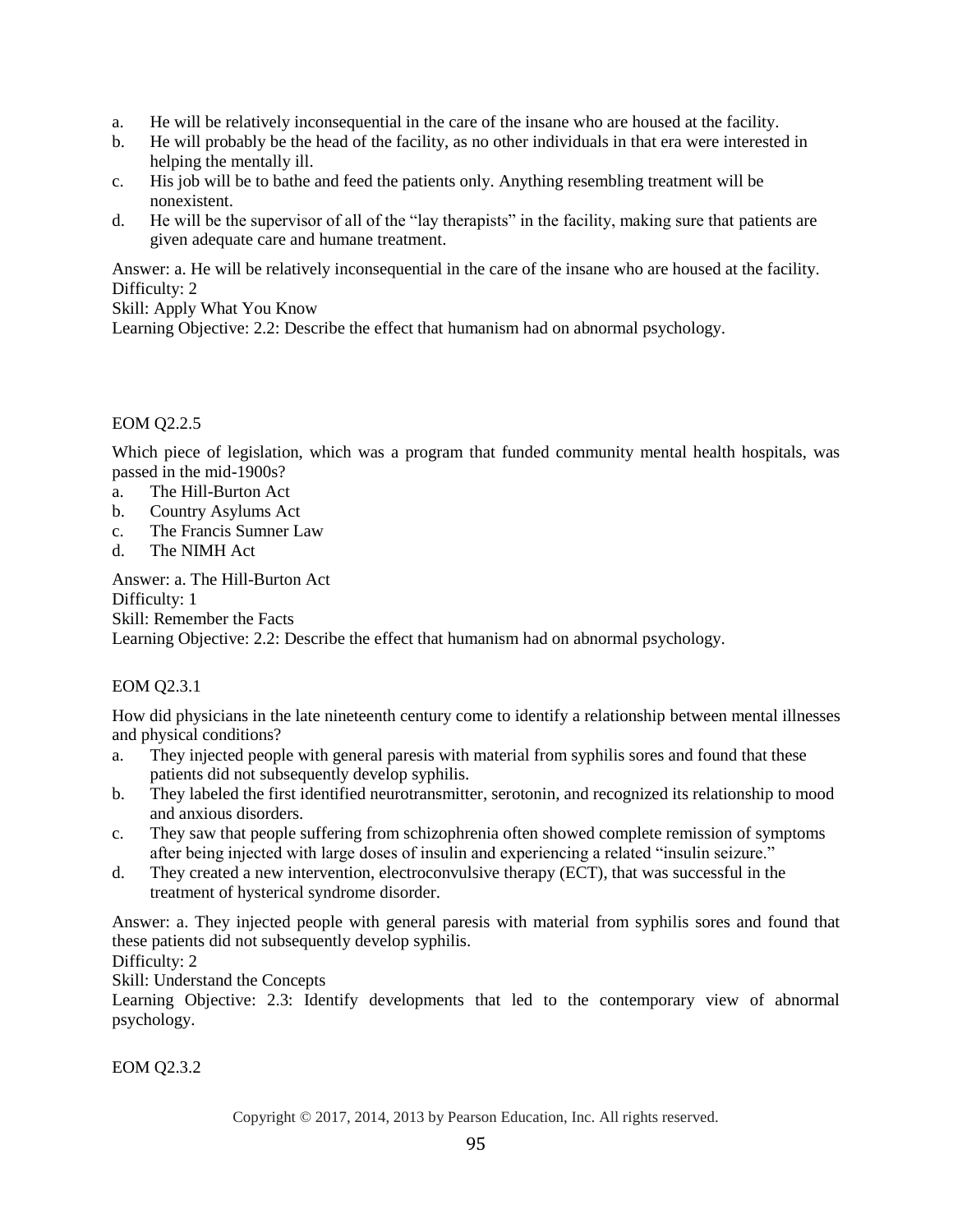a. He will be relatively inconsequential in the care of the insane who are housed at the facility.
b. He will probably be the head of the facility, as no other individuals in that era were interested in helping the mentally ill.
c. His job will be to bathe and feed the patients only. Anything resembling treatment will be nonexistent.
d. He will be the supervisor of all of the "lay therapists" in the facility, making sure that patients are given adequate care and humane treatment.

Answer: a. He will be relatively inconsequential in the care of the insane who are housed at the facility.
Difficulty: 2
Skill: Apply What You Know
Learning Objective: 2.2: Describe the effect that humanism had on abnormal psychology.

EOM Q2.2.5

Which piece of legislation, which was a program that funded community mental health hospitals, was passed in the mid-1900s?

a. The Hill-Burton Act
b. Country Asylums Act
c. The Francis Sumner Law
d. The NIMH Act

Answer: a. The Hill-Burton Act
Difficulty: 1
Skill: Remember the Facts
Learning Objective: 2.2: Describe the effect that humanism had on abnormal psychology.

EOM Q2.3.1

How did physicians in the late nineteenth century come to identify a relationship between mental illnesses and physical conditions?

a. They injected people with general paresis with material from syphilis sores and found that these patients did not subsequently develop syphilis.
b. They labeled the first identified neurotransmitter, serotonin, and recognized its relationship to mood and anxious disorders.
c. They saw that people suffering from schizophrenia often showed complete remission of symptoms after being injected with large doses of insulin and experiencing a related "insulin seizure."
d. They created a new intervention, electroconvulsive therapy (ECT), that was successful in the treatment of hysterical syndrome disorder.

Answer: a. They injected people with general paresis with material from syphilis sores and found that these patients did not subsequently develop syphilis.
Difficulty: 2
Skill: Understand the Concepts
Learning Objective: 2.3: Identify developments that led to the contemporary view of abnormal psychology.

EOM Q2.3.2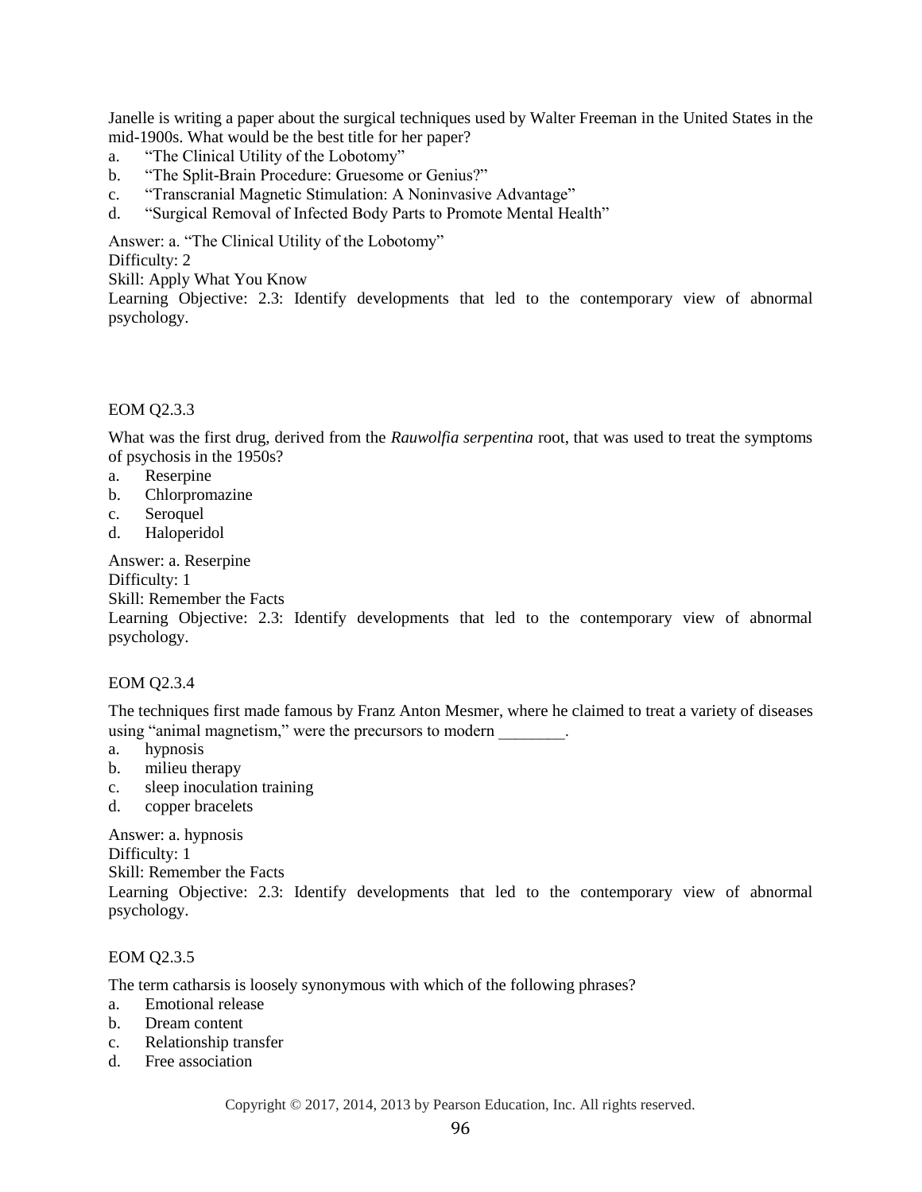Janelle is writing a paper about the surgical techniques used by Walter Freeman in the United States in the mid-1900s. What would be the best title for her paper?

a. "The Clinical Utility of the Lobotomy"
b. "The Split-Brain Procedure: Gruesome or Genius?"
c. "Transcranial Magnetic Stimulation: A Noninvasive Advantage"
d. "Surgical Removal of Infected Body Parts to Promote Mental Health"

Answer: a. "The Clinical Utility of the Lobotomy"
Difficulty: 2
Skill: Apply What You Know
Learning Objective: 2.3: Identify developments that led to the contemporary view of abnormal psychology.

EOM Q2.3.3

What was the first drug, derived from the *Rauwolfia serpentina* root, that was used to treat the symptoms of psychosis in the 1950s?

a. Reserpine
b. Chlorpromazine
c. Seroquel
d. Haloperidol

Answer: a. Reserpine
Difficulty: 1
Skill: Remember the Facts
Learning Objective: 2.3: Identify developments that led to the contemporary view of abnormal psychology.

EOM Q2.3.4

The techniques first made famous by Franz Anton Mesmer, where he claimed to treat a variety of diseases using "animal magnetism," were the precursors to modern ________.

a. hypnosis
b. milieu therapy
c. sleep inoculation training
d. copper bracelets

Answer: a. hypnosis
Difficulty: 1
Skill: Remember the Facts
Learning Objective: 2.3: Identify developments that led to the contemporary view of abnormal psychology.

EOM Q2.3.5

The term catharsis is loosely synonymous with which of the following phrases?

a. Emotional release
b. Dream content
c. Relationship transfer
d. Free association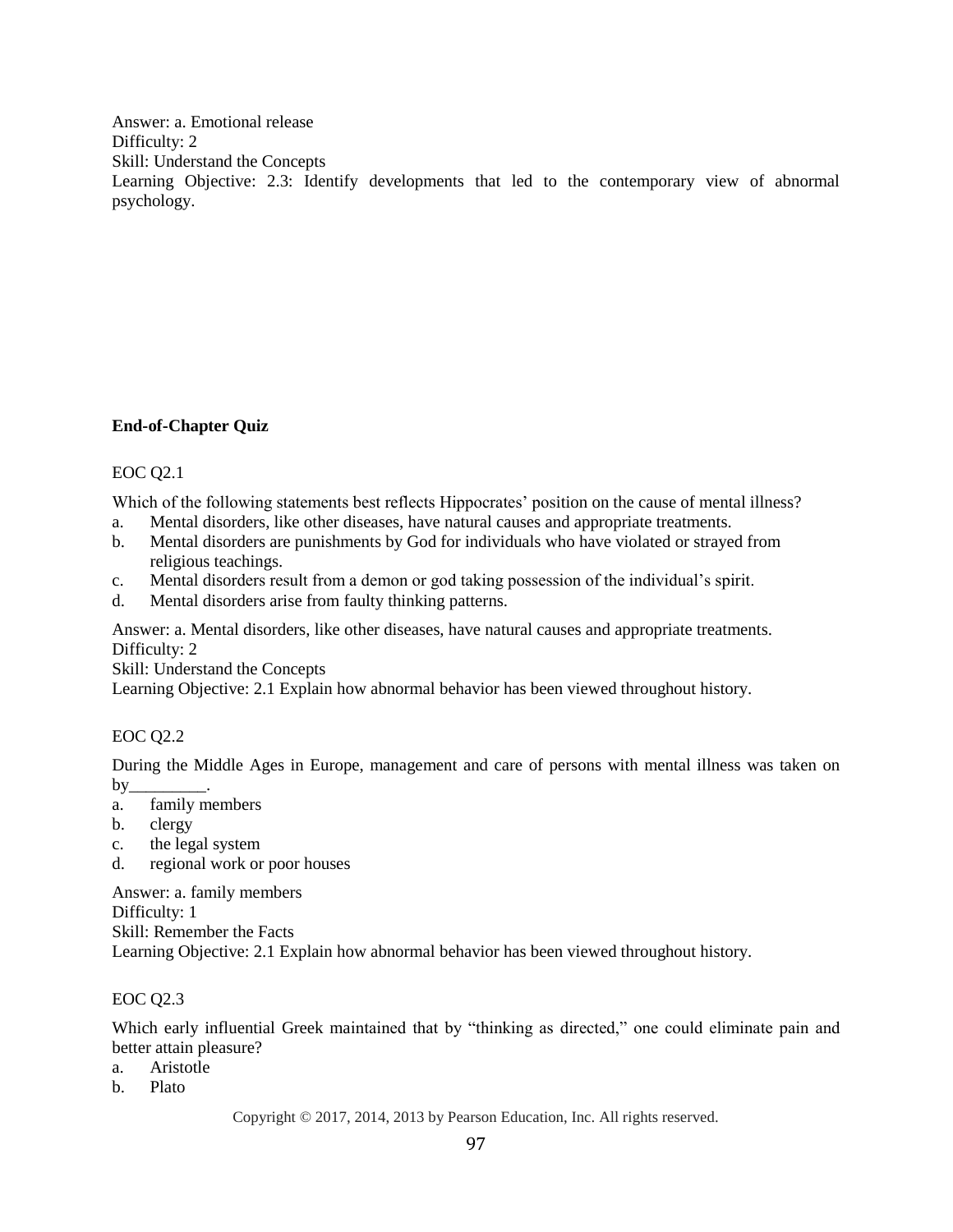Answer: a. Emotional release
Difficulty: 2
Skill: Understand the Concepts
Learning Objective: 2.3: Identify developments that led to the contemporary view of abnormal psychology.

**End-of-Chapter Quiz**

EOC Q2.1

Which of the following statements best reflects Hippocrates' position on the cause of mental illness?

a. Mental disorders, like other diseases, have natural causes and appropriate treatments.
b. Mental disorders are punishments by God for individuals who have violated or strayed from religious teachings.
c. Mental disorders result from a demon or god taking possession of the individual's spirit.
d. Mental disorders arise from faulty thinking patterns.

Answer: a. Mental disorders, like other diseases, have natural causes and appropriate treatments.
Difficulty: 2
Skill: Understand the Concepts
Learning Objective: 2.1 Explain how abnormal behavior has been viewed throughout history.

EOC Q2.2

During the Middle Ages in Europe, management and care of persons with mental illness was taken on by_________.

a. family members
b. clergy
c. the legal system
d. regional work or poor houses

Answer: a. family members
Difficulty: 1
Skill: Remember the Facts
Learning Objective: 2.1 Explain how abnormal behavior has been viewed throughout history.

EOC Q2.3

Which early influential Greek maintained that by "thinking as directed," one could eliminate pain and better attain pleasure?

a. Aristotle
b. Plato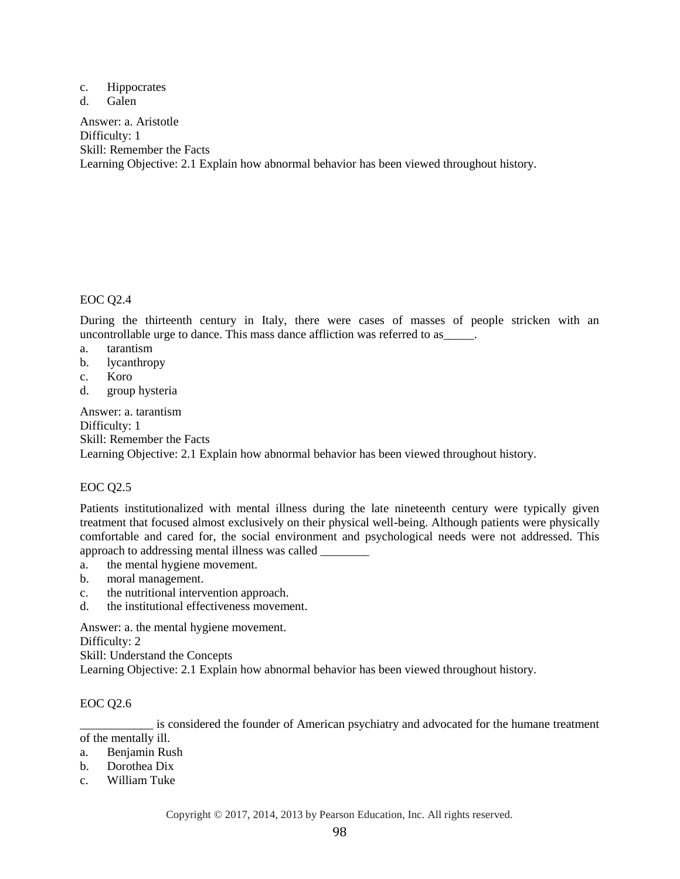c. Hippocrates
d. Galen

Answer: a. Aristotle
Difficulty: 1
Skill: Remember the Facts
Learning Objective: 2.1 Explain how abnormal behavior has been viewed throughout history.

EOC Q2.4

During the thirteenth century in Italy, there were cases of masses of people stricken with an uncontrollable urge to dance. This mass dance affliction was referred to as_____.

a. tarantism
b. lycanthropy
c. Koro
d. group hysteria

Answer: a. tarantism
Difficulty: 1
Skill: Remember the Facts
Learning Objective: 2.1 Explain how abnormal behavior has been viewed throughout history.

EOC Q2.5

Patients institutionalized with mental illness during the late nineteenth century were typically given treatment that focused almost exclusively on their physical well-being. Although patients were physically comfortable and cared for, the social environment and psychological needs were not addressed. This approach to addressing mental illness was called ________

a. the mental hygiene movement.
b. moral management.
c. the nutritional intervention approach.
d. the institutional effectiveness movement.

Answer: a. the mental hygiene movement.
Difficulty: 2
Skill: Understand the Concepts
Learning Objective: 2.1 Explain how abnormal behavior has been viewed throughout history.

EOC Q2.6

____________ is considered the founder of American psychiatry and advocated for the humane treatment of the mentally ill.

a. Benjamin Rush
b. Dorothea Dix
c. William Tuke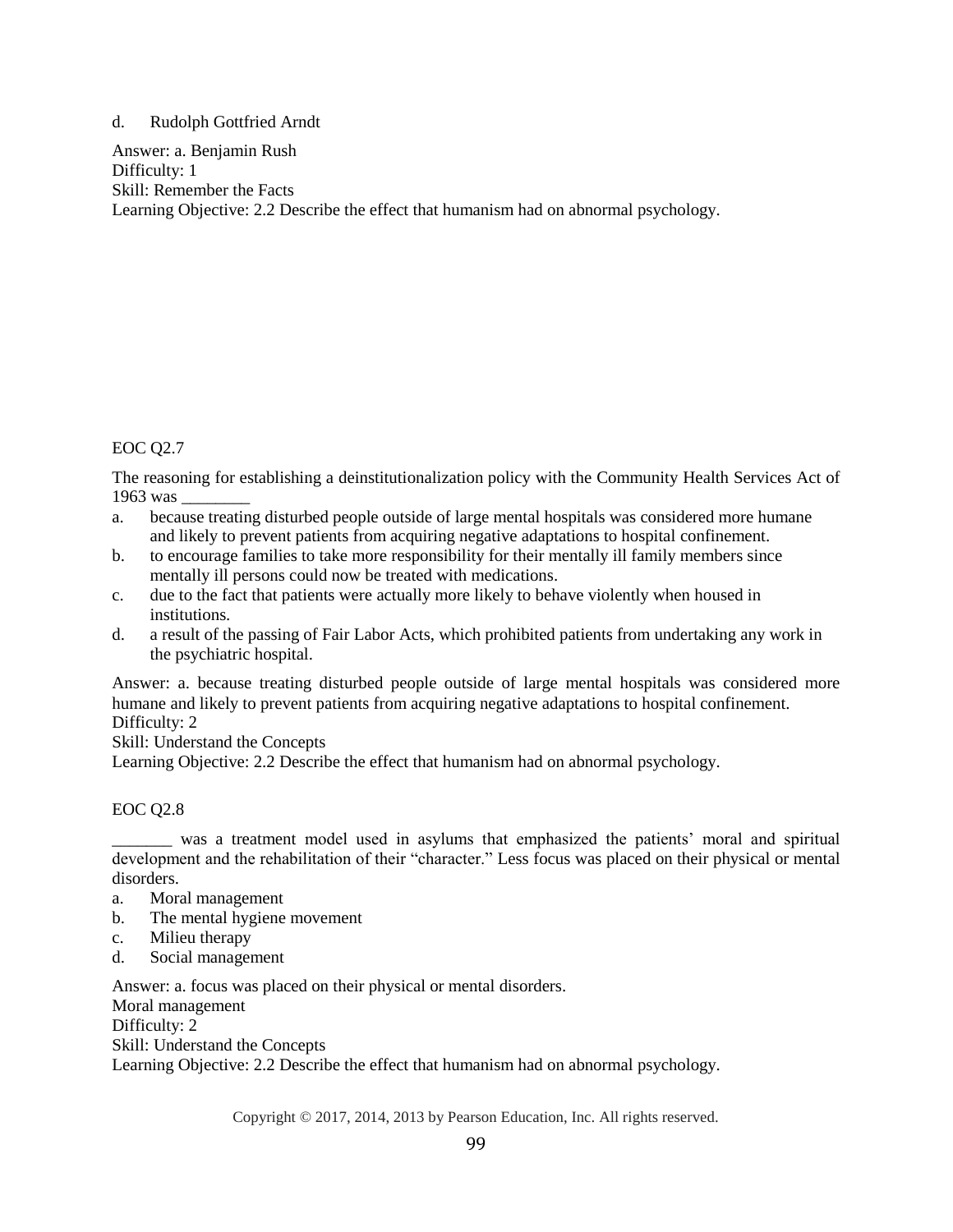d. Rudolph Gottfried Arndt

Answer: a. Benjamin Rush
Difficulty: 1
Skill: Remember the Facts
Learning Objective: 2.2 Describe the effect that humanism had on abnormal psychology.

EOC Q2.7

The reasoning for establishing a deinstitutionalization policy with the Community Health Services Act of 1963 was ________

a. because treating disturbed people outside of large mental hospitals was considered more humane and likely to prevent patients from acquiring negative adaptations to hospital confinement.
b. to encourage families to take more responsibility for their mentally ill family members since mentally ill persons could now be treated with medications.
c. due to the fact that patients were actually more likely to behave violently when housed in institutions.
d. a result of the passing of Fair Labor Acts, which prohibited patients from undertaking any work in the psychiatric hospital.

Answer: a. because treating disturbed people outside of large mental hospitals was considered more humane and likely to prevent patients from acquiring negative adaptations to hospital confinement.
Difficulty: 2
Skill: Understand the Concepts
Learning Objective: 2.2 Describe the effect that humanism had on abnormal psychology.

EOC Q2.8

_______ was a treatment model used in asylums that emphasized the patients' moral and spiritual development and the rehabilitation of their "character." Less focus was placed on their physical or mental disorders.

a. Moral management
b. The mental hygiene movement
c. Milieu therapy
d. Social management

Answer: a. focus was placed on their physical or mental disorders.
Moral management
Difficulty: 2
Skill: Understand the Concepts
Learning Objective: 2.2 Describe the effect that humanism had on abnormal psychology.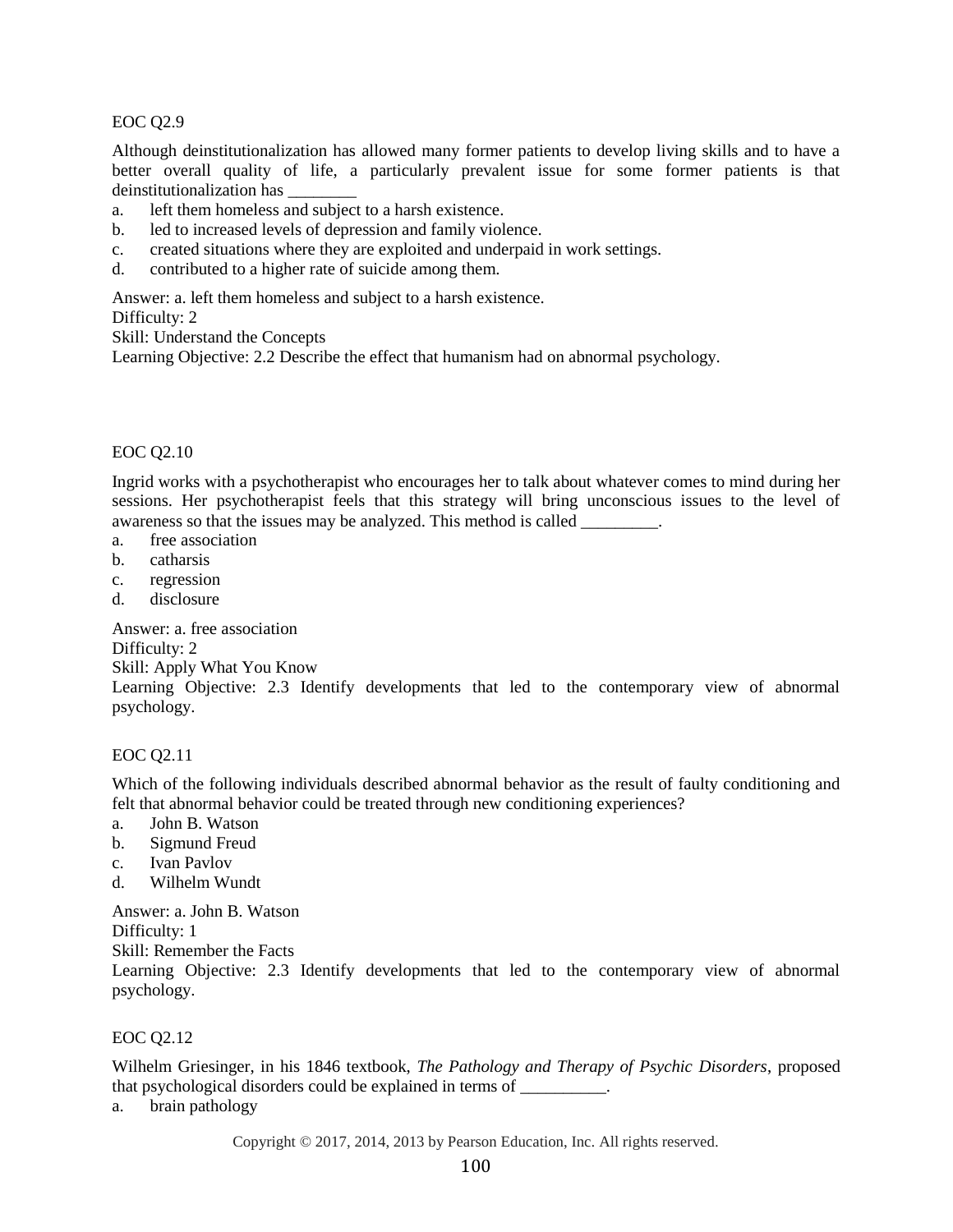EOC Q2.9

Although deinstitutionalization has allowed many former patients to develop living skills and to have a better overall quality of life, a particularly prevalent issue for some former patients is that deinstitutionalization has ________

a. left them homeless and subject to a harsh existence.
b. led to increased levels of depression and family violence.
c. created situations where they are exploited and underpaid in work settings.
d. contributed to a higher rate of suicide among them.

Answer: a. left them homeless and subject to a harsh existence.
Difficulty: 2
Skill: Understand the Concepts
Learning Objective: 2.2 Describe the effect that humanism had on abnormal psychology.

EOC Q2.10

Ingrid works with a psychotherapist who encourages her to talk about whatever comes to mind during her sessions. Her psychotherapist feels that this strategy will bring unconscious issues to the level of awareness so that the issues may be analyzed. This method is called _________.

a. free association
b. catharsis
c. regression
d. disclosure

Answer: a. free association
Difficulty: 2
Skill: Apply What You Know
Learning Objective: 2.3 Identify developments that led to the contemporary view of abnormal psychology.

EOC Q2.11

Which of the following individuals described abnormal behavior as the result of faulty conditioning and felt that abnormal behavior could be treated through new conditioning experiences?

a. John B. Watson
b. Sigmund Freud
c. Ivan Pavlov
d. Wilhelm Wundt

Answer: a. John B. Watson
Difficulty: 1
Skill: Remember the Facts
Learning Objective: 2.3 Identify developments that led to the contemporary view of abnormal psychology.

EOC Q2.12

Wilhelm Griesinger, in his 1846 textbook, *The Pathology and Therapy of Psychic Disorders*, proposed that psychological disorders could be explained in terms of __________.

a. brain pathology

Copyright © 2017, 2014, 2013 by Pearson Education, Inc. All rights reserved.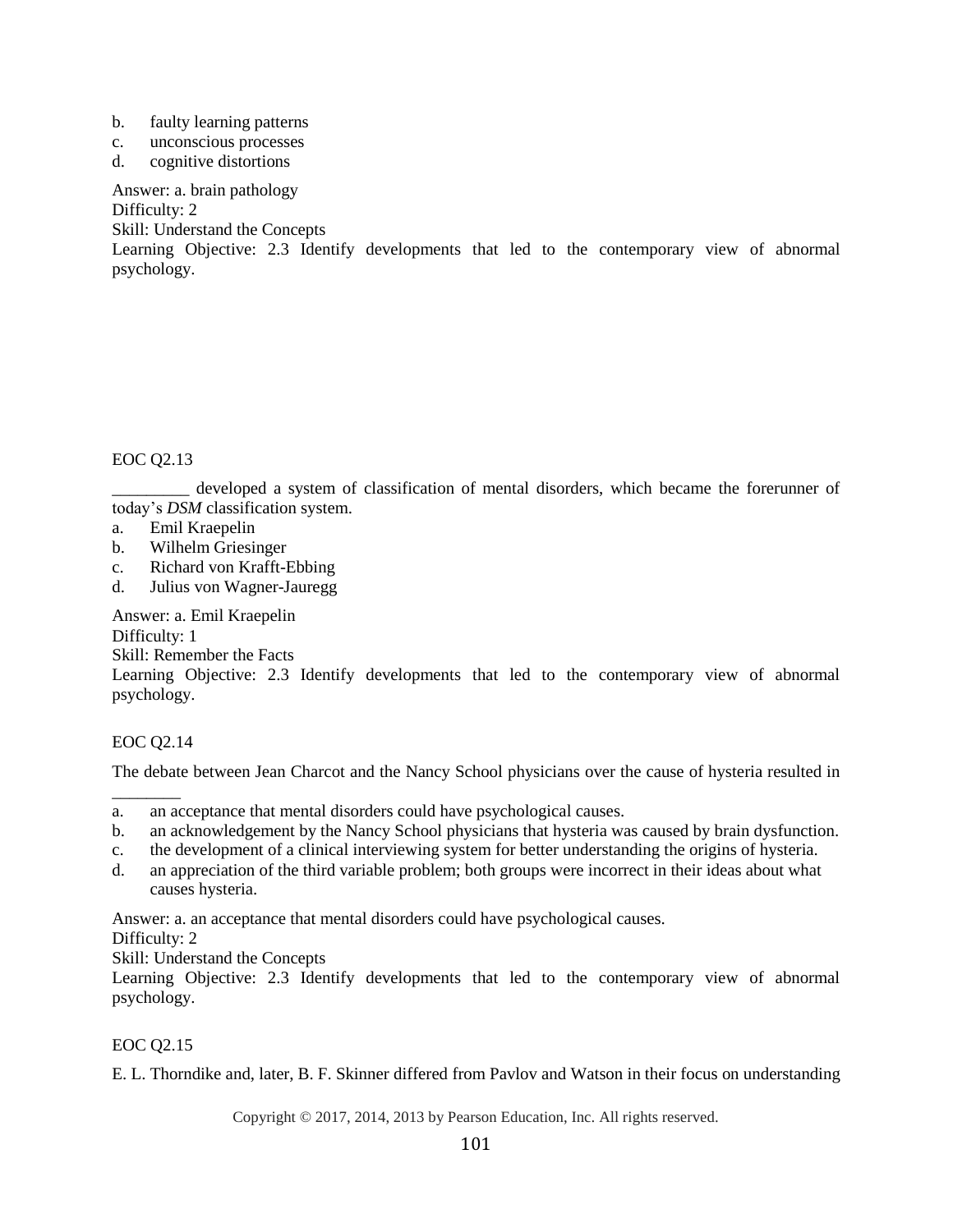b. faulty learning patterns
c. unconscious processes
d. cognitive distortions

Answer: a. brain pathology
Difficulty: 2
Skill: Understand the Concepts
Learning Objective: 2.3 Identify developments that led to the contemporary view of abnormal psychology.

EOC Q2.13

_________ developed a system of classification of mental disorders, which became the forerunner of today's *DSM* classification system.

a. Emil Kraepelin
b. Wilhelm Griesinger
c. Richard von Krafft-Ebbing
d. Julius von Wagner-Jauregg

Answer: a. Emil Kraepelin
Difficulty: 1
Skill: Remember the Facts
Learning Objective: 2.3 Identify developments that led to the contemporary view of abnormal psychology.

EOC Q2.14

The debate between Jean Charcot and the Nancy School physicians over the cause of hysteria resulted in ________

a. an acceptance that mental disorders could have psychological causes.
b. an acknowledgement by the Nancy School physicians that hysteria was caused by brain dysfunction.
c. the development of a clinical interviewing system for better understanding the origins of hysteria.
d. an appreciation of the third variable problem; both groups were incorrect in their ideas about what causes hysteria.

Answer: a. an acceptance that mental disorders could have psychological causes.
Difficulty: 2
Skill: Understand the Concepts
Learning Objective: 2.3 Identify developments that led to the contemporary view of abnormal psychology.

EOC Q2.15

E. L. Thorndike and, later, B. F. Skinner differed from Pavlov and Watson in their focus on understanding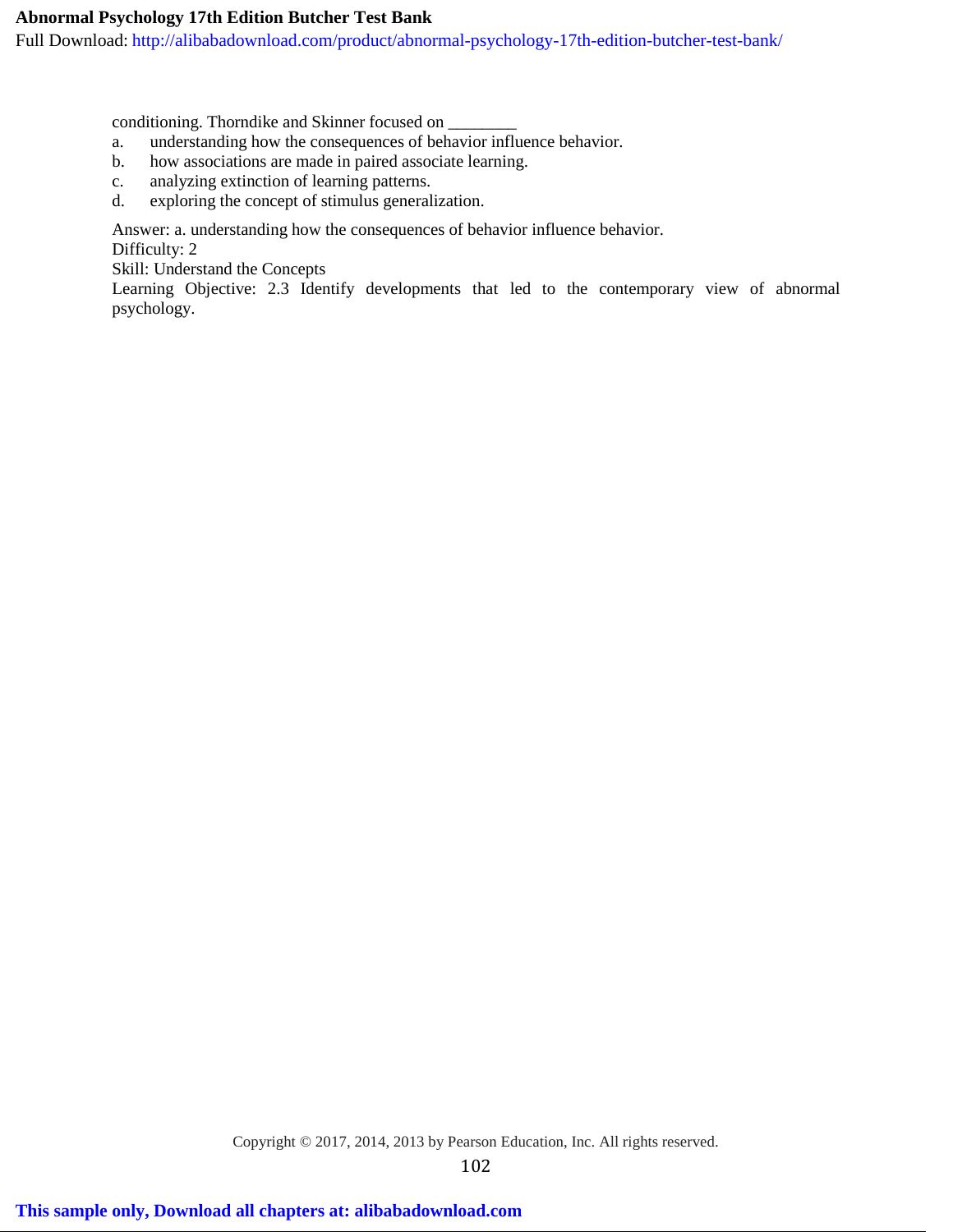conditioning. Thorndike and Skinner focused on ________

a. understanding how the consequences of behavior influence behavior.
b. how associations are made in paired associate learning.
c. analyzing extinction of learning patterns.
d. exploring the concept of stimulus generalization.

Answer: a. understanding how the consequences of behavior influence behavior.
Difficulty: 2
Skill: Understand the Concepts
Learning Objective: 2.3 Identify developments that led to the contemporary view of abnormal psychology.